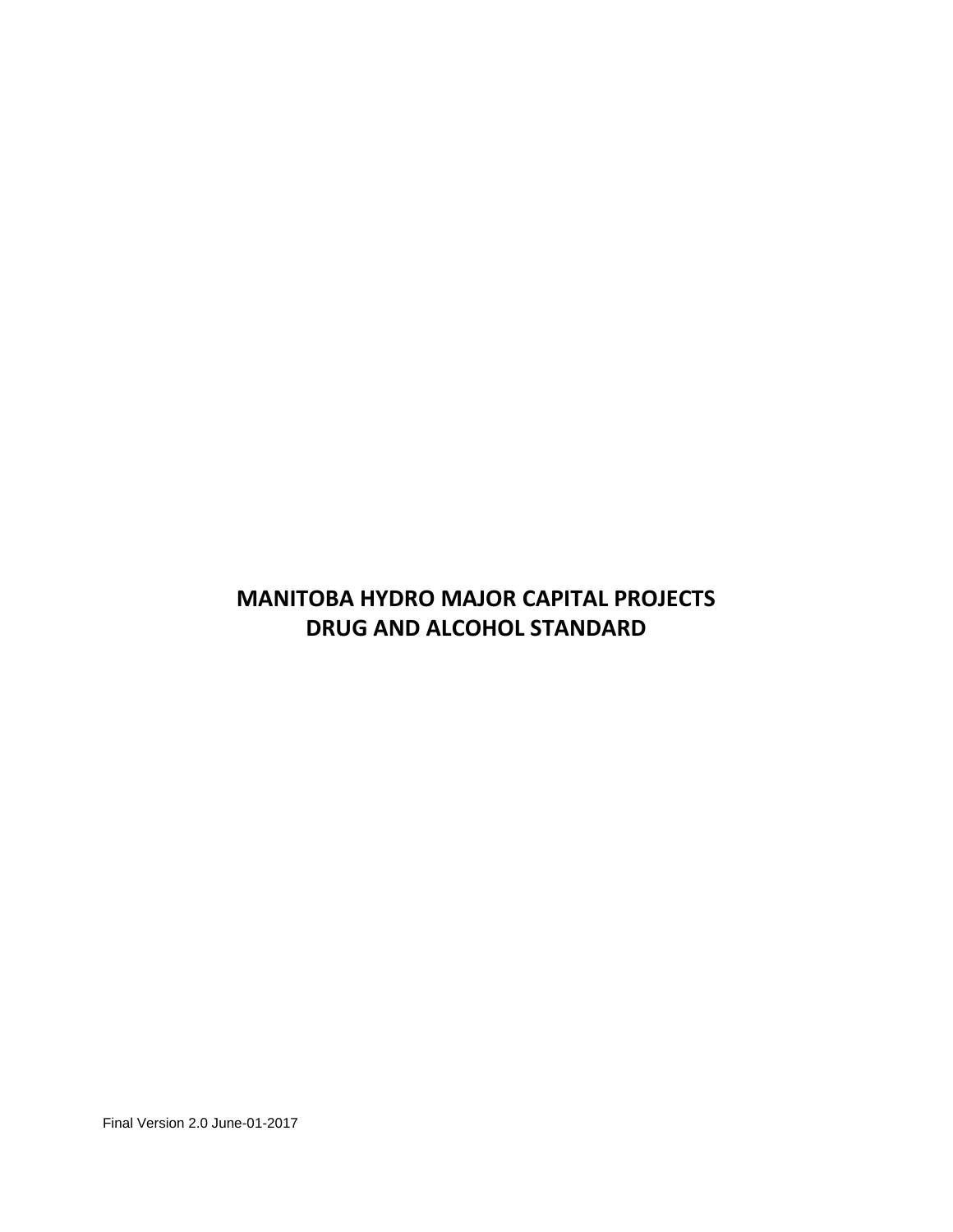# MANITOBA HYDRO MAJOR CAPITAL PROJECTS
# DRUG AND ALCOHOL STANDARD

Final Version 2.0 June-01-2017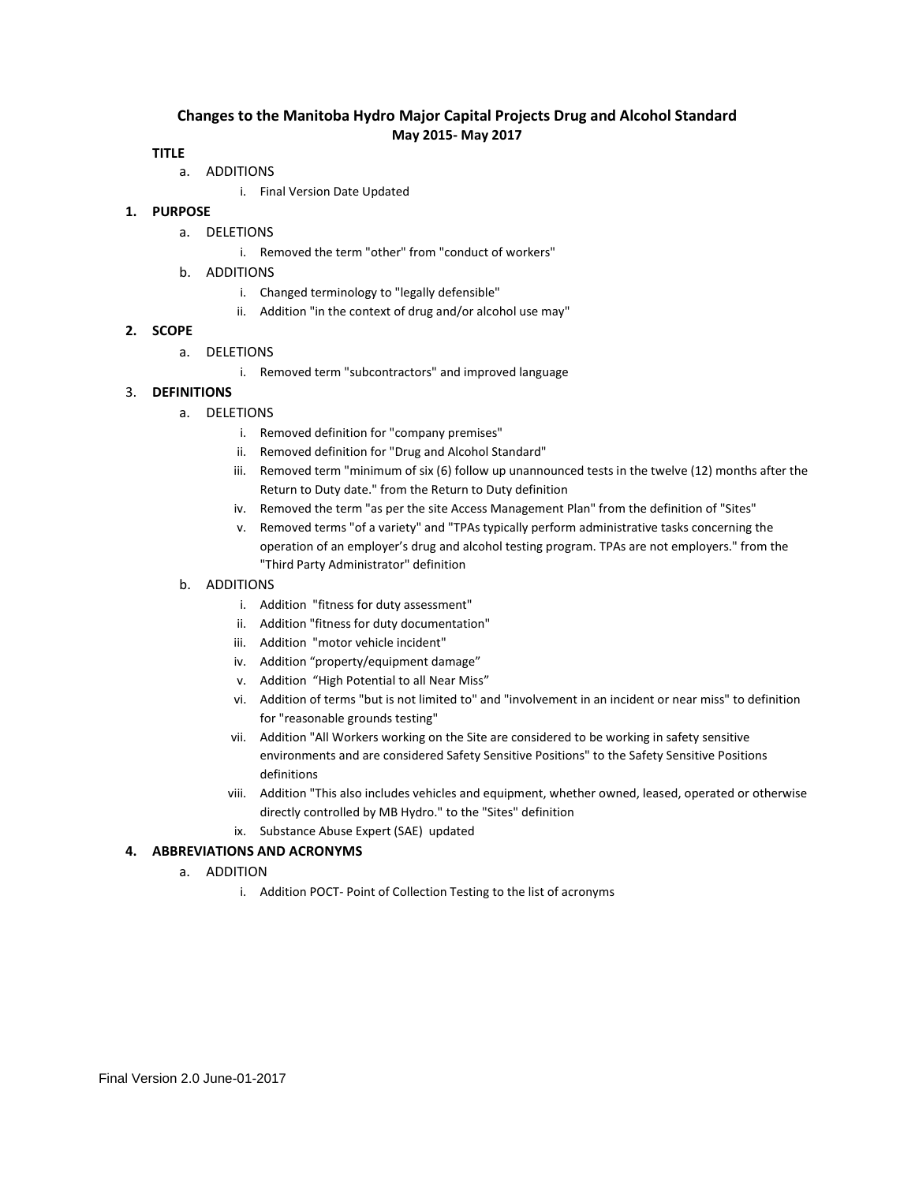## Changes to the Manitoba Hydro Major Capital Projects Drug and Alcohol Standard

**May 2015- May 2017**

**TITLE**

a. ADDITIONS
    i. Final Version Date Updated

**1. PURPOSE**

a. DELETIONS
    i. Removed the term "other" from "conduct of workers"

b. ADDITIONS
    i. Changed terminology to "legally defensible"
    ii. Addition "in the context of drug and/or alcohol use may"

**2. SCOPE**

a. DELETIONS
    i. Removed term "subcontractors" and improved language

3. **DEFINITIONS**

a. DELETIONS
    i. Removed definition for "company premises"
    ii. Removed definition for "Drug and Alcohol Standard"
    iii. Removed term "minimum of six (6) follow up unannounced tests in the twelve (12) months after the Return to Duty date." from the Return to Duty definition
    iv. Removed the term "as per the site Access Management Plan" from the definition of "Sites"
    v. Removed terms "of a variety" and "TPAs typically perform administrative tasks concerning the operation of an employer's drug and alcohol testing program. TPAs are not employers." from the "Third Party Administrator" definition

b. ADDITIONS
    i. Addition "fitness for duty assessment"
    ii. Addition "fitness for duty documentation"
    iii. Addition "motor vehicle incident"
    iv. Addition "property/equipment damage"
    v. Addition "High Potential to all Near Miss"
    vi. Addition of terms "but is not limited to" and "involvement in an incident or near miss" to definition for "reasonable grounds testing"
    vii. Addition "All Workers working on the Site are considered to be working in safety sensitive environments and are considered Safety Sensitive Positions" to the Safety Sensitive Positions definitions
    viii. Addition "This also includes vehicles and equipment, whether owned, leased, operated or otherwise directly controlled by MB Hydro." to the "Sites" definition
    ix. Substance Abuse Expert (SAE) updated

**4. ABBREVIATIONS AND ACRONYMS**

a. ADDITION
    i. Addition POCT- Point of Collection Testing to the list of acronyms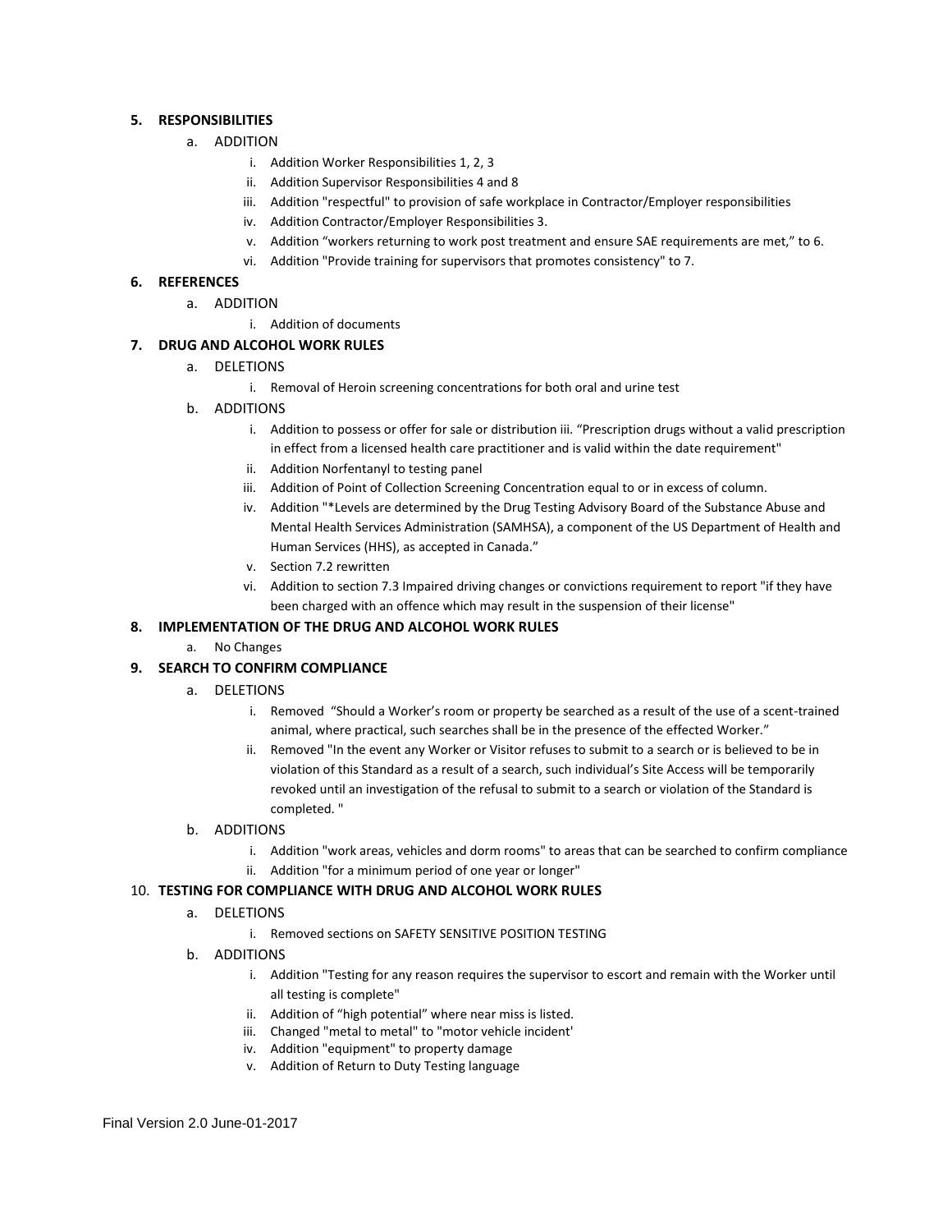## 5. RESPONSIBILITIES

a. ADDITION

i. Addition Worker Responsibilities 1, 2, 3
ii. Addition Supervisor Responsibilities 4 and 8
iii. Addition "respectful" to provision of safe workplace in Contractor/Employer responsibilities
iv. Addition Contractor/Employer Responsibilities 3.
v. Addition "workers returning to work post treatment and ensure SAE requirements are met," to 6.
vi. Addition "Provide training for supervisors that promotes consistency" to 7.

## 6. REFERENCES

a. ADDITION

i. Addition of documents

## 7. DRUG AND ALCOHOL WORK RULES

a. DELETIONS

i. Removal of Heroin screening concentrations for both oral and urine test

b. ADDITIONS

i. Addition to possess or offer for sale or distribution iii. "Prescription drugs without a valid prescription in effect from a licensed health care practitioner and is valid within the date requirement"
ii. Addition Norfentanyl to testing panel
iii. Addition of Point of Collection Screening Concentration equal to or in excess of column.
iv. Addition "*Levels are determined by the Drug Testing Advisory Board of the Substance Abuse and Mental Health Services Administration (SAMHSA), a component of the US Department of Health and Human Services (HHS), as accepted in Canada."
v. Section 7.2 rewritten
vi. Addition to section 7.3 Impaired driving changes or convictions requirement to report "if they have been charged with an offence which may result in the suspension of their license"

## 8. IMPLEMENTATION OF THE DRUG AND ALCOHOL WORK RULES

a. No Changes

## 9. SEARCH TO CONFIRM COMPLIANCE

a. DELETIONS

i. Removed "Should a Worker's room or property be searched as a result of the use of a scent-trained animal, where practical, such searches shall be in the presence of the effected Worker."
ii. Removed "In the event any Worker or Visitor refuses to submit to a search or is believed to be in violation of this Standard as a result of a search, such individual's Site Access will be temporarily revoked until an investigation of the refusal to submit to a search or violation of the Standard is completed. "

b. ADDITIONS

i. Addition "work areas, vehicles and dorm rooms" to areas that can be searched to confirm compliance
ii. Addition "for a minimum period of one year or longer"

## 10. TESTING FOR COMPLIANCE WITH DRUG AND ALCOHOL WORK RULES

a. DELETIONS

i. Removed sections on SAFETY SENSITIVE POSITION TESTING

b. ADDITIONS

i. Addition "Testing for any reason requires the supervisor to escort and remain with the Worker until all testing is complete"
ii. Addition of "high potential" where near miss is listed.
iii. Changed "metal to metal" to "motor vehicle incident'
iv. Addition "equipment" to property damage
v. Addition of Return to Duty Testing language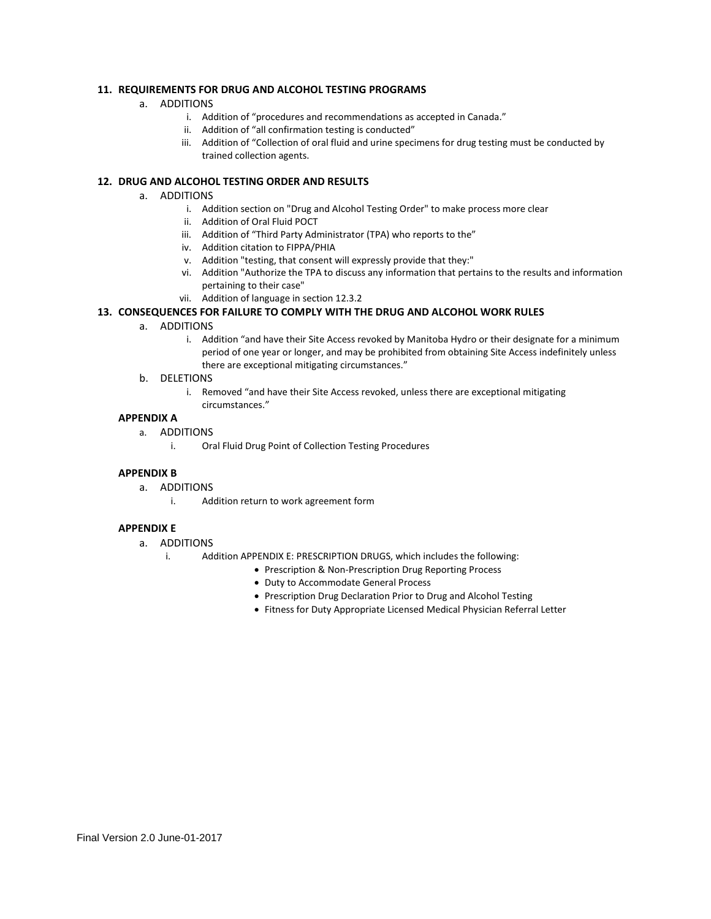**11. REQUIREMENTS FOR DRUG AND ALCOHOL TESTING PROGRAMS**

a. ADDITIONS
   i. Addition of "procedures and recommendations as accepted in Canada."
   ii. Addition of "all confirmation testing is conducted"
   iii. Addition of "Collection of oral fluid and urine specimens for drug testing must be conducted by trained collection agents.

**12. DRUG AND ALCOHOL TESTING ORDER AND RESULTS**

a. ADDITIONS
   i. Addition section on "Drug and Alcohol Testing Order" to make process more clear
   ii. Addition of Oral Fluid POCT
   iii. Addition of "Third Party Administrator (TPA) who reports to the"
   iv. Addition citation to FIPPA/PHIA
   v. Addition "testing, that consent will expressly provide that they:"
   vi. Addition "Authorize the TPA to discuss any information that pertains to the results and information pertaining to their case"
   vii. Addition of language in section 12.3.2

**13. CONSEQUENCES FOR FAILURE TO COMPLY WITH THE DRUG AND ALCOHOL WORK RULES**

a. ADDITIONS
   i. Addition "and have their Site Access revoked by Manitoba Hydro or their designate for a minimum period of one year or longer, and may be prohibited from obtaining Site Access indefinitely unless there are exceptional mitigating circumstances."

b. DELETIONS
   i. Removed "and have their Site Access revoked, unless there are exceptional mitigating circumstances."

**APPENDIX A**

a. ADDITIONS
   i. Oral Fluid Drug Point of Collection Testing Procedures

**APPENDIX B**

a. ADDITIONS
   i. Addition return to work agreement form

**APPENDIX E**

a. ADDITIONS
   i. Addition APPENDIX E: PRESCRIPTION DRUGS, which includes the following:
      - Prescription & Non-Prescription Drug Reporting Process
      - Duty to Accommodate General Process
      - Prescription Drug Declaration Prior to Drug and Alcohol Testing
      - Fitness for Duty Appropriate Licensed Medical Physician Referral Letter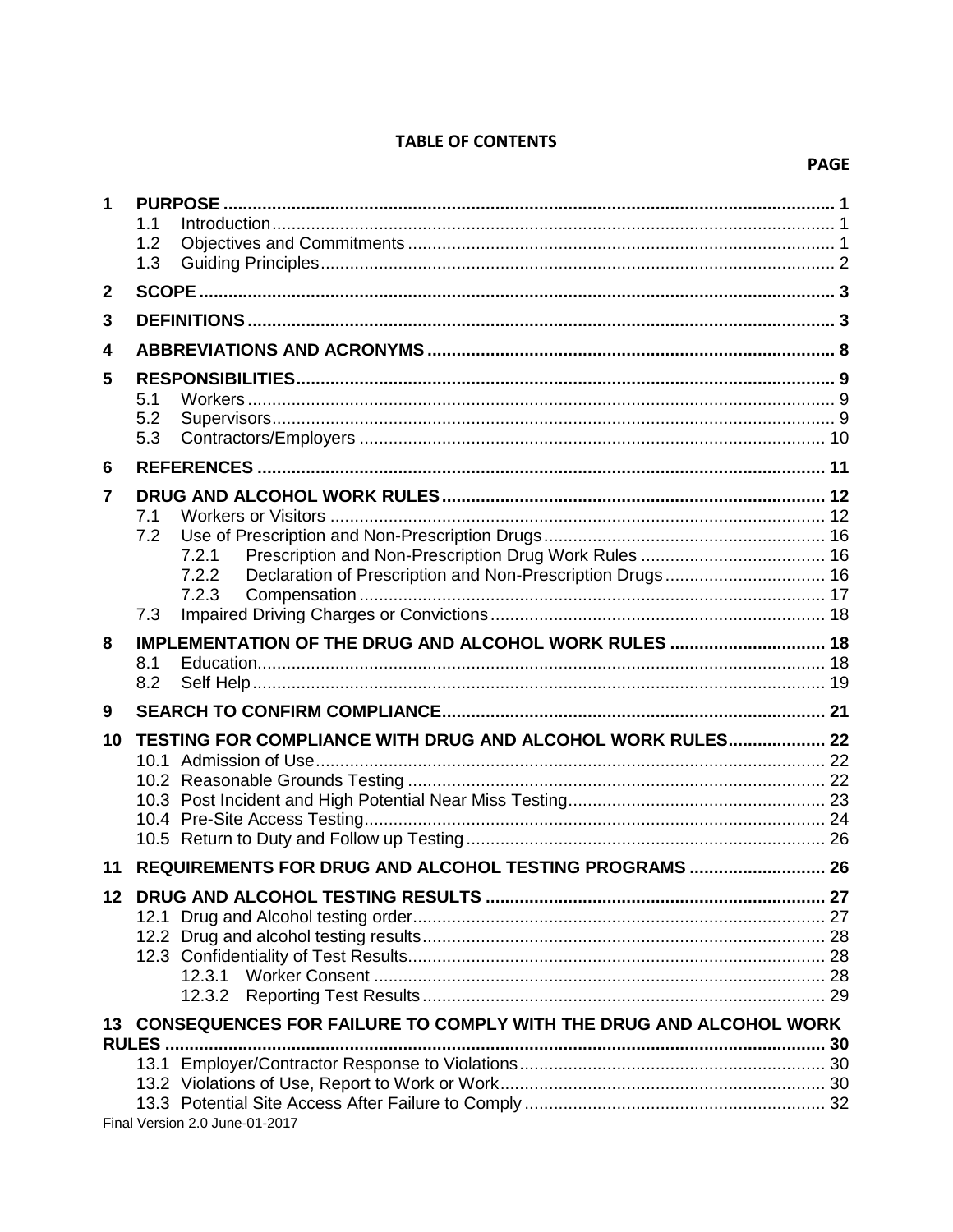**TABLE OF CONTENTS**

**PAGE**

| | | |
|---|---|---|
| **1** | **PURPOSE** | **1** |
| | 1.1 Introduction | 1 |
| | 1.2 Objectives and Commitments | 1 |
| | 1.3 Guiding Principles | 2 |
| **2** | **SCOPE** | **3** |
| **3** | **DEFINITIONS** | **3** |
| **4** | **ABBREVIATIONS AND ACRONYMS** | **8** |
| **5** | **RESPONSIBILITIES** | **9** |
| | 5.1 Workers | 9 |
| | 5.2 Supervisors | 9 |
| | 5.3 Contractors/Employers | 10 |
| **6** | **REFERENCES** | **11** |
| **7** | **DRUG AND ALCOHOL WORK RULES** | **12** |
| | 7.1 Workers or Visitors | 12 |
| | 7.2 Use of Prescription and Non-Prescription Drugs | 16 |
| | 7.2.1 Prescription and Non-Prescription Drug Work Rules | 16 |
| | 7.2.2 Declaration of Prescription and Non-Prescription Drugs | 16 |
| | 7.2.3 Compensation | 17 |
| | 7.3 Impaired Driving Charges or Convictions | 18 |
| **8** | **IMPLEMENTATION OF THE DRUG AND ALCOHOL WORK RULES** | **18** |
| | 8.1 Education | 18 |
| | 8.2 Self Help | 19 |
| **9** | **SEARCH TO CONFIRM COMPLIANCE** | **21** |
| **10** | **TESTING FOR COMPLIANCE WITH DRUG AND ALCOHOL WORK RULES** | **22** |
| | 10.1 Admission of Use | 22 |
| | 10.2 Reasonable Grounds Testing | 22 |
| | 10.3 Post Incident and High Potential Near Miss Testing | 23 |
| | 10.4 Pre-Site Access Testing | 24 |
| | 10.5 Return to Duty and Follow up Testing | 26 |
| **11** | **REQUIREMENTS FOR DRUG AND ALCOHOL TESTING PROGRAMS** | **26** |
| **12** | **DRUG AND ALCOHOL TESTING RESULTS** | **27** |
| | 12.1 Drug and Alcohol testing order | 27 |
| | 12.2 Drug and alcohol testing results | 28 |
| | 12.3 Confidentiality of Test Results | 28 |
| | 12.3.1 Worker Consent | 28 |
| | 12.3.2 Reporting Test Results | 29 |
| **13** | **CONSEQUENCES FOR FAILURE TO COMPLY WITH THE DRUG AND ALCOHOL WORK RULES** | **30** |
| | 13.1 Employer/Contractor Response to Violations | 30 |
| | 13.2 Violations of Use, Report to Work or Work | 30 |
| | 13.3 Potential Site Access After Failure to Comply | 32 |

Final Version 2.0 June-01-2017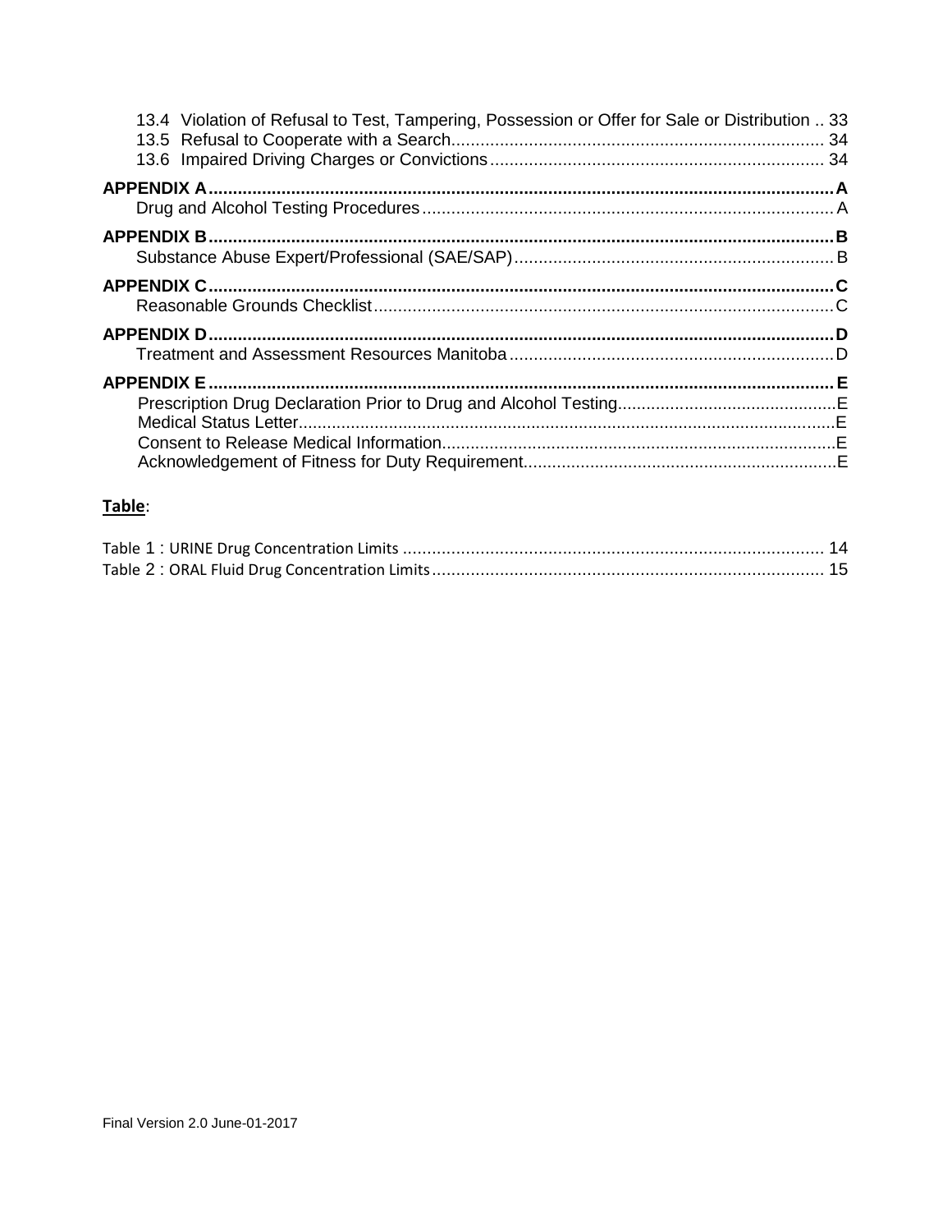13.4 Violation of Refusal to Test, Tampering, Possession or Offer for Sale or Distribution .. 33
13.5 Refusal to Cooperate with a Search ........................................................................ 34
13.6 Impaired Driving Charges or Convictions ................................................................ 34

**APPENDIX A** ........................................................................................................ **A**
Drug and Alcohol Testing Procedures ............................................................................ A

**APPENDIX B** ........................................................................................................ **B**
Substance Abuse Expert/Professional (SAE/SAP) ........................................................... B

**APPENDIX C** ........................................................................................................ **C**
Reasonable Grounds Checklist ..................................................................................... C

**APPENDIX D** ........................................................................................................ **D**
Treatment and Assessment Resources Manitoba ............................................................ D

**APPENDIX E** ........................................................................................................ **E**
Prescription Drug Declaration Prior to Drug and Alcohol Testing ...................................... E
Medical Status Letter ................................................................................................. E
Consent to Release Medical Information ....................................................................... E
Acknowledgement of Fitness for Duty Requirement ........................................................ E

**Table**:

Table 1 : URINE Drug Concentration Limits ..................................................................... 14
Table 2 : ORAL Fluid Drug Concentration Limits ............................................................... 15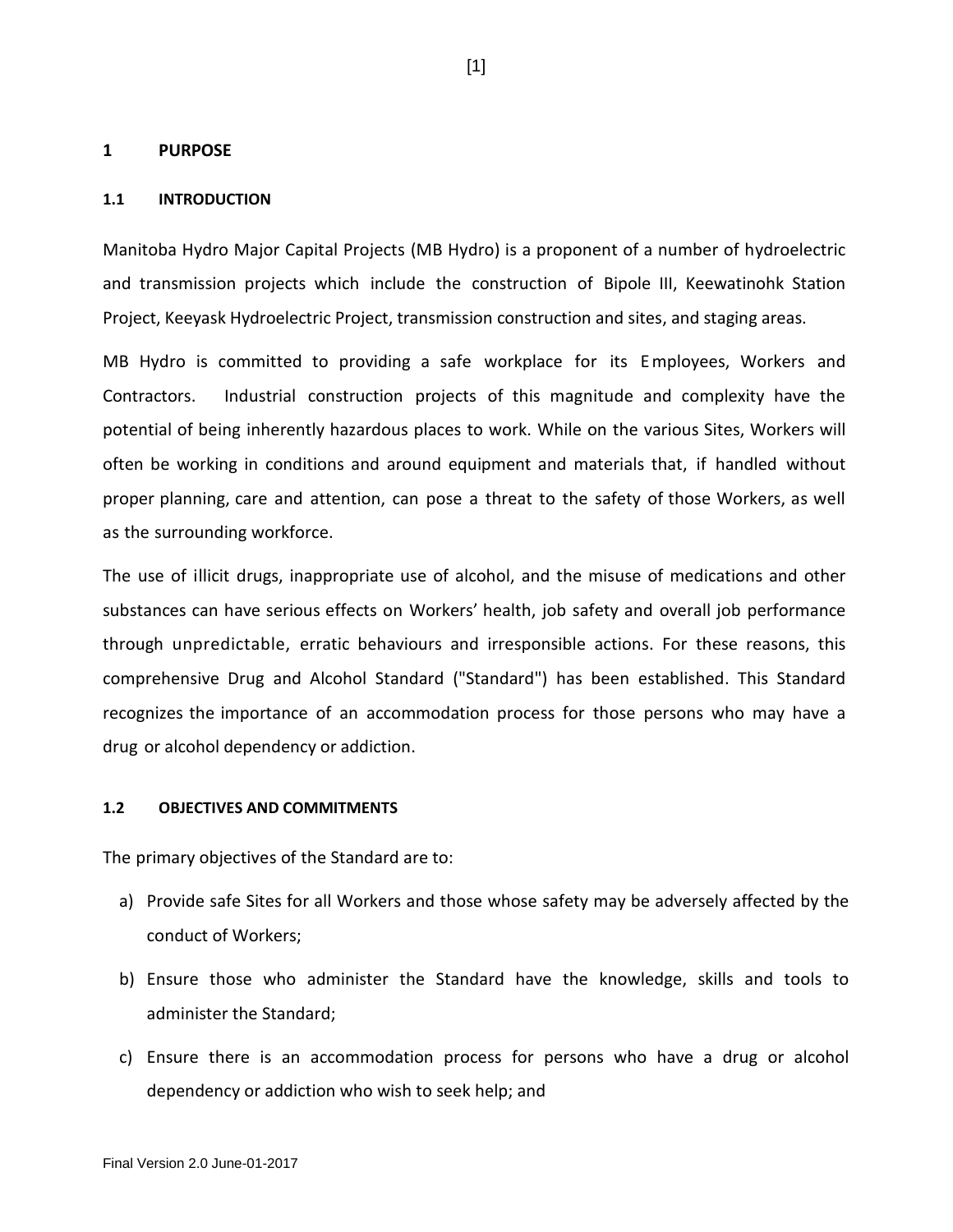# 1 PURPOSE

## 1.1 INTRODUCTION

Manitoba Hydro Major Capital Projects (MB Hydro) is a proponent of a number of hydroelectric and transmission projects which include the construction of Bipole III, Keewatinohk Station Project, Keeyask Hydroelectric Project, transmission construction and sites, and staging areas.

MB Hydro is committed to providing a safe workplace for its Employees, Workers and Contractors. Industrial construction projects of this magnitude and complexity have the potential of being inherently hazardous places to work. While on the various Sites, Workers will often be working in conditions and around equipment and materials that, if handled without proper planning, care and attention, can pose a threat to the safety of those Workers, as well as the surrounding workforce.

The use of illicit drugs, inappropriate use of alcohol, and the misuse of medications and other substances can have serious effects on Workers' health, job safety and overall job performance through unpredictable, erratic behaviours and irresponsible actions. For these reasons, this comprehensive Drug and Alcohol Standard ("Standard") has been established. This Standard recognizes the importance of an accommodation process for those persons who may have a drug or alcohol dependency or addiction.

## 1.2 OBJECTIVES AND COMMITMENTS

The primary objectives of the Standard are to:

a) Provide safe Sites for all Workers and those whose safety may be adversely affected by the conduct of Workers;

b) Ensure those who administer the Standard have the knowledge, skills and tools to administer the Standard;

c) Ensure there is an accommodation process for persons who have a drug or alcohol dependency or addiction who wish to seek help; and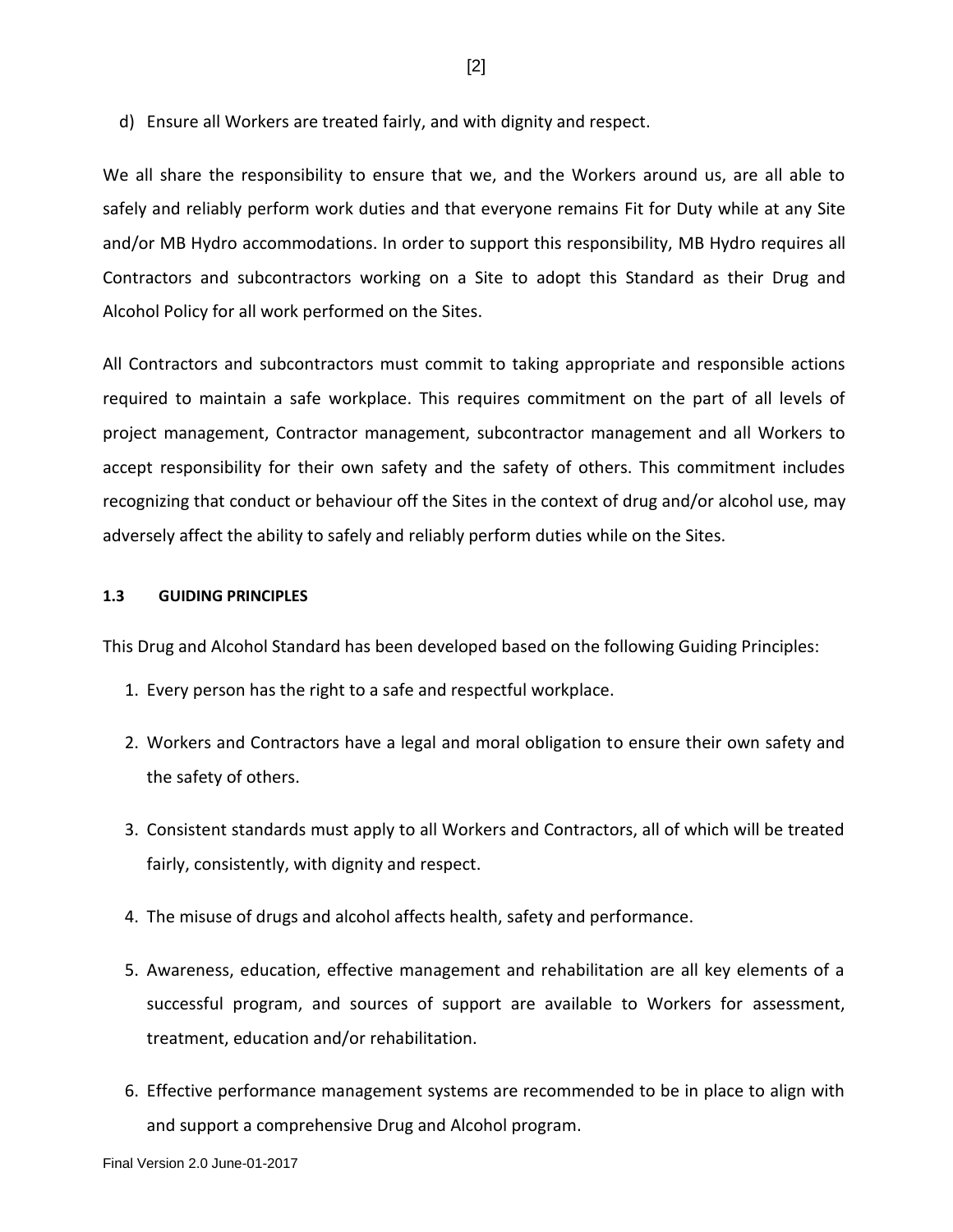d) Ensure all Workers are treated fairly, and with dignity and respect.

We all share the responsibility to ensure that we, and the Workers around us, are all able to safely and reliably perform work duties and that everyone remains Fit for Duty while at any Site and/or MB Hydro accommodations. In order to support this responsibility, MB Hydro requires all Contractors and subcontractors working on a Site to adopt this Standard as their Drug and Alcohol Policy for all work performed on the Sites.

All Contractors and subcontractors must commit to taking appropriate and responsible actions required to maintain a safe workplace. This requires commitment on the part of all levels of project management, Contractor management, subcontractor management and all Workers to accept responsibility for their own safety and the safety of others. This commitment includes recognizing that conduct or behaviour off the Sites in the context of drug and/or alcohol use, may adversely affect the ability to safely and reliably perform duties while on the Sites.

### 1.3 GUIDING PRINCIPLES

This Drug and Alcohol Standard has been developed based on the following Guiding Principles:

1. Every person has the right to a safe and respectful workplace.
2. Workers and Contractors have a legal and moral obligation to ensure their own safety and the safety of others.
3. Consistent standards must apply to all Workers and Contractors, all of which will be treated fairly, consistently, with dignity and respect.
4. The misuse of drugs and alcohol affects health, safety and performance.
5. Awareness, education, effective management and rehabilitation are all key elements of a successful program, and sources of support are available to Workers for assessment, treatment, education and/or rehabilitation.
6. Effective performance management systems are recommended to be in place to align with and support a comprehensive Drug and Alcohol program.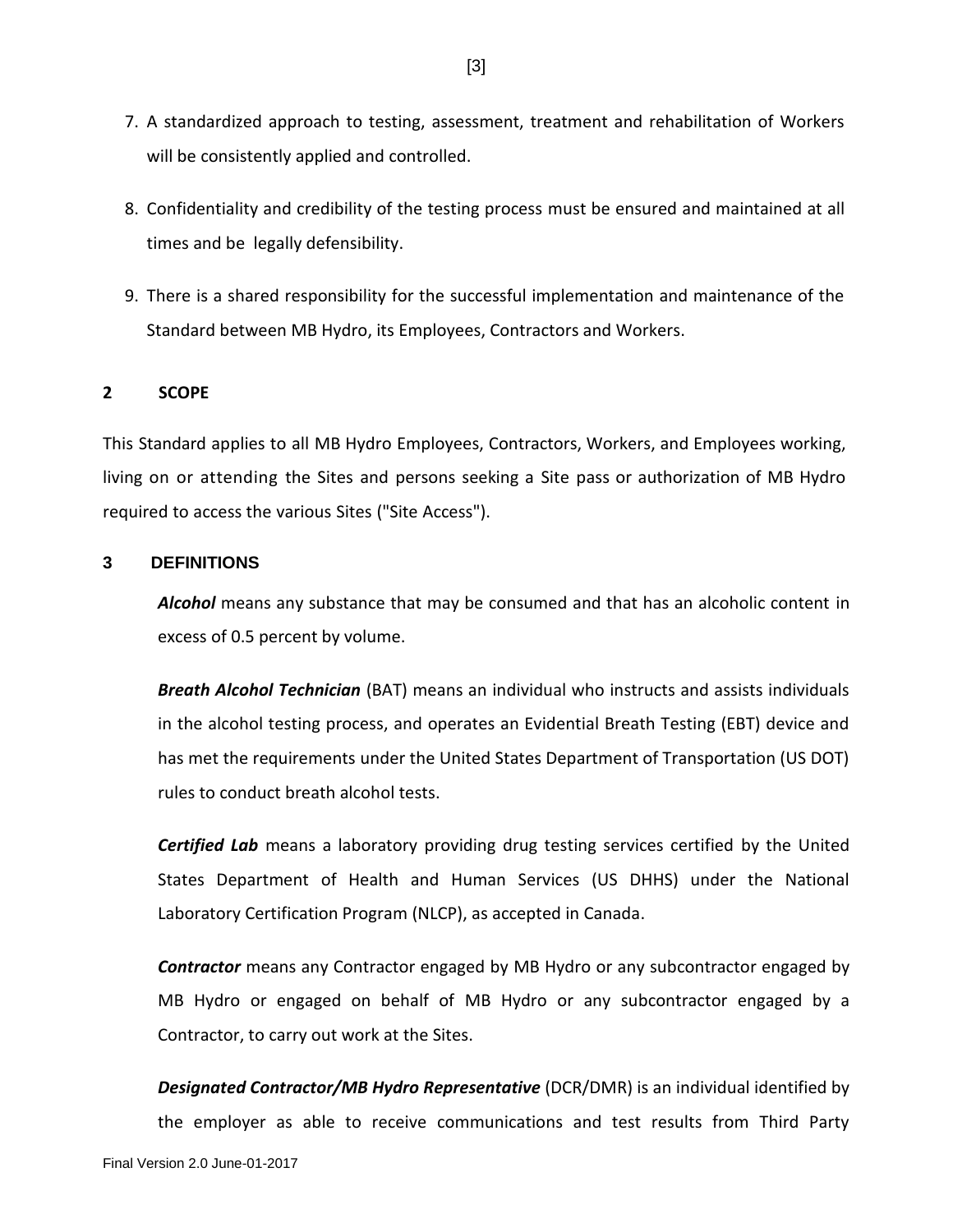7. A standardized approach to testing, assessment, treatment and rehabilitation of Workers will be consistently applied and controlled.

8. Confidentiality and credibility of the testing process must be ensured and maintained at all times and be legally defensibility.

9. There is a shared responsibility for the successful implementation and maintenance of the Standard between MB Hydro, its Employees, Contractors and Workers.

## 2 SCOPE

This Standard applies to all MB Hydro Employees, Contractors, Workers, and Employees working, living on or attending the Sites and persons seeking a Site pass or authorization of MB Hydro required to access the various Sites ("Site Access").

## 3 DEFINITIONS

***Alcohol*** means any substance that may be consumed and that has an alcoholic content in excess of 0.5 percent by volume.

***Breath Alcohol Technician*** (BAT) means an individual who instructs and assists individuals in the alcohol testing process, and operates an Evidential Breath Testing (EBT) device and has met the requirements under the United States Department of Transportation (US DOT) rules to conduct breath alcohol tests.

***Certified Lab*** means a laboratory providing drug testing services certified by the United States Department of Health and Human Services (US DHHS) under the National Laboratory Certification Program (NLCP), as accepted in Canada.

***Contractor*** means any Contractor engaged by MB Hydro or any subcontractor engaged by MB Hydro or engaged on behalf of MB Hydro or any subcontractor engaged by a Contractor, to carry out work at the Sites.

***Designated Contractor/MB Hydro Representative*** (DCR/DMR) is an individual identified by the employer as able to receive communications and test results from Third Party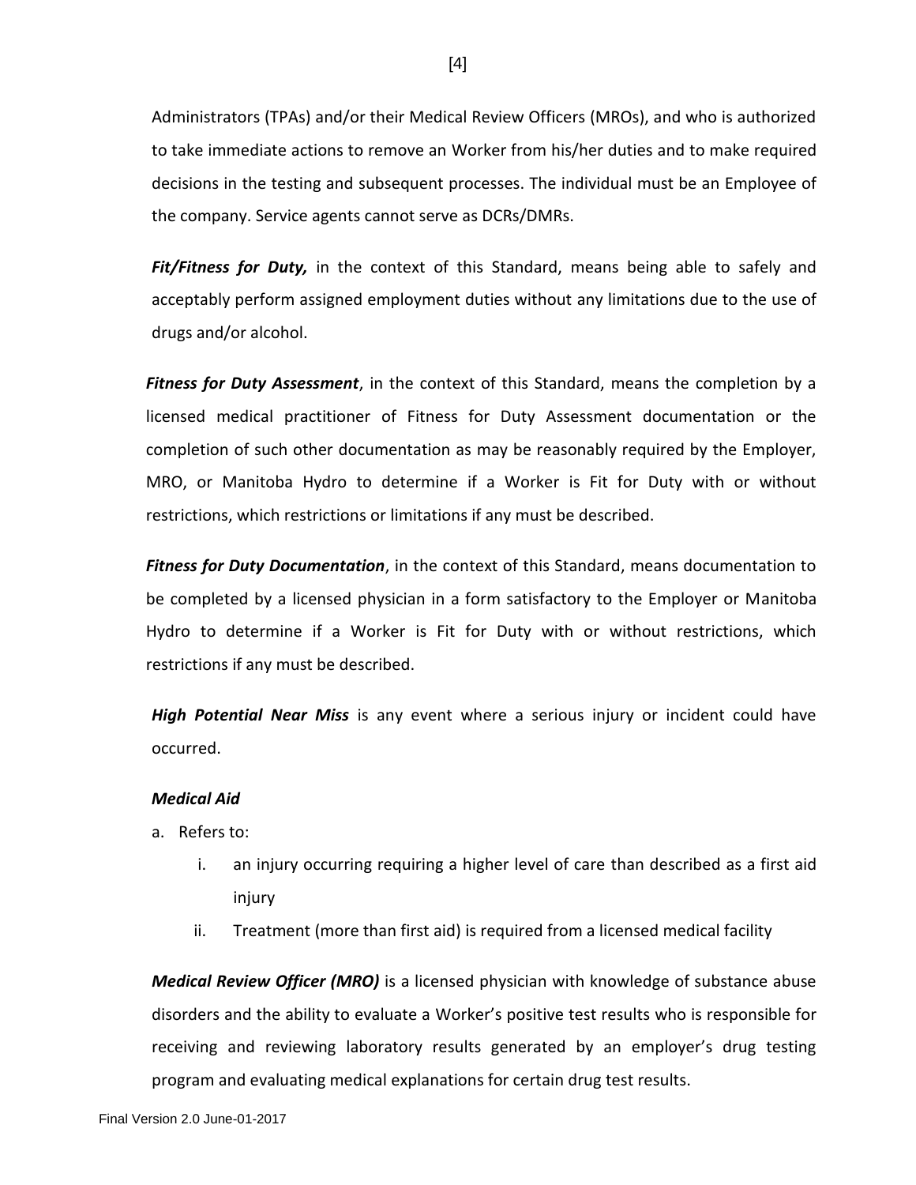Administrators (TPAs) and/or their Medical Review Officers (MROs), and who is authorized to take immediate actions to remove an Worker from his/her duties and to make required decisions in the testing and subsequent processes. The individual must be an Employee of the company. Service agents cannot serve as DCRs/DMRs.

***Fit/Fitness for Duty,*** in the context of this Standard, means being able to safely and acceptably perform assigned employment duties without any limitations due to the use of drugs and/or alcohol.

***Fitness for Duty Assessment***, in the context of this Standard, means the completion by a licensed medical practitioner of Fitness for Duty Assessment documentation or the completion of such other documentation as may be reasonably required by the Employer, MRO, or Manitoba Hydro to determine if a Worker is Fit for Duty with or without restrictions, which restrictions or limitations if any must be described.

***Fitness for Duty Documentation***, in the context of this Standard, means documentation to be completed by a licensed physician in a form satisfactory to the Employer or Manitoba Hydro to determine if a Worker is Fit for Duty with or without restrictions, which restrictions if any must be described.

***High Potential Near Miss*** is any event where a serious injury or incident could have occurred.

***Medical Aid***

a. Refers to:
   i. an injury occurring requiring a higher level of care than described as a first aid injury
   ii. Treatment (more than first aid) is required from a licensed medical facility

***Medical Review Officer (MRO)*** is a licensed physician with knowledge of substance abuse disorders and the ability to evaluate a Worker's positive test results who is responsible for receiving and reviewing laboratory results generated by an employer's drug testing program and evaluating medical explanations for certain drug test results.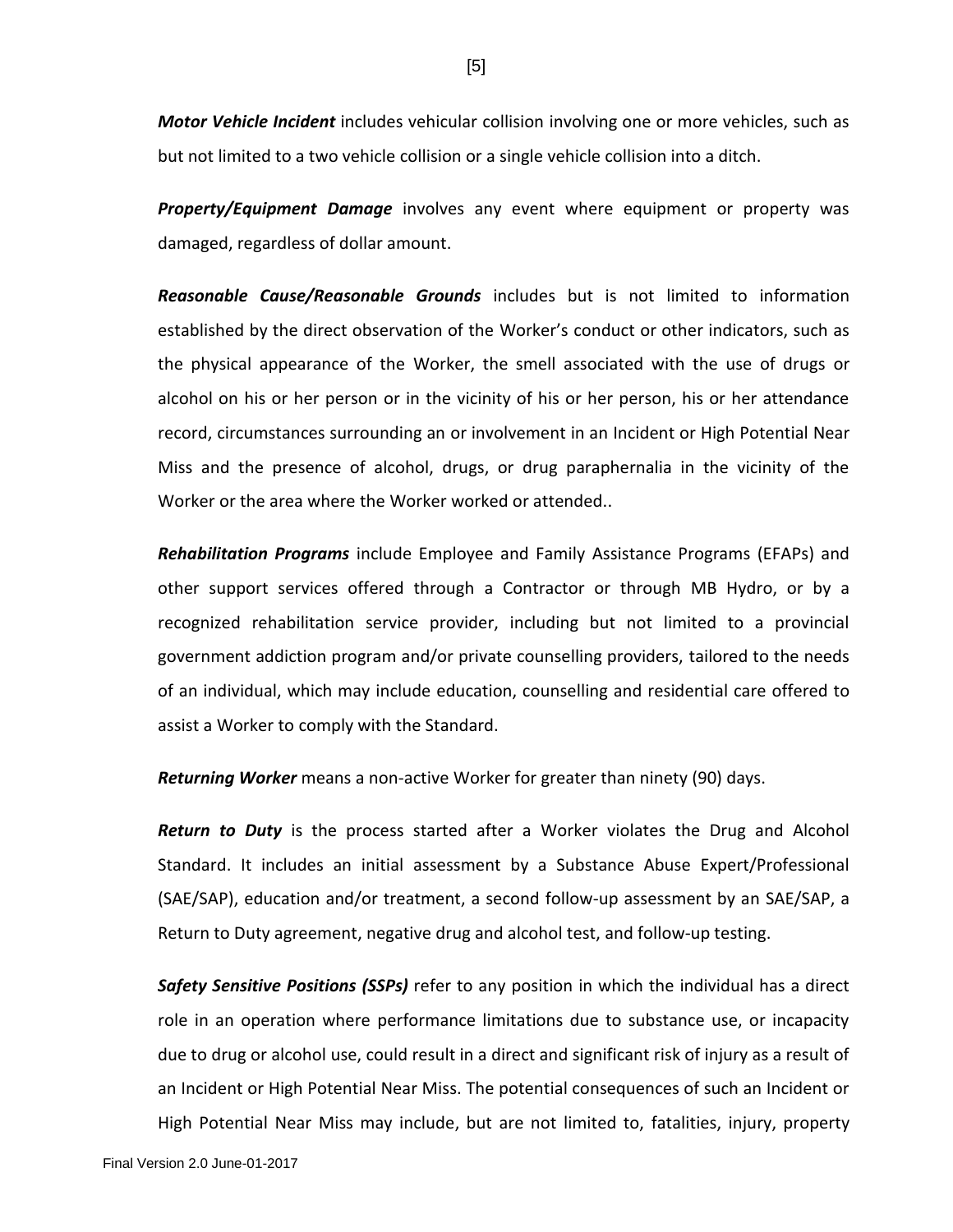***Motor Vehicle Incident*** includes vehicular collision involving one or more vehicles, such as but not limited to a two vehicle collision or a single vehicle collision into a ditch.

***Property/Equipment Damage*** involves any event where equipment or property was damaged, regardless of dollar amount.

***Reasonable Cause/Reasonable Grounds*** includes but is not limited to information established by the direct observation of the Worker's conduct or other indicators, such as the physical appearance of the Worker, the smell associated with the use of drugs or alcohol on his or her person or in the vicinity of his or her person, his or her attendance record, circumstances surrounding an or involvement in an Incident or High Potential Near Miss and the presence of alcohol, drugs, or drug paraphernalia in the vicinity of the Worker or the area where the Worker worked or attended..

***Rehabilitation Programs*** include Employee and Family Assistance Programs (EFAPs) and other support services offered through a Contractor or through MB Hydro, or by a recognized rehabilitation service provider, including but not limited to a provincial government addiction program and/or private counselling providers, tailored to the needs of an individual, which may include education, counselling and residential care offered to assist a Worker to comply with the Standard.

***Returning Worker*** means a non-active Worker for greater than ninety (90) days.

***Return to Duty*** is the process started after a Worker violates the Drug and Alcohol Standard. It includes an initial assessment by a Substance Abuse Expert/Professional (SAE/SAP), education and/or treatment, a second follow-up assessment by an SAE/SAP, a Return to Duty agreement, negative drug and alcohol test, and follow-up testing.

***Safety Sensitive Positions (SSPs)*** refer to any position in which the individual has a direct role in an operation where performance limitations due to substance use, or incapacity due to drug or alcohol use, could result in a direct and significant risk of injury as a result of an Incident or High Potential Near Miss. The potential consequences of such an Incident or High Potential Near Miss may include, but are not limited to, fatalities, injury, property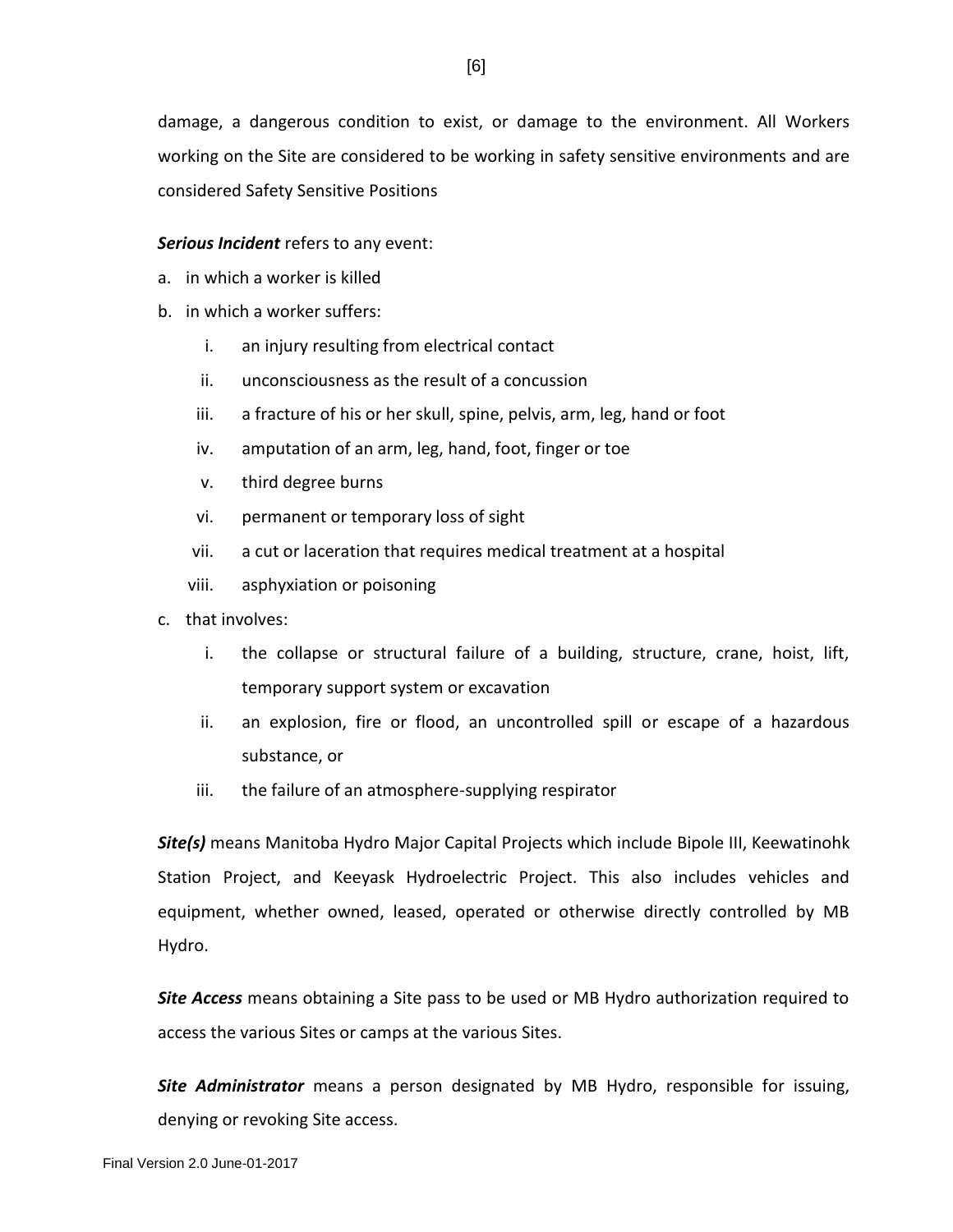damage, a dangerous condition to exist, or damage to the environment. All Workers working on the Site are considered to be working in safety sensitive environments and are considered Safety Sensitive Positions

***Serious Incident*** refers to any event:

a. in which a worker is killed
b. in which a worker suffers:
    i. an injury resulting from electrical contact
    ii. unconsciousness as the result of a concussion
    iii. a fracture of his or her skull, spine, pelvis, arm, leg, hand or foot
    iv. amputation of an arm, leg, hand, foot, finger or toe
    v. third degree burns
    vi. permanent or temporary loss of sight
    vii. a cut or laceration that requires medical treatment at a hospital
    viii. asphyxiation or poisoning
c. that involves:
    i. the collapse or structural failure of a building, structure, crane, hoist, lift, temporary support system or excavation
    ii. an explosion, fire or flood, an uncontrolled spill or escape of a hazardous substance, or
    iii. the failure of an atmosphere-supplying respirator

***Site(s)*** means Manitoba Hydro Major Capital Projects which include Bipole III, Keewatinohk Station Project, and Keeyask Hydroelectric Project. This also includes vehicles and equipment, whether owned, leased, operated or otherwise directly controlled by MB Hydro.

***Site Access*** means obtaining a Site pass to be used or MB Hydro authorization required to access the various Sites or camps at the various Sites.

***Site Administrator*** means a person designated by MB Hydro, responsible for issuing, denying or revoking Site access.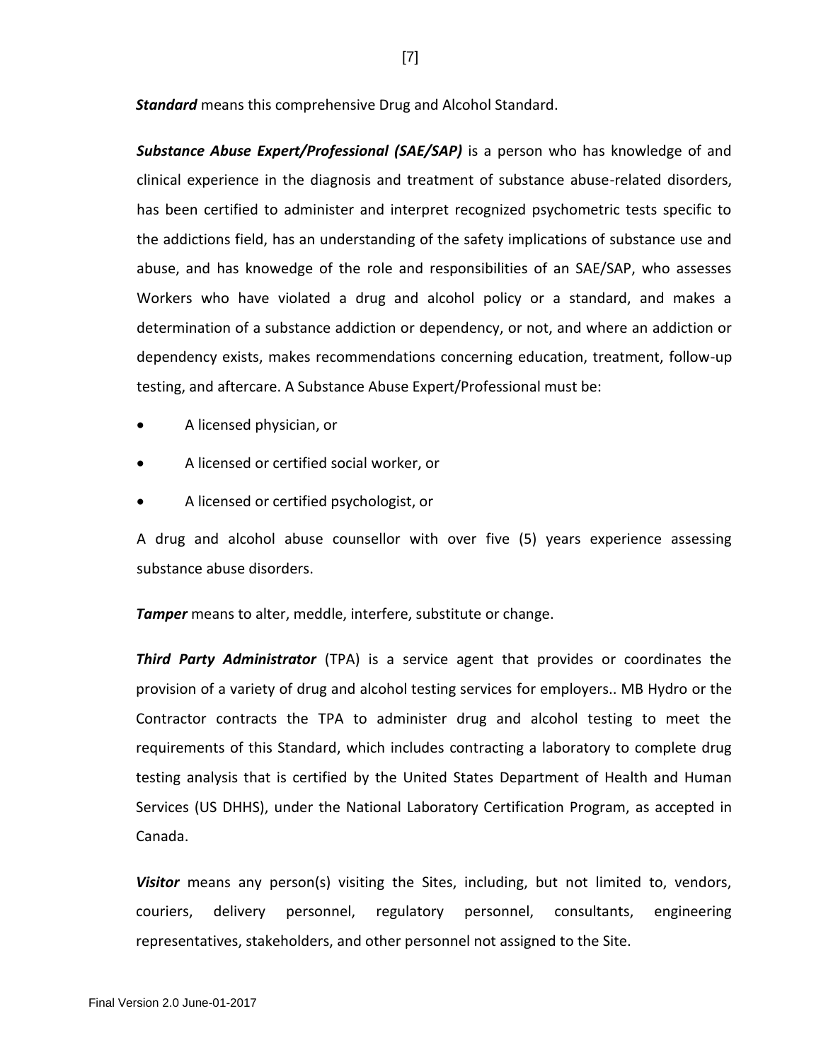***Standard*** means this comprehensive Drug and Alcohol Standard.

***Substance Abuse Expert/Professional (SAE/SAP)*** is a person who has knowledge of and clinical experience in the diagnosis and treatment of substance abuse-related disorders, has been certified to administer and interpret recognized psychometric tests specific to the addictions field, has an understanding of the safety implications of substance use and abuse, and has knowedge of the role and responsibilities of an SAE/SAP, who assesses Workers who have violated a drug and alcohol policy or a standard, and makes a determination of a substance addiction or dependency, or not, and where an addiction or dependency exists, makes recommendations concerning education, treatment, follow-up testing, and aftercare. A Substance Abuse Expert/Professional must be:

- A licensed physician, or
- A licensed or certified social worker, or
- A licensed or certified psychologist, or

A drug and alcohol abuse counsellor with over five (5) years experience assessing substance abuse disorders.

***Tamper*** means to alter, meddle, interfere, substitute or change.

***Third Party Administrator*** (TPA) is a service agent that provides or coordinates the provision of a variety of drug and alcohol testing services for employers.. MB Hydro or the Contractor contracts the TPA to administer drug and alcohol testing to meet the requirements of this Standard, which includes contracting a laboratory to complete drug testing analysis that is certified by the United States Department of Health and Human Services (US DHHS), under the National Laboratory Certification Program, as accepted in Canada.

***Visitor*** means any person(s) visiting the Sites, including, but not limited to, vendors, couriers, delivery personnel, regulatory personnel, consultants, engineering representatives, stakeholders, and other personnel not assigned to the Site.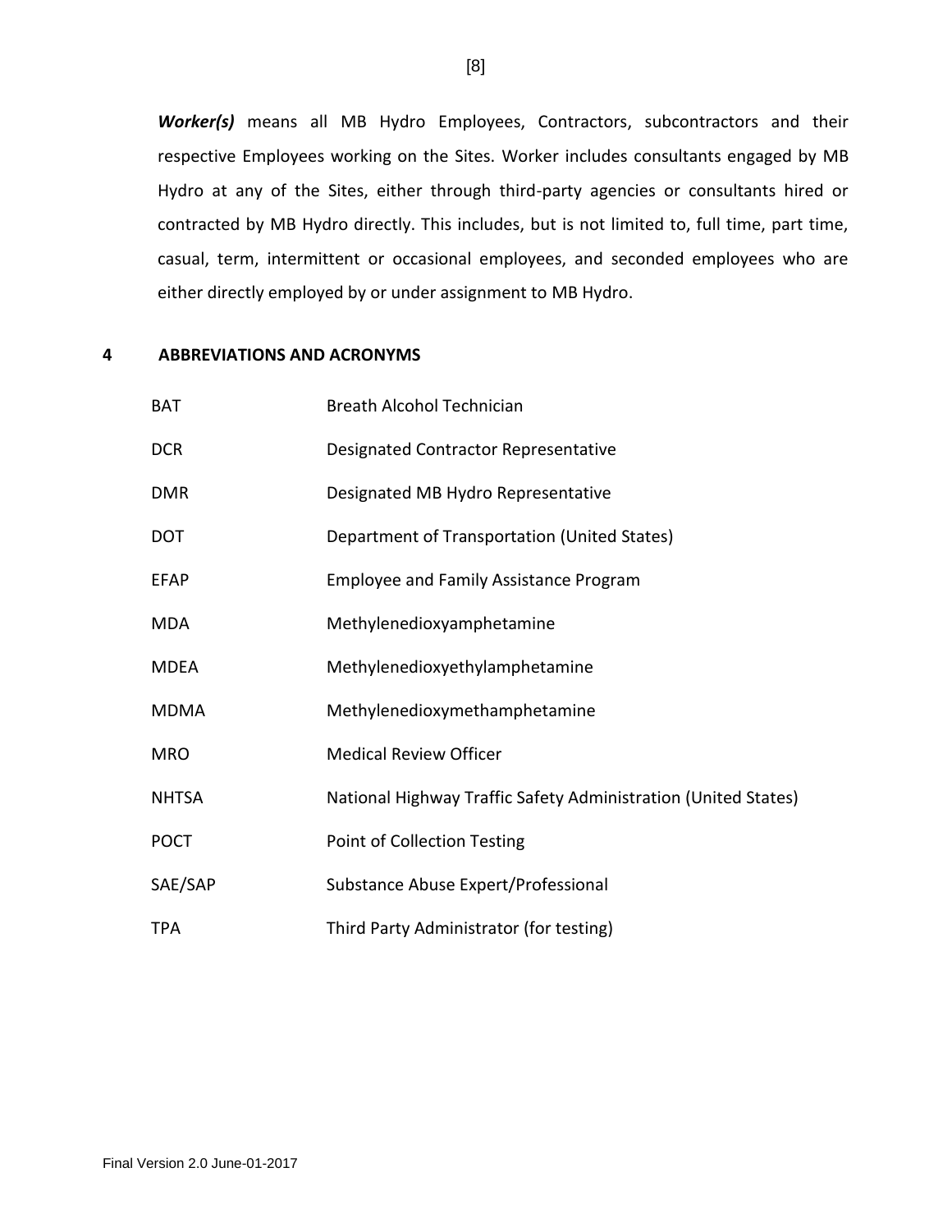***Worker(s)*** means all MB Hydro Employees, Contractors, subcontractors and their respective Employees working on the Sites. Worker includes consultants engaged by MB Hydro at any of the Sites, either through third-party agencies or consultants hired or contracted by MB Hydro directly. This includes, but is not limited to, full time, part time, casual, term, intermittent or occasional employees, and seconded employees who are either directly employed by or under assignment to MB Hydro.

## 4 ABBREVIATIONS AND ACRONYMS

| | |
|---|---|
| BAT | Breath Alcohol Technician |
| DCR | Designated Contractor Representative |
| DMR | Designated MB Hydro Representative |
| DOT | Department of Transportation (United States) |
| EFAP | Employee and Family Assistance Program |
| MDA | Methylenedioxyamphetamine |
| MDEA | Methylenedioxyethylamphetamine |
| MDMA | Methylenedioxymethamphetamine |
| MRO | Medical Review Officer |
| NHTSA | National Highway Traffic Safety Administration (United States) |
| POCT | Point of Collection Testing |
| SAE/SAP | Substance Abuse Expert/Professional |
| TPA | Third Party Administrator (for testing) |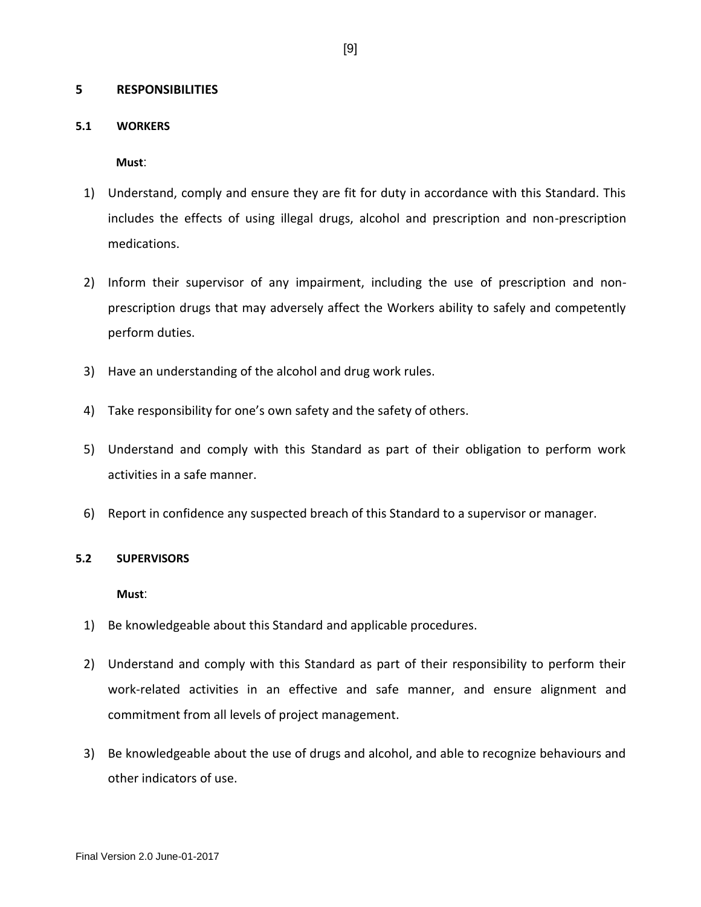## 5 RESPONSIBILITIES

### 5.1 WORKERS

**Must**:

1) Understand, comply and ensure they are fit for duty in accordance with this Standard. This includes the effects of using illegal drugs, alcohol and prescription and non-prescription medications.
2) Inform their supervisor of any impairment, including the use of prescription and non-prescription drugs that may adversely affect the Workers ability to safely and competently perform duties.
3) Have an understanding of the alcohol and drug work rules.
4) Take responsibility for one's own safety and the safety of others.
5) Understand and comply with this Standard as part of their obligation to perform work activities in a safe manner.
6) Report in confidence any suspected breach of this Standard to a supervisor or manager.

### 5.2 SUPERVISORS

**Must**:

1) Be knowledgeable about this Standard and applicable procedures.
2) Understand and comply with this Standard as part of their responsibility to perform their work-related activities in an effective and safe manner, and ensure alignment and commitment from all levels of project management.
3) Be knowledgeable about the use of drugs and alcohol, and able to recognize behaviours and other indicators of use.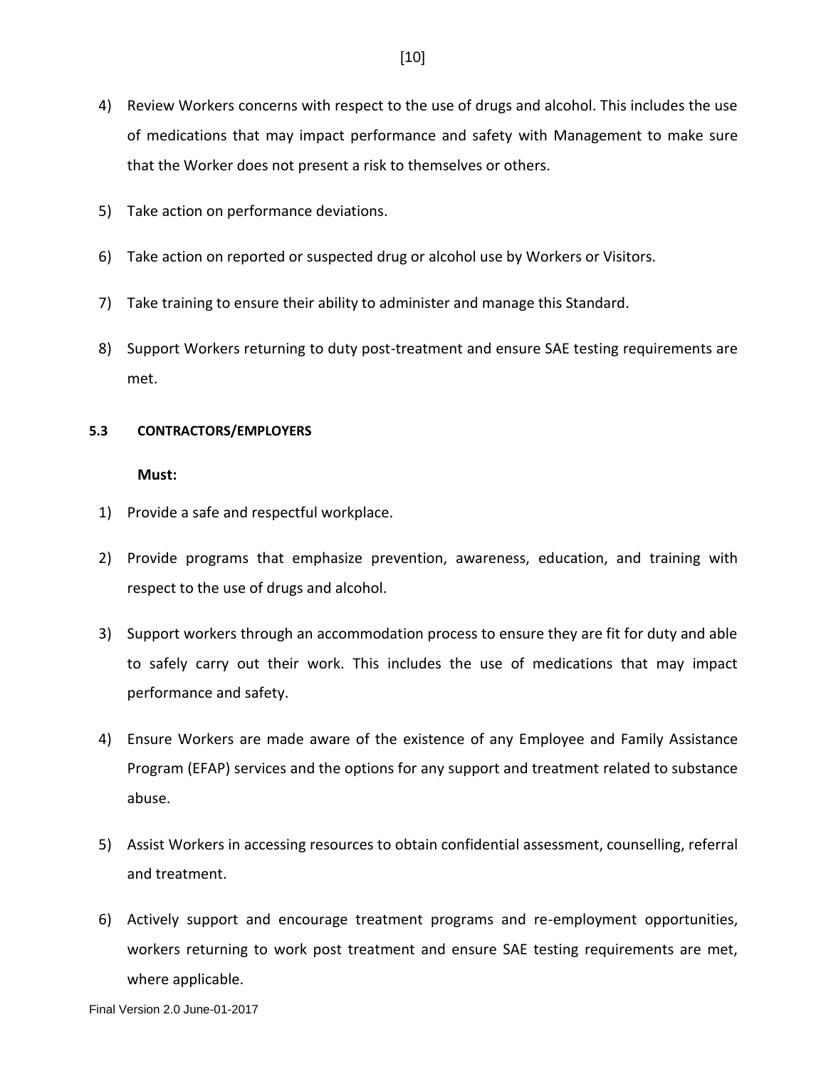4) Review Workers concerns with respect to the use of drugs and alcohol. This includes the use of medications that may impact performance and safety with Management to make sure that the Worker does not present a risk to themselves or others.

5) Take action on performance deviations.

6) Take action on reported or suspected drug or alcohol use by Workers or Visitors.

7) Take training to ensure their ability to administer and manage this Standard.

8) Support Workers returning to duty post-treatment and ensure SAE testing requirements are met.

### 5.3 CONTRACTORS/EMPLOYERS

**Must:**

1) Provide a safe and respectful workplace.

2) Provide programs that emphasize prevention, awareness, education, and training with respect to the use of drugs and alcohol.

3) Support workers through an accommodation process to ensure they are fit for duty and able to safely carry out their work. This includes the use of medications that may impact performance and safety.

4) Ensure Workers are made aware of the existence of any Employee and Family Assistance Program (EFAP) services and the options for any support and treatment related to substance abuse.

5) Assist Workers in accessing resources to obtain confidential assessment, counselling, referral and treatment.

6) Actively support and encourage treatment programs and re-employment opportunities, workers returning to work post treatment and ensure SAE testing requirements are met, where applicable.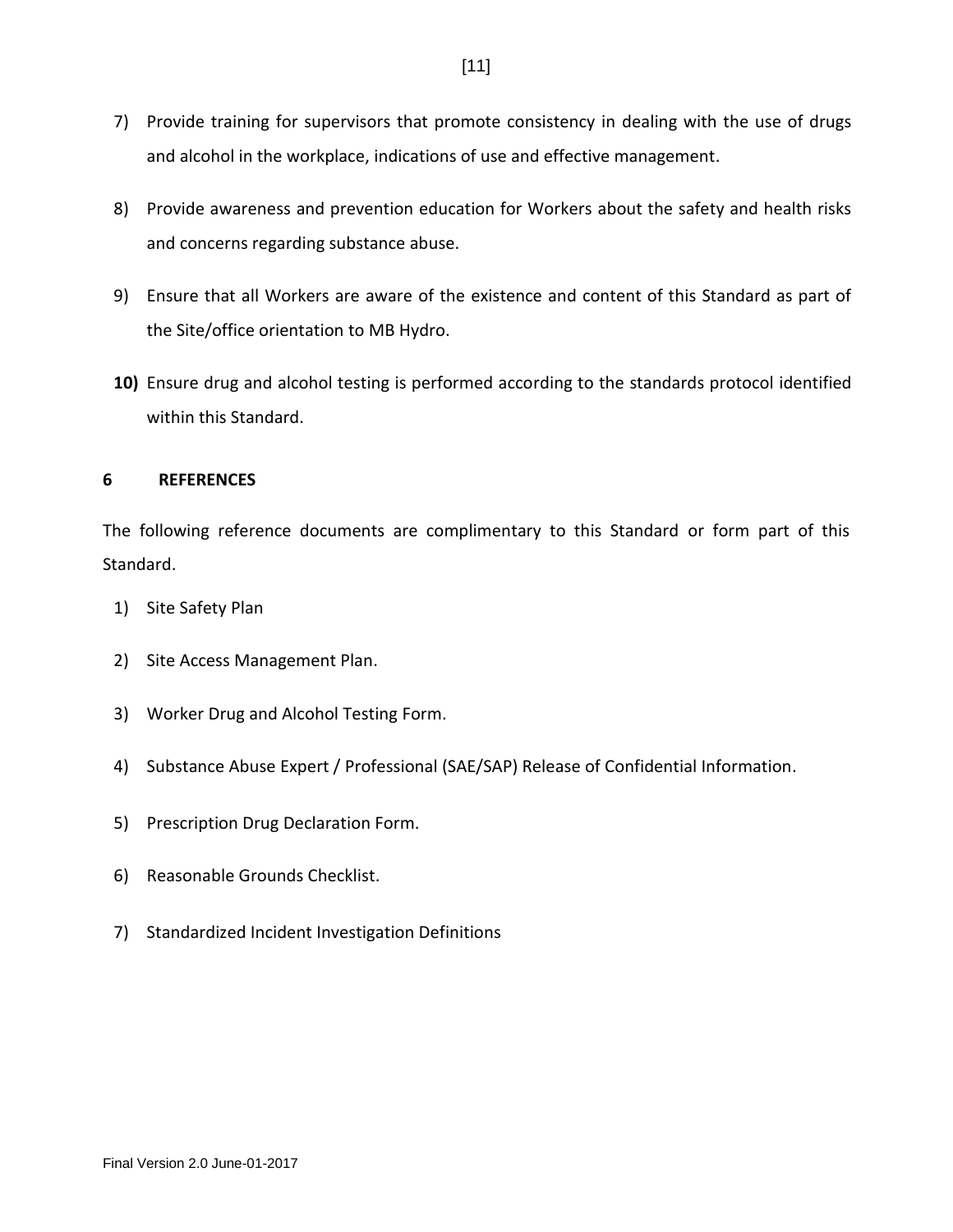7) Provide training for supervisors that promote consistency in dealing with the use of drugs and alcohol in the workplace, indications of use and effective management.

8) Provide awareness and prevention education for Workers about the safety and health risks and concerns regarding substance abuse.

9) Ensure that all Workers are aware of the existence and content of this Standard as part of the Site/office orientation to MB Hydro.

**10)** Ensure drug and alcohol testing is performed according to the standards protocol identified within this Standard.

## 6 REFERENCES

The following reference documents are complimentary to this Standard or form part of this Standard.

1) Site Safety Plan

2) Site Access Management Plan.

3) Worker Drug and Alcohol Testing Form.

4) Substance Abuse Expert / Professional (SAE/SAP) Release of Confidential Information.

5) Prescription Drug Declaration Form.

6) Reasonable Grounds Checklist.

7) Standardized Incident Investigation Definitions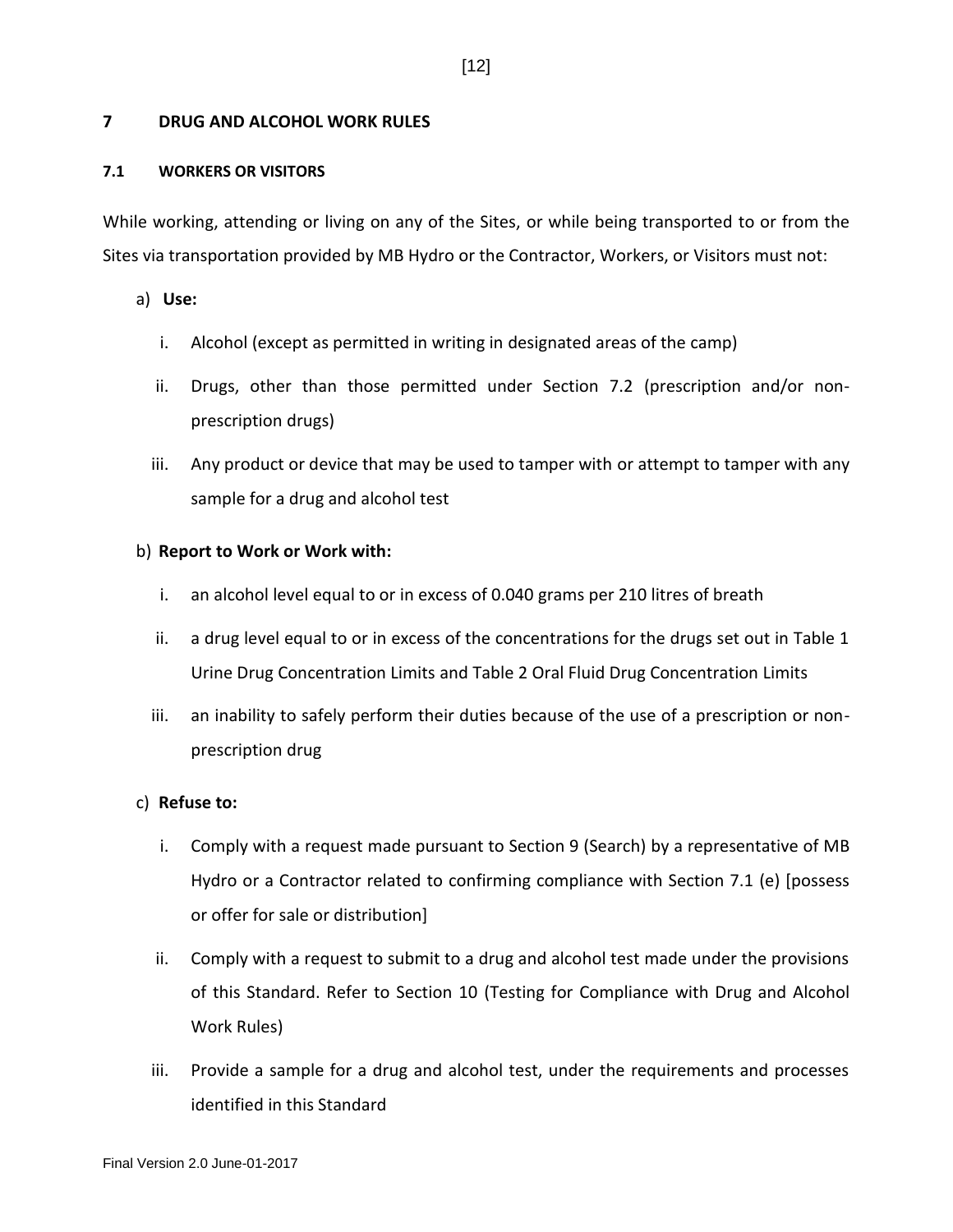## 7 DRUG AND ALCOHOL WORK RULES

### 7.1 WORKERS OR VISITORS

While working, attending or living on any of the Sites, or while being transported to or from the Sites via transportation provided by MB Hydro or the Contractor, Workers, or Visitors must not:

a) **Use:**

   i. Alcohol (except as permitted in writing in designated areas of the camp)

   ii. Drugs, other than those permitted under Section 7.2 (prescription and/or non-prescription drugs)

   iii. Any product or device that may be used to tamper with or attempt to tamper with any sample for a drug and alcohol test

b) **Report to Work or Work with:**

   i. an alcohol level equal to or in excess of 0.040 grams per 210 litres of breath

   ii. a drug level equal to or in excess of the concentrations for the drugs set out in Table 1 Urine Drug Concentration Limits and Table 2 Oral Fluid Drug Concentration Limits

   iii. an inability to safely perform their duties because of the use of a prescription or non-prescription drug

c) **Refuse to:**

   i. Comply with a request made pursuant to Section 9 (Search) by a representative of MB Hydro or a Contractor related to confirming compliance with Section 7.1 (e) [possess or offer for sale or distribution]

   ii. Comply with a request to submit to a drug and alcohol test made under the provisions of this Standard. Refer to Section 10 (Testing for Compliance with Drug and Alcohol Work Rules)

   iii. Provide a sample for a drug and alcohol test, under the requirements and processes identified in this Standard

Final Version 2.0 June-01-2017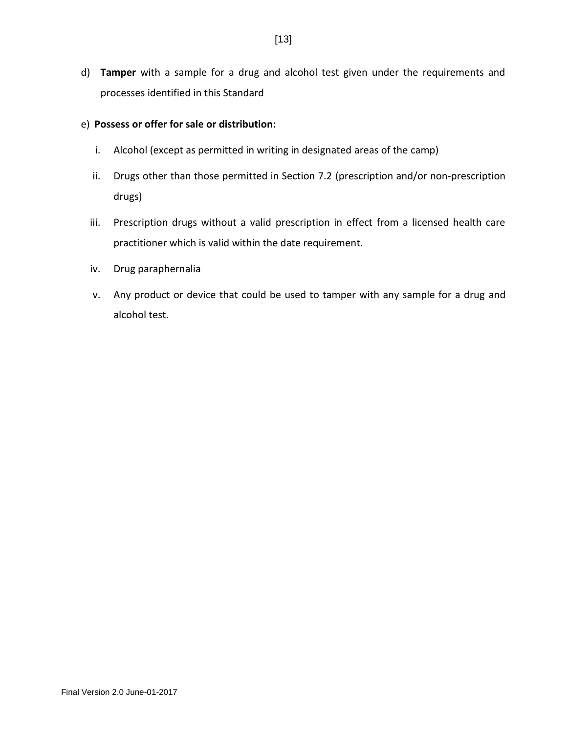d) **Tamper** with a sample for a drug and alcohol test given under the requirements and processes identified in this Standard

e) **Possess or offer for sale or distribution:**

   i. Alcohol (except as permitted in writing in designated areas of the camp)

   ii. Drugs other than those permitted in Section 7.2 (prescription and/or non-prescription drugs)

   iii. Prescription drugs without a valid prescription in effect from a licensed health care practitioner which is valid within the date requirement.

   iv. Drug paraphernalia

   v. Any product or device that could be used to tamper with any sample for a drug and alcohol test.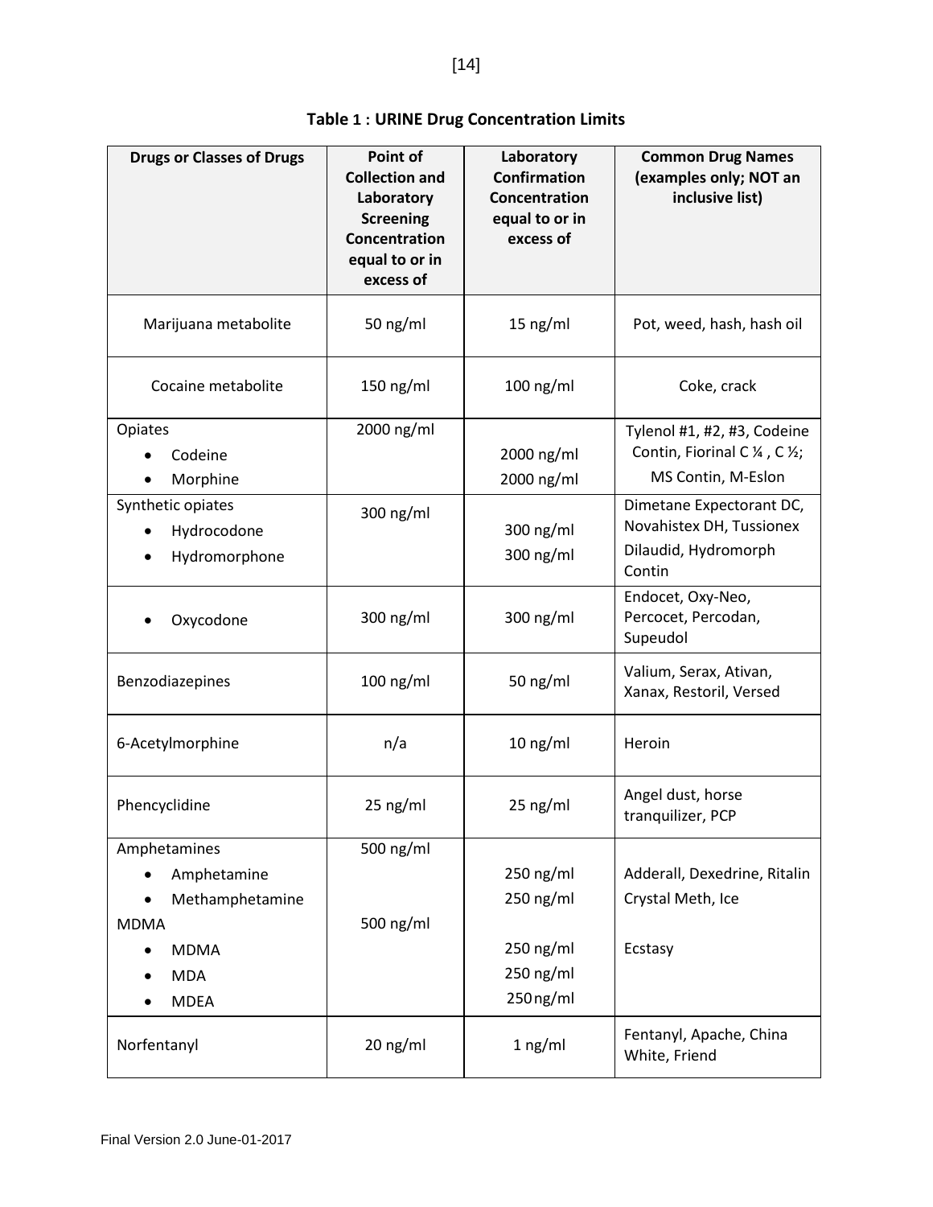**Table 1 : URINE Drug Concentration Limits**

| Drugs or Classes of Drugs | Point of Collection and Laboratory Screening Concentration equal to or in excess of | Laboratory Confirmation Concentration equal to or in excess of | Common Drug Names (examples only; NOT an inclusive list) |
|---|---|---|---|
| Marijuana metabolite | 50 ng/ml | 15 ng/ml | Pot, weed, hash, hash oil |
| Cocaine metabolite | 150 ng/ml | 100 ng/ml | Coke, crack |
| Opiates | 2000 ng/ml | | |
| • Codeine | | 2000 ng/ml | Tylenol #1, #2, #3, Codeine Contin, Fiorinal C ¼ , C ½; |
| • Morphine | | 2000 ng/ml | MS Contin, M-Eslon |
| Synthetic opiates | 300 ng/ml | | |
| • Hydrocodone | | 300 ng/ml | Dimetane Expectorant DC, Novahistex DH, Tussionex |
| • Hydromorphone | | 300 ng/ml | Dilaudid, Hydromorph Contin |
| • Oxycodone | 300 ng/ml | 300 ng/ml | Endocet, Oxy-Neo, Percocet, Percodan, Supeudol |
| Benzodiazepines | 100 ng/ml | 50 ng/ml | Valium, Serax, Ativan, Xanax, Restoril, Versed |
| 6-Acetylmorphine | n/a | 10 ng/ml | Heroin |
| Phencyclidine | 25 ng/ml | 25 ng/ml | Angel dust, horse tranquilizer, PCP |
| Amphetamines | 500 ng/ml | | |
| • Amphetamine | | 250 ng/ml | Adderall, Dexedrine, Ritalin |
| • Methamphetamine | | 250 ng/ml | Crystal Meth, Ice |
| MDMA | 500 ng/ml | | |
| • MDMA | | 250 ng/ml | Ecstasy |
| • MDA | | 250 ng/ml | |
| • MDEA | | 250 ng/ml | |
| Norfentanyl | 20 ng/ml | 1 ng/ml | Fentanyl, Apache, China White, Friend |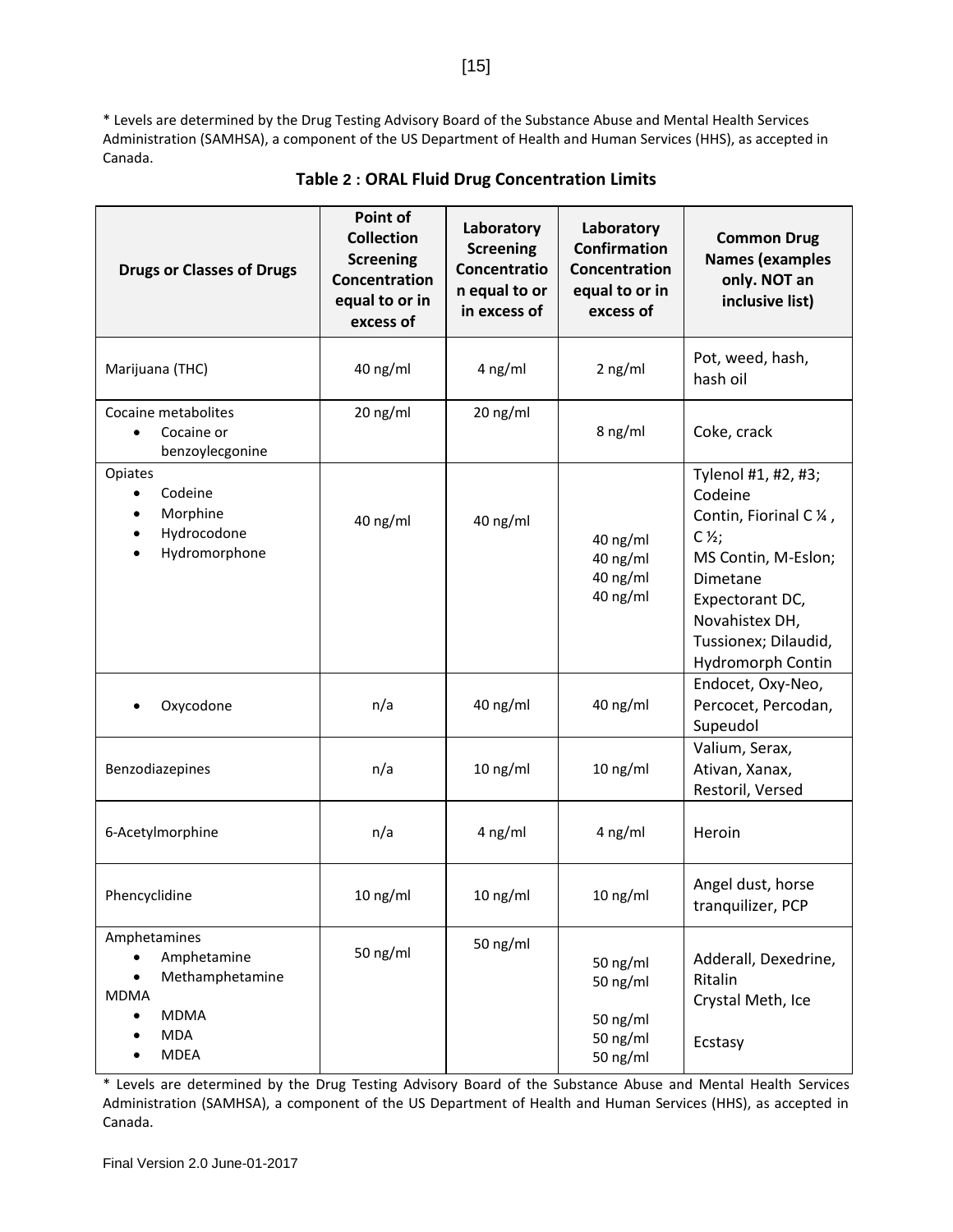* Levels are determined by the Drug Testing Advisory Board of the Substance Abuse and Mental Health Services Administration (SAMHSA), a component of the US Department of Health and Human Services (HHS), as accepted in Canada.

**Table 2 : ORAL Fluid Drug Concentration Limits**

| Drugs or Classes of Drugs | Point of Collection Screening Concentration equal to or in excess of | Laboratory Screening Concentration equal to or in excess of | Laboratory Confirmation Concentration equal to or in excess of | Common Drug Names (examples only. NOT an inclusive list) |
|---|---|---|---|---|
| Marijuana (THC) | 40 ng/ml | 4 ng/ml | 2 ng/ml | Pot, weed, hash, hash oil |
| Cocaine metabolites<br>• Cocaine or benzoylecgonine | 20 ng/ml | 20 ng/ml | 8 ng/ml | Coke, crack |
| Opiates<br>• Codeine<br>• Morphine<br>• Hydrocodone<br>• Hydromorphone | 40 ng/ml | 40 ng/ml | 40 ng/ml<br>40 ng/ml<br>40 ng/ml<br>40 ng/ml | Tylenol #1, #2, #3; Codeine Contin, Fiorinal C ¼ , C ½; MS Contin, M-Eslon; Dimetane Expectorant DC, Novahistex DH, Tussionex; Dilaudid, Hydromorph Contin |
| • Oxycodone | n/a | 40 ng/ml | 40 ng/ml | Endocet, Oxy-Neo, Percocet, Percodan, Supeudol |
| Benzodiazepines | n/a | 10 ng/ml | 10 ng/ml | Valium, Serax, Ativan, Xanax, Restoril, Versed |
| 6-Acetylmorphine | n/a | 4 ng/ml | 4 ng/ml | Heroin |
| Phencyclidine | 10 ng/ml | 10 ng/ml | 10 ng/ml | Angel dust, horse tranquilizer, PCP |
| Amphetamines<br>• Amphetamine<br>• Methamphetamine<br>MDMA<br>• MDMA<br>• MDA<br>• MDEA | 50 ng/ml | 50 ng/ml | 50 ng/ml<br>50 ng/ml<br><br>50 ng/ml<br>50 ng/ml<br>50 ng/ml | Adderall, Dexedrine, Ritalin<br>Crystal Meth, Ice<br><br>Ecstasy |

* Levels are determined by the Drug Testing Advisory Board of the Substance Abuse and Mental Health Services Administration (SAMHSA), a component of the US Department of Health and Human Services (HHS), as accepted in Canada.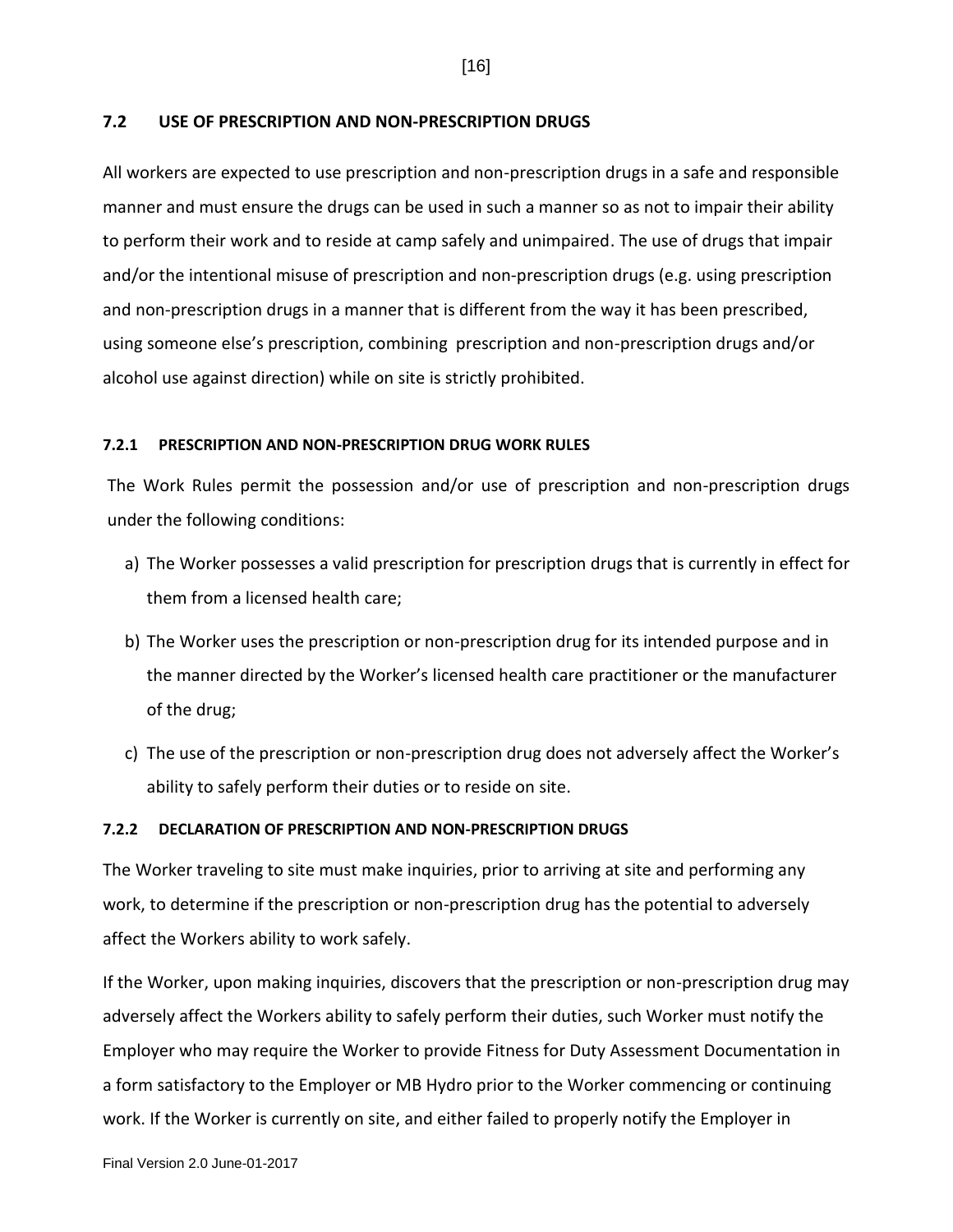## 7.2 USE OF PRESCRIPTION AND NON-PRESCRIPTION DRUGS

All workers are expected to use prescription and non-prescription drugs in a safe and responsible manner and must ensure the drugs can be used in such a manner so as not to impair their ability to perform their work and to reside at camp safely and unimpaired. The use of drugs that impair and/or the intentional misuse of prescription and non-prescription drugs (e.g. using prescription and non-prescription drugs in a manner that is different from the way it has been prescribed, using someone else's prescription, combining prescription and non-prescription drugs and/or alcohol use against direction) while on site is strictly prohibited.

### 7.2.1 PRESCRIPTION AND NON-PRESCRIPTION DRUG WORK RULES

The Work Rules permit the possession and/or use of prescription and non-prescription drugs under the following conditions:

a) The Worker possesses a valid prescription for prescription drugs that is currently in effect for them from a licensed health care;

b) The Worker uses the prescription or non-prescription drug for its intended purpose and in the manner directed by the Worker's licensed health care practitioner or the manufacturer of the drug;

c) The use of the prescription or non-prescription drug does not adversely affect the Worker's ability to safely perform their duties or to reside on site.

### 7.2.2 DECLARATION OF PRESCRIPTION AND NON-PRESCRIPTION DRUGS

The Worker traveling to site must make inquiries, prior to arriving at site and performing any work, to determine if the prescription or non-prescription drug has the potential to adversely affect the Workers ability to work safely.

If the Worker, upon making inquiries, discovers that the prescription or non-prescription drug may adversely affect the Workers ability to safely perform their duties, such Worker must notify the Employer who may require the Worker to provide Fitness for Duty Assessment Documentation in a form satisfactory to the Employer or MB Hydro prior to the Worker commencing or continuing work. If the Worker is currently on site, and either failed to properly notify the Employer in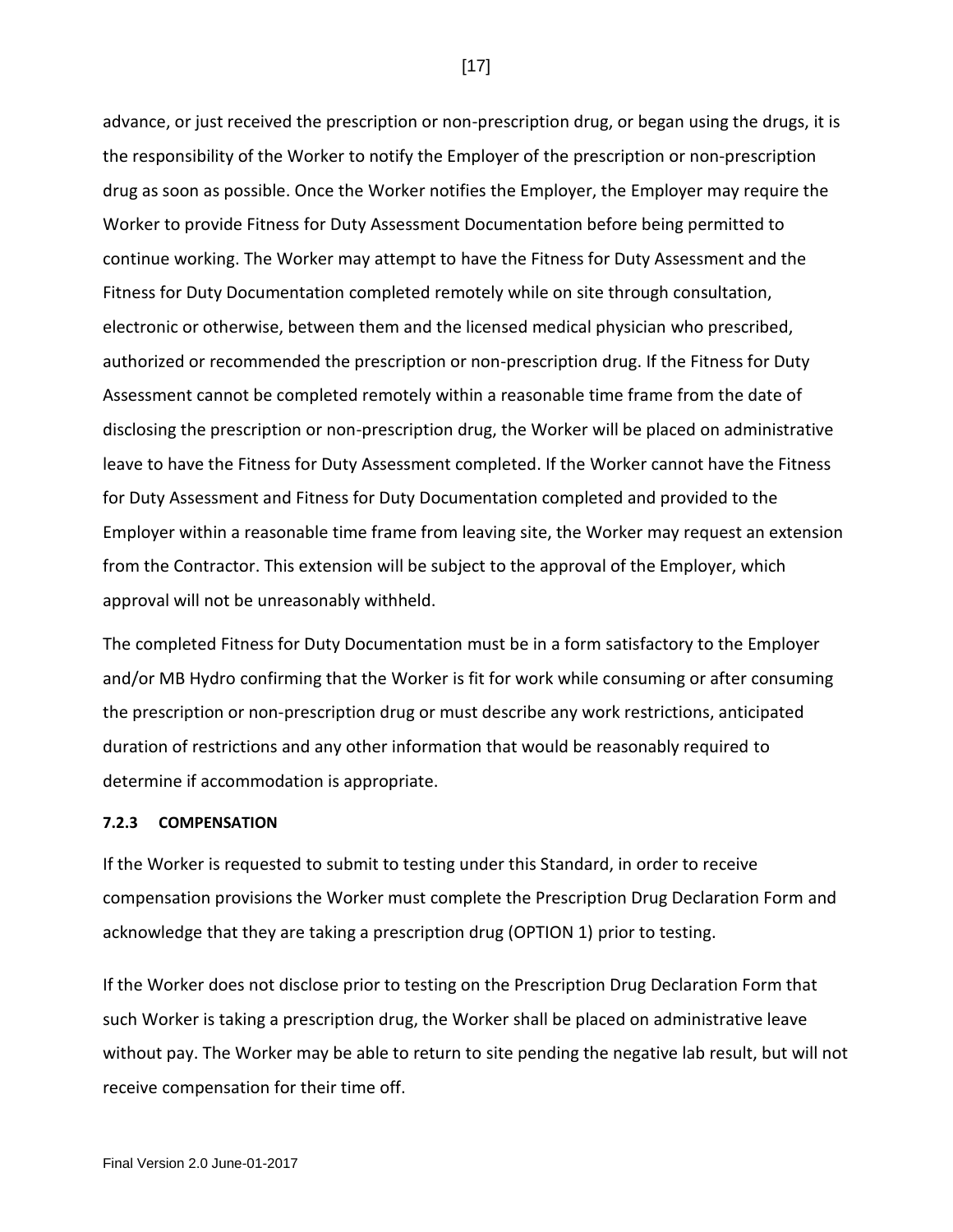advance, or just received the prescription or non-prescription drug, or began using the drugs, it is the responsibility of the Worker to notify the Employer of the prescription or non-prescription drug as soon as possible. Once the Worker notifies the Employer, the Employer may require the Worker to provide Fitness for Duty Assessment Documentation before being permitted to continue working. The Worker may attempt to have the Fitness for Duty Assessment and the Fitness for Duty Documentation completed remotely while on site through consultation, electronic or otherwise, between them and the licensed medical physician who prescribed, authorized or recommended the prescription or non-prescription drug. If the Fitness for Duty Assessment cannot be completed remotely within a reasonable time frame from the date of disclosing the prescription or non-prescription drug, the Worker will be placed on administrative leave to have the Fitness for Duty Assessment completed. If the Worker cannot have the Fitness for Duty Assessment and Fitness for Duty Documentation completed and provided to the Employer within a reasonable time frame from leaving site, the Worker may request an extension from the Contractor. This extension will be subject to the approval of the Employer, which approval will not be unreasonably withheld.

The completed Fitness for Duty Documentation must be in a form satisfactory to the Employer and/or MB Hydro confirming that the Worker is fit for work while consuming or after consuming the prescription or non-prescription drug or must describe any work restrictions, anticipated duration of restrictions and any other information that would be reasonably required to determine if accommodation is appropriate.

#### 7.2.3 COMPENSATION

If the Worker is requested to submit to testing under this Standard, in order to receive compensation provisions the Worker must complete the Prescription Drug Declaration Form and acknowledge that they are taking a prescription drug (OPTION 1) prior to testing.

If the Worker does not disclose prior to testing on the Prescription Drug Declaration Form that such Worker is taking a prescription drug, the Worker shall be placed on administrative leave without pay. The Worker may be able to return to site pending the negative lab result, but will not receive compensation for their time off.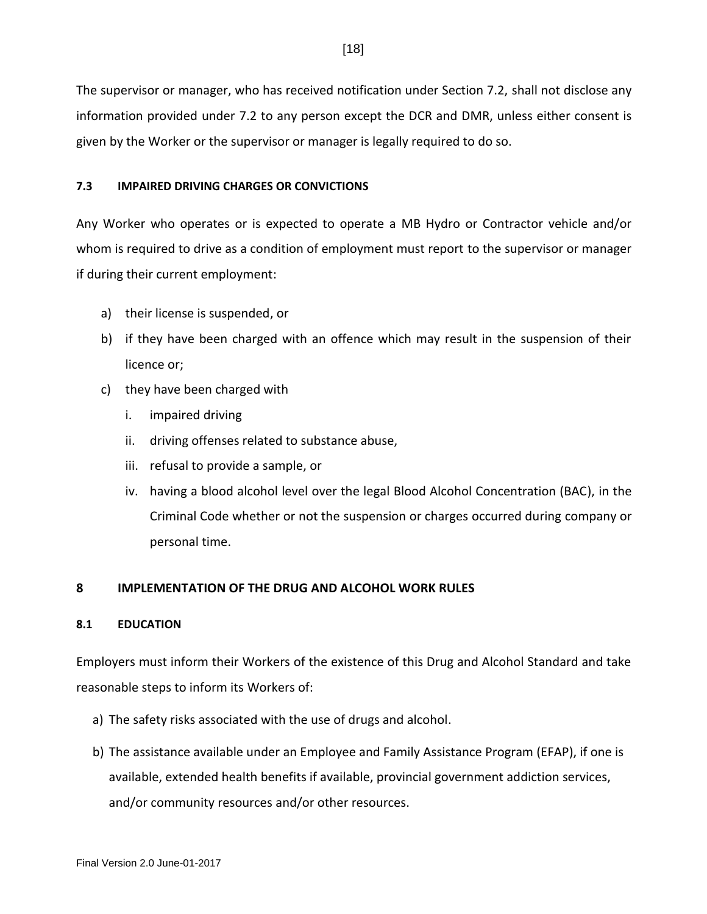The supervisor or manager, who has received notification under Section 7.2, shall not disclose any information provided under 7.2 to any person except the DCR and DMR, unless either consent is given by the Worker or the supervisor or manager is legally required to do so.

### 7.3 IMPAIRED DRIVING CHARGES OR CONVICTIONS

Any Worker who operates or is expected to operate a MB Hydro or Contractor vehicle and/or whom is required to drive as a condition of employment must report to the supervisor or manager if during their current employment:

a) their license is suspended, or
b) if they have been charged with an offence which may result in the suspension of their licence or;
c) they have been charged with
   i. impaired driving
   ii. driving offenses related to substance abuse,
   iii. refusal to provide a sample, or
   iv. having a blood alcohol level over the legal Blood Alcohol Concentration (BAC), in the Criminal Code whether or not the suspension or charges occurred during company or personal time.

## 8 IMPLEMENTATION OF THE DRUG AND ALCOHOL WORK RULES

### 8.1 EDUCATION

Employers must inform their Workers of the existence of this Drug and Alcohol Standard and take reasonable steps to inform its Workers of:

a) The safety risks associated with the use of drugs and alcohol.
b) The assistance available under an Employee and Family Assistance Program (EFAP), if one is available, extended health benefits if available, provincial government addiction services, and/or community resources and/or other resources.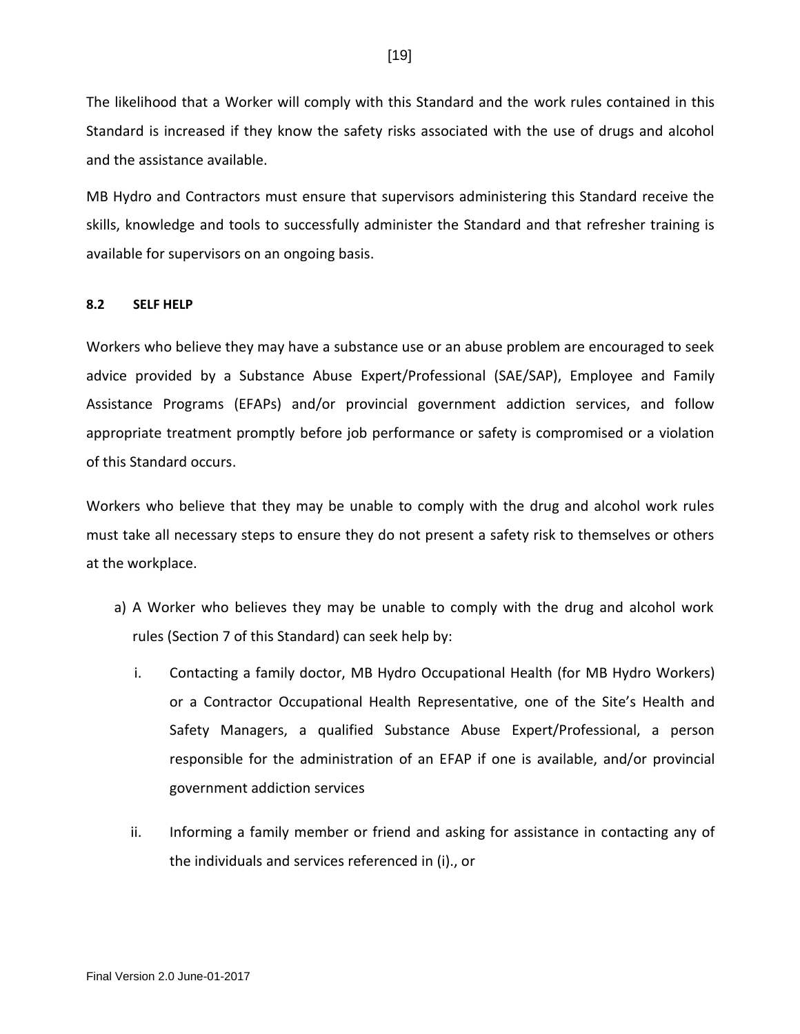The likelihood that a Worker will comply with this Standard and the work rules contained in this Standard is increased if they know the safety risks associated with the use of drugs and alcohol and the assistance available.

MB Hydro and Contractors must ensure that supervisors administering this Standard receive the skills, knowledge and tools to successfully administer the Standard and that refresher training is available for supervisors on an ongoing basis.

### 8.2 SELF HELP

Workers who believe they may have a substance use or an abuse problem are encouraged to seek advice provided by a Substance Abuse Expert/Professional (SAE/SAP), Employee and Family Assistance Programs (EFAPs) and/or provincial government addiction services, and follow appropriate treatment promptly before job performance or safety is compromised or a violation of this Standard occurs.

Workers who believe that they may be unable to comply with the drug and alcohol work rules must take all necessary steps to ensure they do not present a safety risk to themselves or others at the workplace.

a) A Worker who believes they may be unable to comply with the drug and alcohol work rules (Section 7 of this Standard) can seek help by:

   i. Contacting a family doctor, MB Hydro Occupational Health (for MB Hydro Workers) or a Contractor Occupational Health Representative, one of the Site's Health and Safety Managers, a qualified Substance Abuse Expert/Professional, a person responsible for the administration of an EFAP if one is available, and/or provincial government addiction services

   ii. Informing a family member or friend and asking for assistance in contacting any of the individuals and services referenced in (i)., or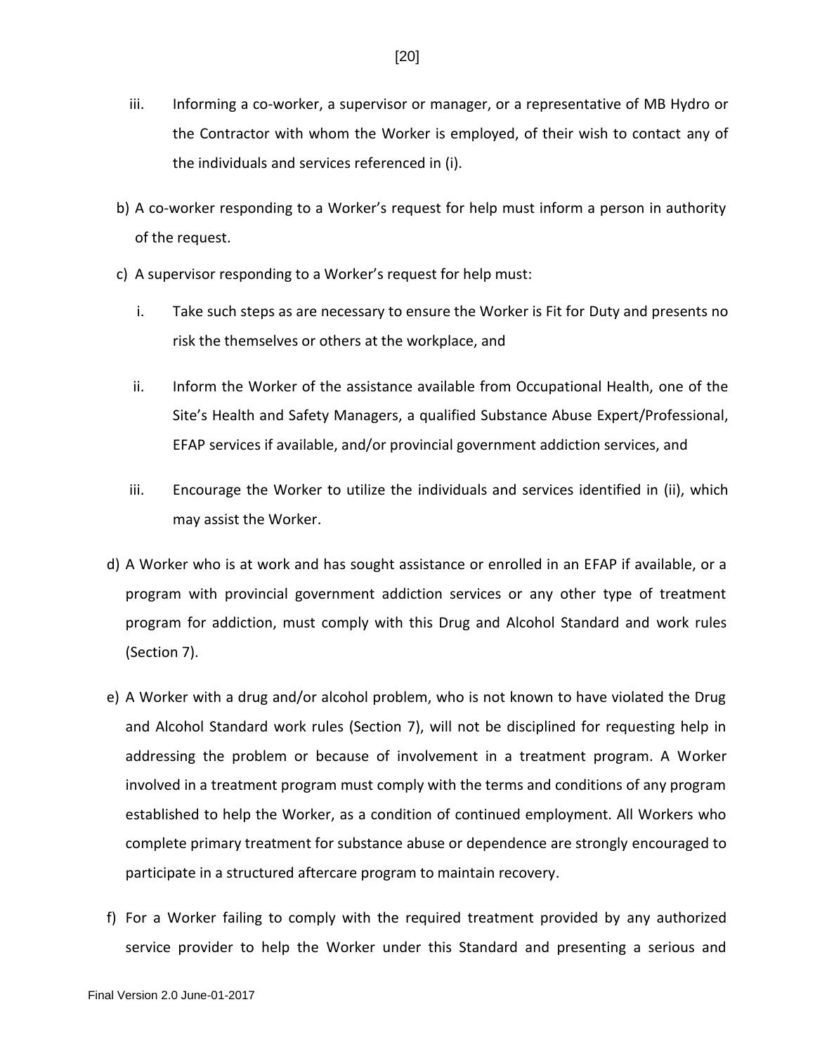iii. Informing a co-worker, a supervisor or manager, or a representative of MB Hydro or the Contractor with whom the Worker is employed, of their wish to contact any of the individuals and services referenced in (i).

b) A co-worker responding to a Worker's request for help must inform a person in authority of the request.

c) A supervisor responding to a Worker's request for help must:

   i. Take such steps as are necessary to ensure the Worker is Fit for Duty and presents no risk the themselves or others at the workplace, and

   ii. Inform the Worker of the assistance available from Occupational Health, one of the Site's Health and Safety Managers, a qualified Substance Abuse Expert/Professional, EFAP services if available, and/or provincial government addiction services, and

   iii. Encourage the Worker to utilize the individuals and services identified in (ii), which may assist the Worker.

d) A Worker who is at work and has sought assistance or enrolled in an EFAP if available, or a program with provincial government addiction services or any other type of treatment program for addiction, must comply with this Drug and Alcohol Standard and work rules (Section 7).

e) A Worker with a drug and/or alcohol problem, who is not known to have violated the Drug and Alcohol Standard work rules (Section 7), will not be disciplined for requesting help in addressing the problem or because of involvement in a treatment program. A Worker involved in a treatment program must comply with the terms and conditions of any program established to help the Worker, as a condition of continued employment. All Workers who complete primary treatment for substance abuse or dependence are strongly encouraged to participate in a structured aftercare program to maintain recovery.

f) For a Worker failing to comply with the required treatment provided by any authorized service provider to help the Worker under this Standard and presenting a serious and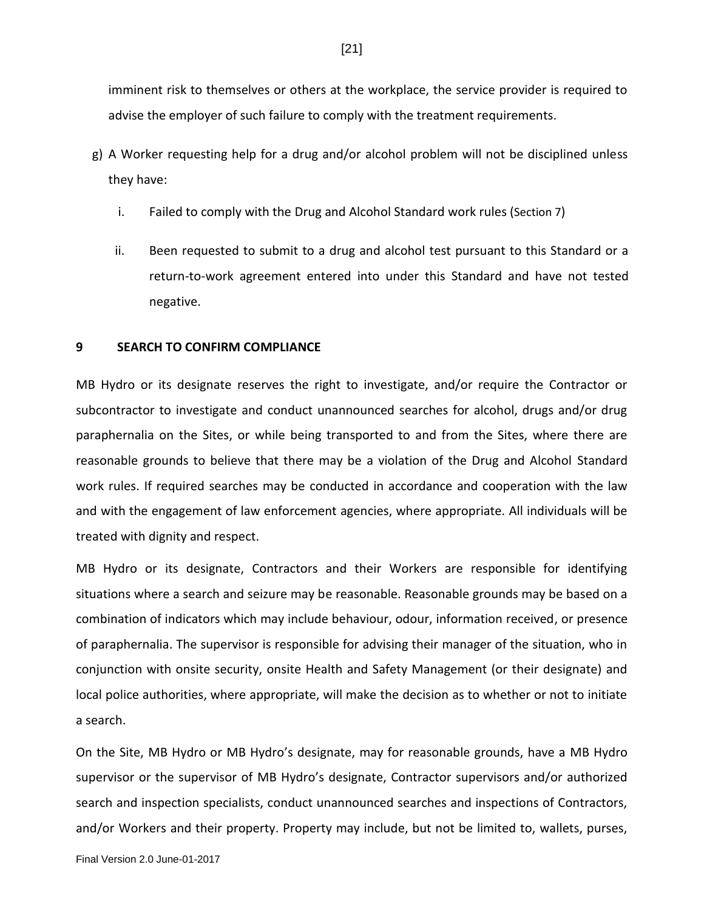imminent risk to themselves or others at the workplace, the service provider is required to advise the employer of such failure to comply with the treatment requirements.

g) A Worker requesting help for a drug and/or alcohol problem will not be disciplined unless they have:

   i. Failed to comply with the Drug and Alcohol Standard work rules (Section 7)

   ii. Been requested to submit to a drug and alcohol test pursuant to this Standard or a return-to-work agreement entered into under this Standard and have not tested negative.

## 9 SEARCH TO CONFIRM COMPLIANCE

MB Hydro or its designate reserves the right to investigate, and/or require the Contractor or subcontractor to investigate and conduct unannounced searches for alcohol, drugs and/or drug paraphernalia on the Sites, or while being transported to and from the Sites, where there are reasonable grounds to believe that there may be a violation of the Drug and Alcohol Standard work rules. If required searches may be conducted in accordance and cooperation with the law and with the engagement of law enforcement agencies, where appropriate. All individuals will be treated with dignity and respect.

MB Hydro or its designate, Contractors and their Workers are responsible for identifying situations where a search and seizure may be reasonable. Reasonable grounds may be based on a combination of indicators which may include behaviour, odour, information received, or presence of paraphernalia. The supervisor is responsible for advising their manager of the situation, who in conjunction with onsite security, onsite Health and Safety Management (or their designate) and local police authorities, where appropriate, will make the decision as to whether or not to initiate a search.

On the Site, MB Hydro or MB Hydro's designate, may for reasonable grounds, have a MB Hydro supervisor or the supervisor of MB Hydro's designate, Contractor supervisors and/or authorized search and inspection specialists, conduct unannounced searches and inspections of Contractors, and/or Workers and their property. Property may include, but not be limited to, wallets, purses,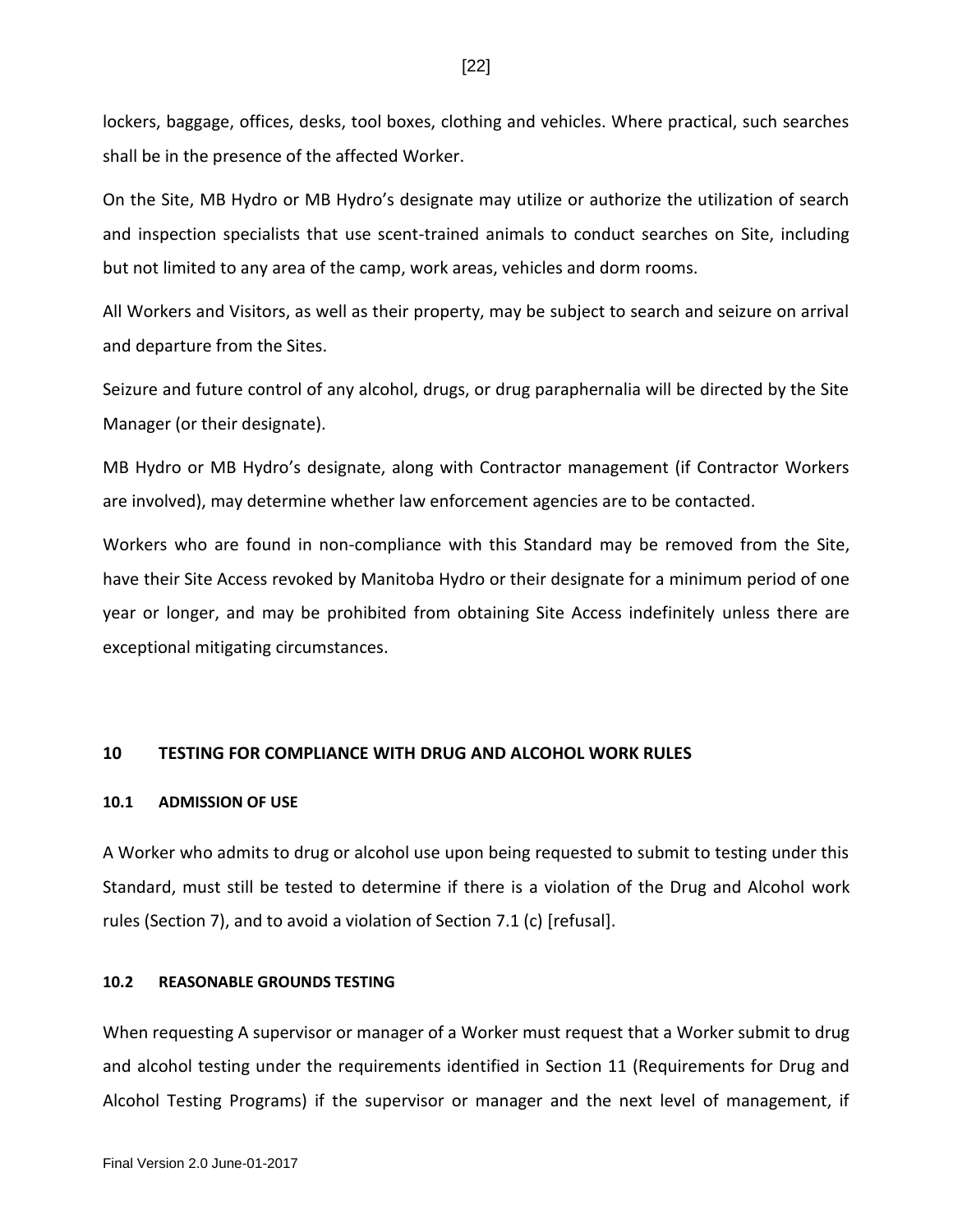lockers, baggage, offices, desks, tool boxes, clothing and vehicles. Where practical, such searches shall be in the presence of the affected Worker.

On the Site, MB Hydro or MB Hydro's designate may utilize or authorize the utilization of search and inspection specialists that use scent-trained animals to conduct searches on Site, including but not limited to any area of the camp, work areas, vehicles and dorm rooms.

All Workers and Visitors, as well as their property, may be subject to search and seizure on arrival and departure from the Sites.

Seizure and future control of any alcohol, drugs, or drug paraphernalia will be directed by the Site Manager (or their designate).

MB Hydro or MB Hydro's designate, along with Contractor management (if Contractor Workers are involved), may determine whether law enforcement agencies are to be contacted.

Workers who are found in non-compliance with this Standard may be removed from the Site, have their Site Access revoked by Manitoba Hydro or their designate for a minimum period of one year or longer, and may be prohibited from obtaining Site Access indefinitely unless there are exceptional mitigating circumstances.

## 10 TESTING FOR COMPLIANCE WITH DRUG AND ALCOHOL WORK RULES

### 10.1 ADMISSION OF USE

A Worker who admits to drug or alcohol use upon being requested to submit to testing under this Standard, must still be tested to determine if there is a violation of the Drug and Alcohol work rules (Section 7), and to avoid a violation of Section 7.1 (c) [refusal].

### 10.2 REASONABLE GROUNDS TESTING

When requesting A supervisor or manager of a Worker must request that a Worker submit to drug and alcohol testing under the requirements identified in Section 11 (Requirements for Drug and Alcohol Testing Programs) if the supervisor or manager and the next level of management, if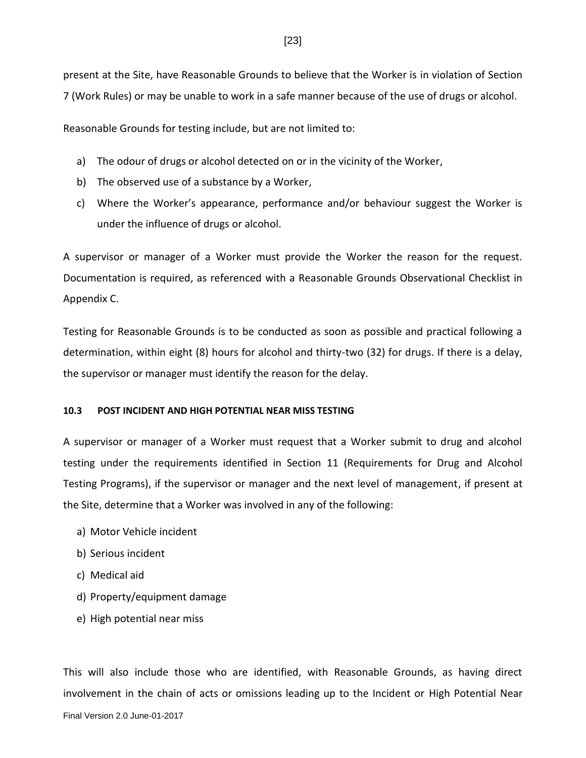present at the Site, have Reasonable Grounds to believe that the Worker is in violation of Section 7 (Work Rules) or may be unable to work in a safe manner because of the use of drugs or alcohol.

Reasonable Grounds for testing include, but are not limited to:

a) The odour of drugs or alcohol detected on or in the vicinity of the Worker,
b) The observed use of a substance by a Worker,
c) Where the Worker's appearance, performance and/or behaviour suggest the Worker is under the influence of drugs or alcohol.

A supervisor or manager of a Worker must provide the Worker the reason for the request. Documentation is required, as referenced with a Reasonable Grounds Observational Checklist in Appendix C.

Testing for Reasonable Grounds is to be conducted as soon as possible and practical following a determination, within eight (8) hours for alcohol and thirty-two (32) for drugs. If there is a delay, the supervisor or manager must identify the reason for the delay.

### 10.3 POST INCIDENT AND HIGH POTENTIAL NEAR MISS TESTING

A supervisor or manager of a Worker must request that a Worker submit to drug and alcohol testing under the requirements identified in Section 11 (Requirements for Drug and Alcohol Testing Programs), if the supervisor or manager and the next level of management, if present at the Site, determine that a Worker was involved in any of the following:

a) Motor Vehicle incident
b) Serious incident
c) Medical aid
d) Property/equipment damage
e) High potential near miss

This will also include those who are identified, with Reasonable Grounds, as having direct involvement in the chain of acts or omissions leading up to the Incident or High Potential Near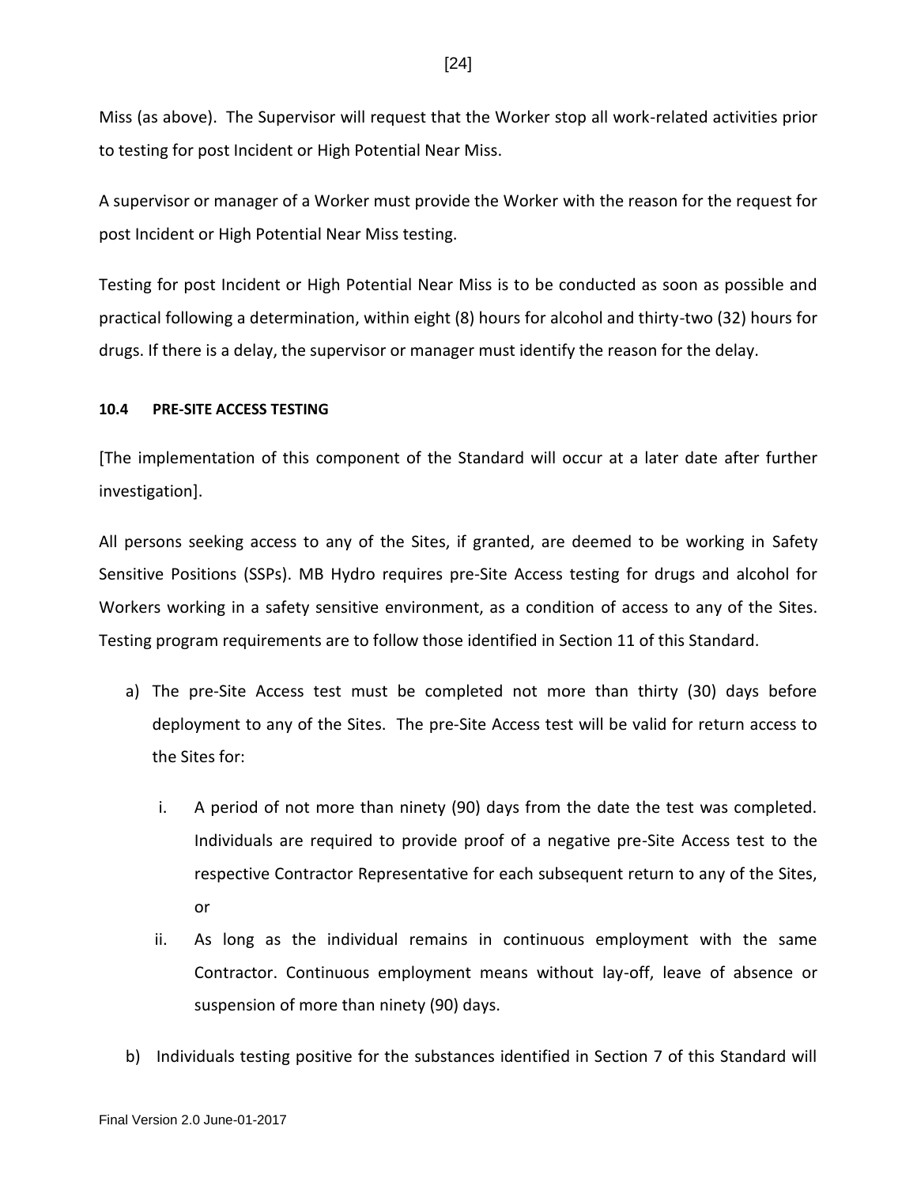Miss (as above). The Supervisor will request that the Worker stop all work-related activities prior to testing for post Incident or High Potential Near Miss.

A supervisor or manager of a Worker must provide the Worker with the reason for the request for post Incident or High Potential Near Miss testing.

Testing for post Incident or High Potential Near Miss is to be conducted as soon as possible and practical following a determination, within eight (8) hours for alcohol and thirty-two (32) hours for drugs. If there is a delay, the supervisor or manager must identify the reason for the delay.

#### 10.4 PRE-SITE ACCESS TESTING

[The implementation of this component of the Standard will occur at a later date after further investigation].

All persons seeking access to any of the Sites, if granted, are deemed to be working in Safety Sensitive Positions (SSPs). MB Hydro requires pre-Site Access testing for drugs and alcohol for Workers working in a safety sensitive environment, as a condition of access to any of the Sites. Testing program requirements are to follow those identified in Section 11 of this Standard.

a) The pre-Site Access test must be completed not more than thirty (30) days before deployment to any of the Sites. The pre-Site Access test will be valid for return access to the Sites for:

   i. A period of not more than ninety (90) days from the date the test was completed. Individuals are required to provide proof of a negative pre-Site Access test to the respective Contractor Representative for each subsequent return to any of the Sites, or

   ii. As long as the individual remains in continuous employment with the same Contractor. Continuous employment means without lay-off, leave of absence or suspension of more than ninety (90) days.

b) Individuals testing positive for the substances identified in Section 7 of this Standard will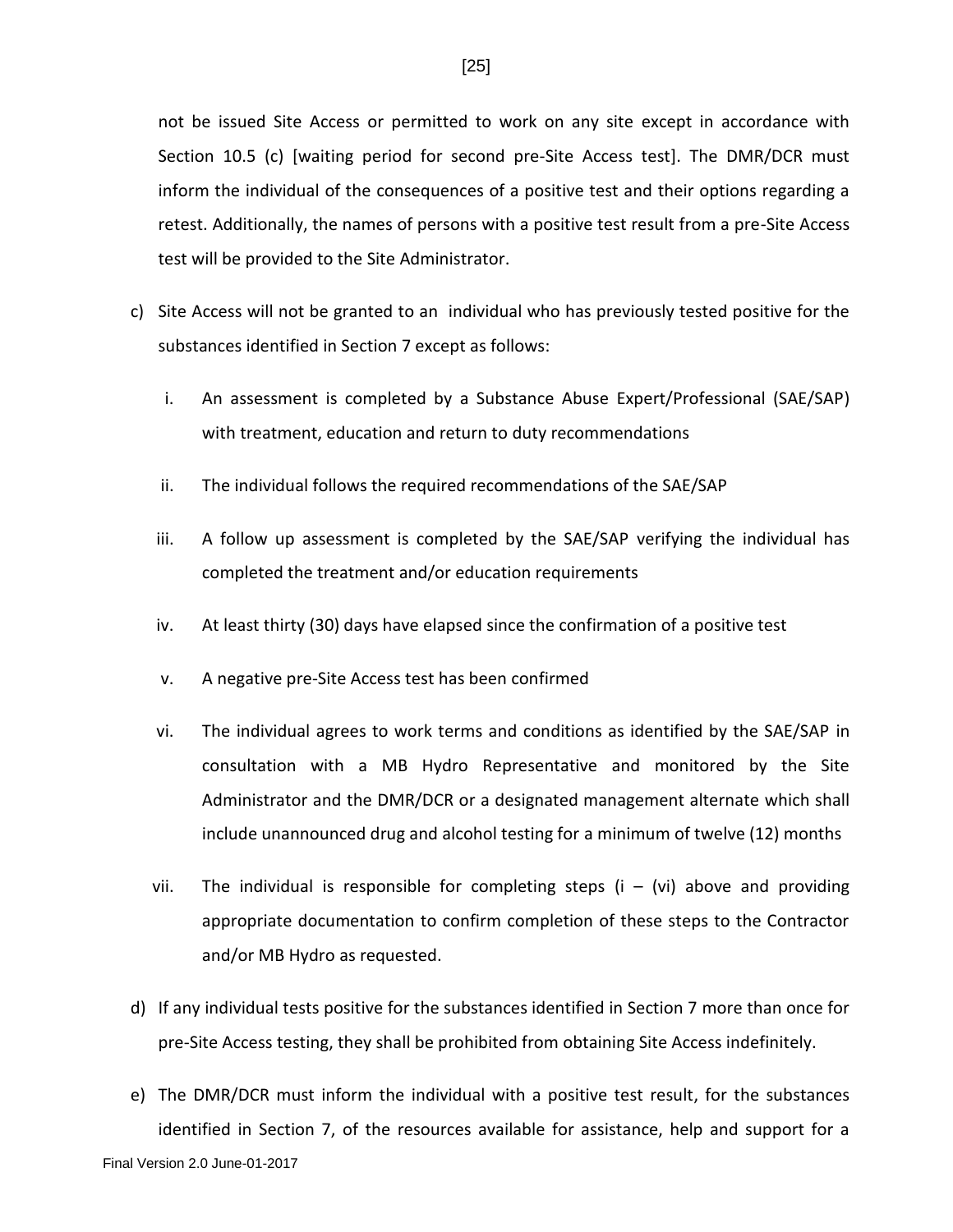not be issued Site Access or permitted to work on any site except in accordance with Section 10.5 (c) [waiting period for second pre-Site Access test]. The DMR/DCR must inform the individual of the consequences of a positive test and their options regarding a retest. Additionally, the names of persons with a positive test result from a pre-Site Access test will be provided to the Site Administrator.

c) Site Access will not be granted to an individual who has previously tested positive for the substances identified in Section 7 except as follows:

   i. An assessment is completed by a Substance Abuse Expert/Professional (SAE/SAP) with treatment, education and return to duty recommendations

   ii. The individual follows the required recommendations of the SAE/SAP

   iii. A follow up assessment is completed by the SAE/SAP verifying the individual has completed the treatment and/or education requirements

   iv. At least thirty (30) days have elapsed since the confirmation of a positive test

   v. A negative pre-Site Access test has been confirmed

   vi. The individual agrees to work terms and conditions as identified by the SAE/SAP in consultation with a MB Hydro Representative and monitored by the Site Administrator and the DMR/DCR or a designated management alternate which shall include unannounced drug and alcohol testing for a minimum of twelve (12) months

   vii. The individual is responsible for completing steps (i – (vi) above and providing appropriate documentation to confirm completion of these steps to the Contractor and/or MB Hydro as requested.

d) If any individual tests positive for the substances identified in Section 7 more than once for pre-Site Access testing, they shall be prohibited from obtaining Site Access indefinitely.

e) The DMR/DCR must inform the individual with a positive test result, for the substances identified in Section 7, of the resources available for assistance, help and support for a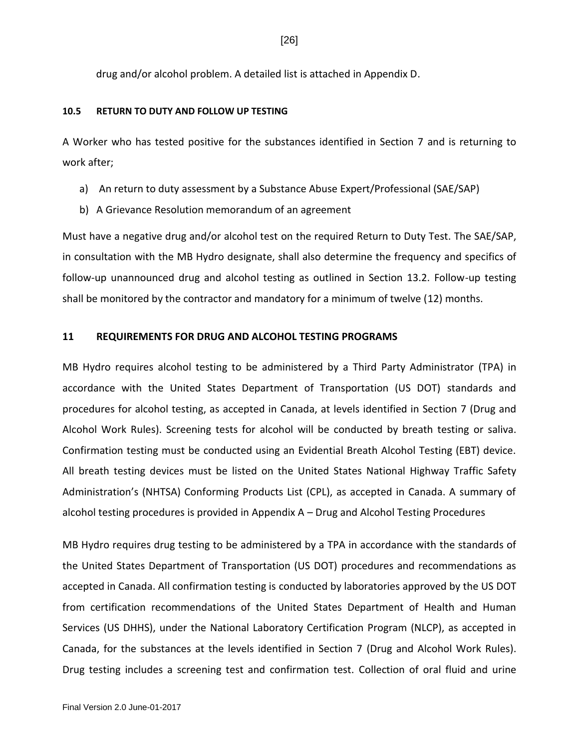drug and/or alcohol problem. A detailed list is attached in Appendix D.

### 10.5 RETURN TO DUTY AND FOLLOW UP TESTING

A Worker who has tested positive for the substances identified in Section 7 and is returning to work after;

a) An return to duty assessment by a Substance Abuse Expert/Professional (SAE/SAP)
b) A Grievance Resolution memorandum of an agreement

Must have a negative drug and/or alcohol test on the required Return to Duty Test. The SAE/SAP, in consultation with the MB Hydro designate, shall also determine the frequency and specifics of follow-up unannounced drug and alcohol testing as outlined in Section 13.2. Follow-up testing shall be monitored by the contractor and mandatory for a minimum of twelve (12) months.

## 11 REQUIREMENTS FOR DRUG AND ALCOHOL TESTING PROGRAMS

MB Hydro requires alcohol testing to be administered by a Third Party Administrator (TPA) in accordance with the United States Department of Transportation (US DOT) standards and procedures for alcohol testing, as accepted in Canada, at levels identified in Section 7 (Drug and Alcohol Work Rules). Screening tests for alcohol will be conducted by breath testing or saliva. Confirmation testing must be conducted using an Evidential Breath Alcohol Testing (EBT) device. All breath testing devices must be listed on the United States National Highway Traffic Safety Administration's (NHTSA) Conforming Products List (CPL), as accepted in Canada. A summary of alcohol testing procedures is provided in Appendix A – Drug and Alcohol Testing Procedures

MB Hydro requires drug testing to be administered by a TPA in accordance with the standards of the United States Department of Transportation (US DOT) procedures and recommendations as accepted in Canada. All confirmation testing is conducted by laboratories approved by the US DOT from certification recommendations of the United States Department of Health and Human Services (US DHHS), under the National Laboratory Certification Program (NLCP), as accepted in Canada, for the substances at the levels identified in Section 7 (Drug and Alcohol Work Rules). Drug testing includes a screening test and confirmation test. Collection of oral fluid and urine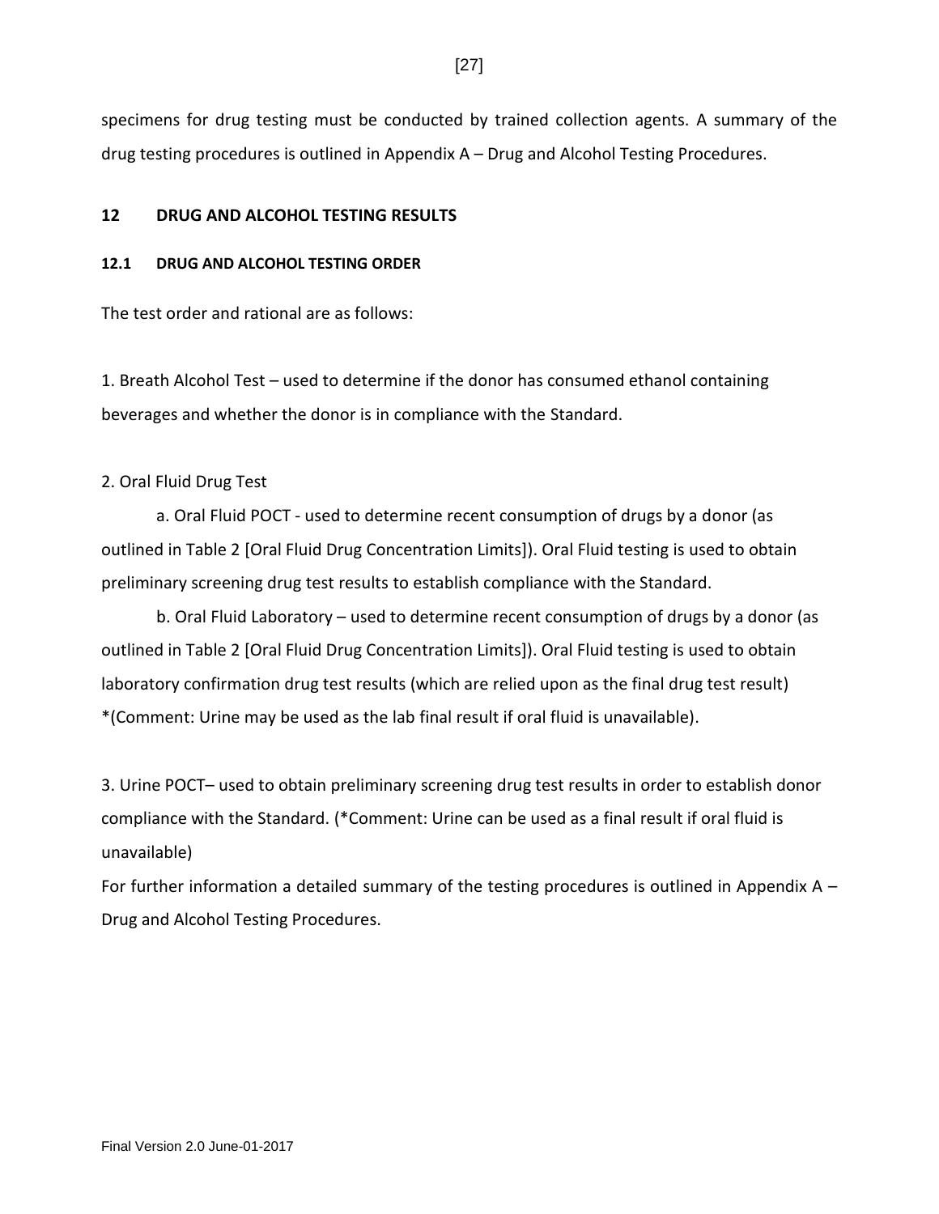specimens for drug testing must be conducted by trained collection agents. A summary of the drug testing procedures is outlined in Appendix A – Drug and Alcohol Testing Procedures.

## 12 DRUG AND ALCOHOL TESTING RESULTS

### 12.1 DRUG AND ALCOHOL TESTING ORDER

The test order and rational are as follows:

1. Breath Alcohol Test – used to determine if the donor has consumed ethanol containing beverages and whether the donor is in compliance with the Standard.

2. Oral Fluid Drug Test

   a. Oral Fluid POCT - used to determine recent consumption of drugs by a donor (as outlined in Table 2 [Oral Fluid Drug Concentration Limits]). Oral Fluid testing is used to obtain preliminary screening drug test results to establish compliance with the Standard.

   b. Oral Fluid Laboratory – used to determine recent consumption of drugs by a donor (as outlined in Table 2 [Oral Fluid Drug Concentration Limits]). Oral Fluid testing is used to obtain laboratory confirmation drug test results (which are relied upon as the final drug test result) *(Comment: Urine may be used as the lab final result if oral fluid is unavailable).

3. Urine POCT– used to obtain preliminary screening drug test results in order to establish donor compliance with the Standard. (*Comment: Urine can be used as a final result if oral fluid is unavailable)

For further information a detailed summary of the testing procedures is outlined in Appendix A – Drug and Alcohol Testing Procedures.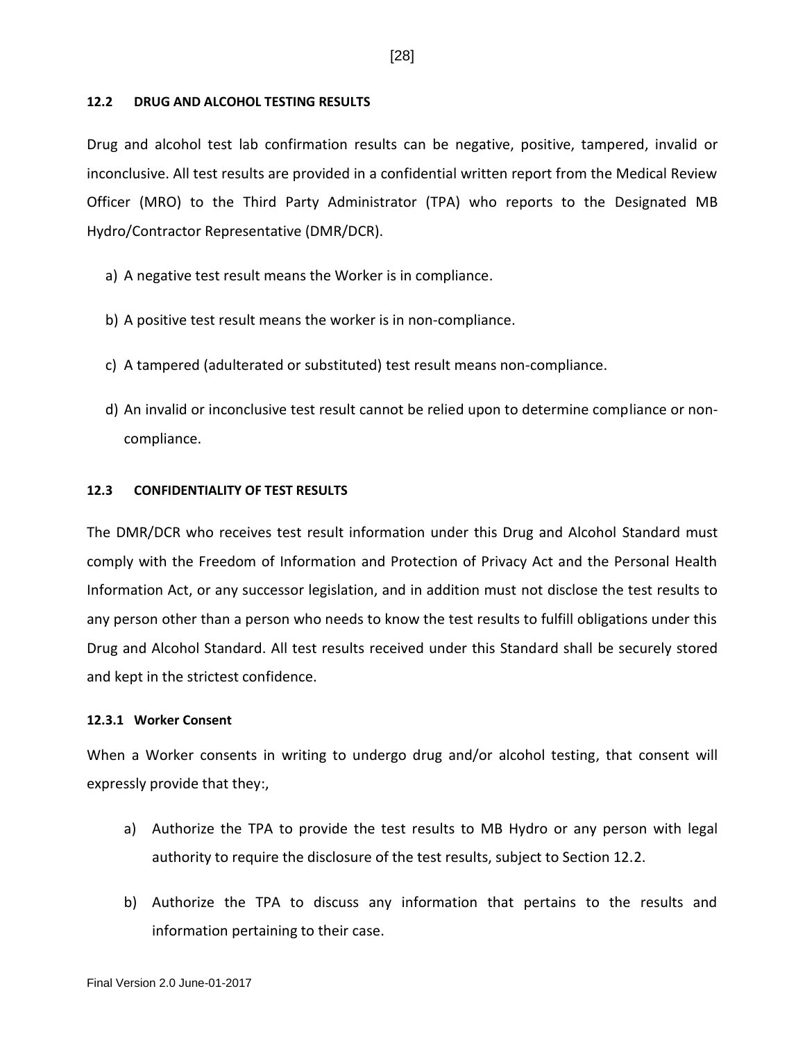### 12.2 DRUG AND ALCOHOL TESTING RESULTS

Drug and alcohol test lab confirmation results can be negative, positive, tampered, invalid or inconclusive. All test results are provided in a confidential written report from the Medical Review Officer (MRO) to the Third Party Administrator (TPA) who reports to the Designated MB Hydro/Contractor Representative (DMR/DCR).

a) A negative test result means the Worker is in compliance.

b) A positive test result means the worker is in non-compliance.

c) A tampered (adulterated or substituted) test result means non-compliance.

d) An invalid or inconclusive test result cannot be relied upon to determine compliance or non-compliance.

### 12.3 CONFIDENTIALITY OF TEST RESULTS

The DMR/DCR who receives test result information under this Drug and Alcohol Standard must comply with the Freedom of Information and Protection of Privacy Act and the Personal Health Information Act, or any successor legislation, and in addition must not disclose the test results to any person other than a person who needs to know the test results to fulfill obligations under this Drug and Alcohol Standard. All test results received under this Standard shall be securely stored and kept in the strictest confidence.

#### 12.3.1 Worker Consent

When a Worker consents in writing to undergo drug and/or alcohol testing, that consent will expressly provide that they:,

a) Authorize the TPA to provide the test results to MB Hydro or any person with legal authority to require the disclosure of the test results, subject to Section 12.2.

b) Authorize the TPA to discuss any information that pertains to the results and information pertaining to their case.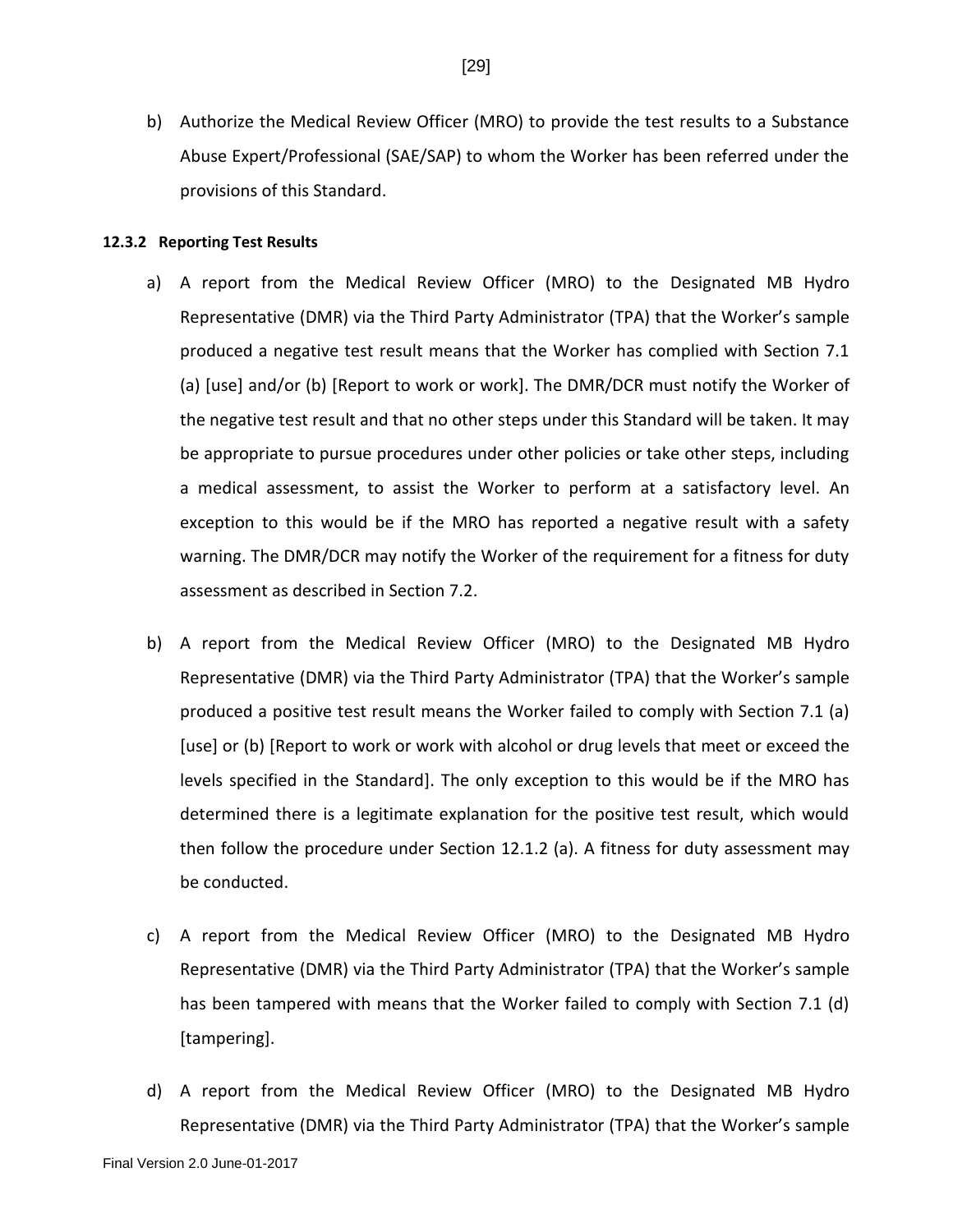b) Authorize the Medical Review Officer (MRO) to provide the test results to a Substance Abuse Expert/Professional (SAE/SAP) to whom the Worker has been referred under the provisions of this Standard.

#### 12.3.2 Reporting Test Results

a) A report from the Medical Review Officer (MRO) to the Designated MB Hydro Representative (DMR) via the Third Party Administrator (TPA) that the Worker's sample produced a negative test result means that the Worker has complied with Section 7.1 (a) [use] and/or (b) [Report to work or work]. The DMR/DCR must notify the Worker of the negative test result and that no other steps under this Standard will be taken. It may be appropriate to pursue procedures under other policies or take other steps, including a medical assessment, to assist the Worker to perform at a satisfactory level. An exception to this would be if the MRO has reported a negative result with a safety warning. The DMR/DCR may notify the Worker of the requirement for a fitness for duty assessment as described in Section 7.2.

b) A report from the Medical Review Officer (MRO) to the Designated MB Hydro Representative (DMR) via the Third Party Administrator (TPA) that the Worker's sample produced a positive test result means the Worker failed to comply with Section 7.1 (a) [use] or (b) [Report to work or work with alcohol or drug levels that meet or exceed the levels specified in the Standard]. The only exception to this would be if the MRO has determined there is a legitimate explanation for the positive test result, which would then follow the procedure under Section 12.1.2 (a). A fitness for duty assessment may be conducted.

c) A report from the Medical Review Officer (MRO) to the Designated MB Hydro Representative (DMR) via the Third Party Administrator (TPA) that the Worker's sample has been tampered with means that the Worker failed to comply with Section 7.1 (d) [tampering].

d) A report from the Medical Review Officer (MRO) to the Designated MB Hydro Representative (DMR) via the Third Party Administrator (TPA) that the Worker's sample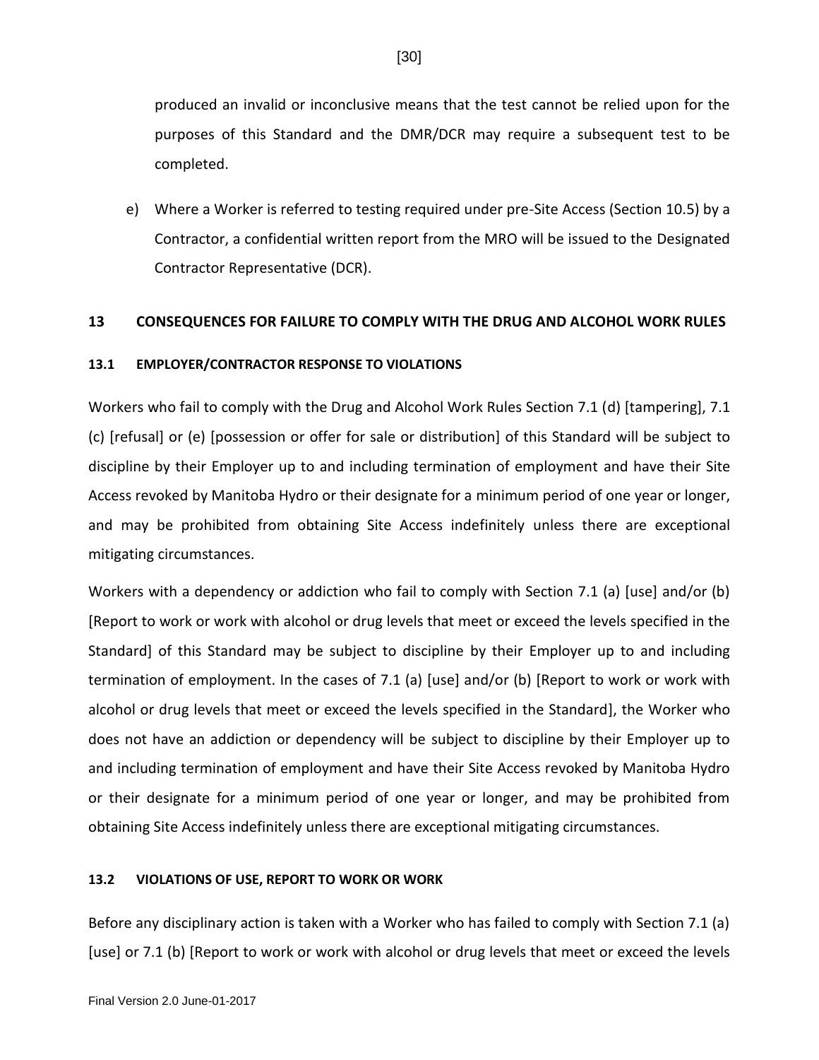produced an invalid or inconclusive means that the test cannot be relied upon for the purposes of this Standard and the DMR/DCR may require a subsequent test to be completed.

e) Where a Worker is referred to testing required under pre-Site Access (Section 10.5) by a Contractor, a confidential written report from the MRO will be issued to the Designated Contractor Representative (DCR).

## 13 CONSEQUENCES FOR FAILURE TO COMPLY WITH THE DRUG AND ALCOHOL WORK RULES

### 13.1 EMPLOYER/CONTRACTOR RESPONSE TO VIOLATIONS

Workers who fail to comply with the Drug and Alcohol Work Rules Section 7.1 (d) [tampering], 7.1 (c) [refusal] or (e) [possession or offer for sale or distribution] of this Standard will be subject to discipline by their Employer up to and including termination of employment and have their Site Access revoked by Manitoba Hydro or their designate for a minimum period of one year or longer, and may be prohibited from obtaining Site Access indefinitely unless there are exceptional mitigating circumstances.

Workers with a dependency or addiction who fail to comply with Section 7.1 (a) [use] and/or (b) [Report to work or work with alcohol or drug levels that meet or exceed the levels specified in the Standard] of this Standard may be subject to discipline by their Employer up to and including termination of employment. In the cases of 7.1 (a) [use] and/or (b) [Report to work or work with alcohol or drug levels that meet or exceed the levels specified in the Standard], the Worker who does not have an addiction or dependency will be subject to discipline by their Employer up to and including termination of employment and have their Site Access revoked by Manitoba Hydro or their designate for a minimum period of one year or longer, and may be prohibited from obtaining Site Access indefinitely unless there are exceptional mitigating circumstances.

### 13.2 VIOLATIONS OF USE, REPORT TO WORK OR WORK

Before any disciplinary action is taken with a Worker who has failed to comply with Section 7.1 (a) [use] or 7.1 (b) [Report to work or work with alcohol or drug levels that meet or exceed the levels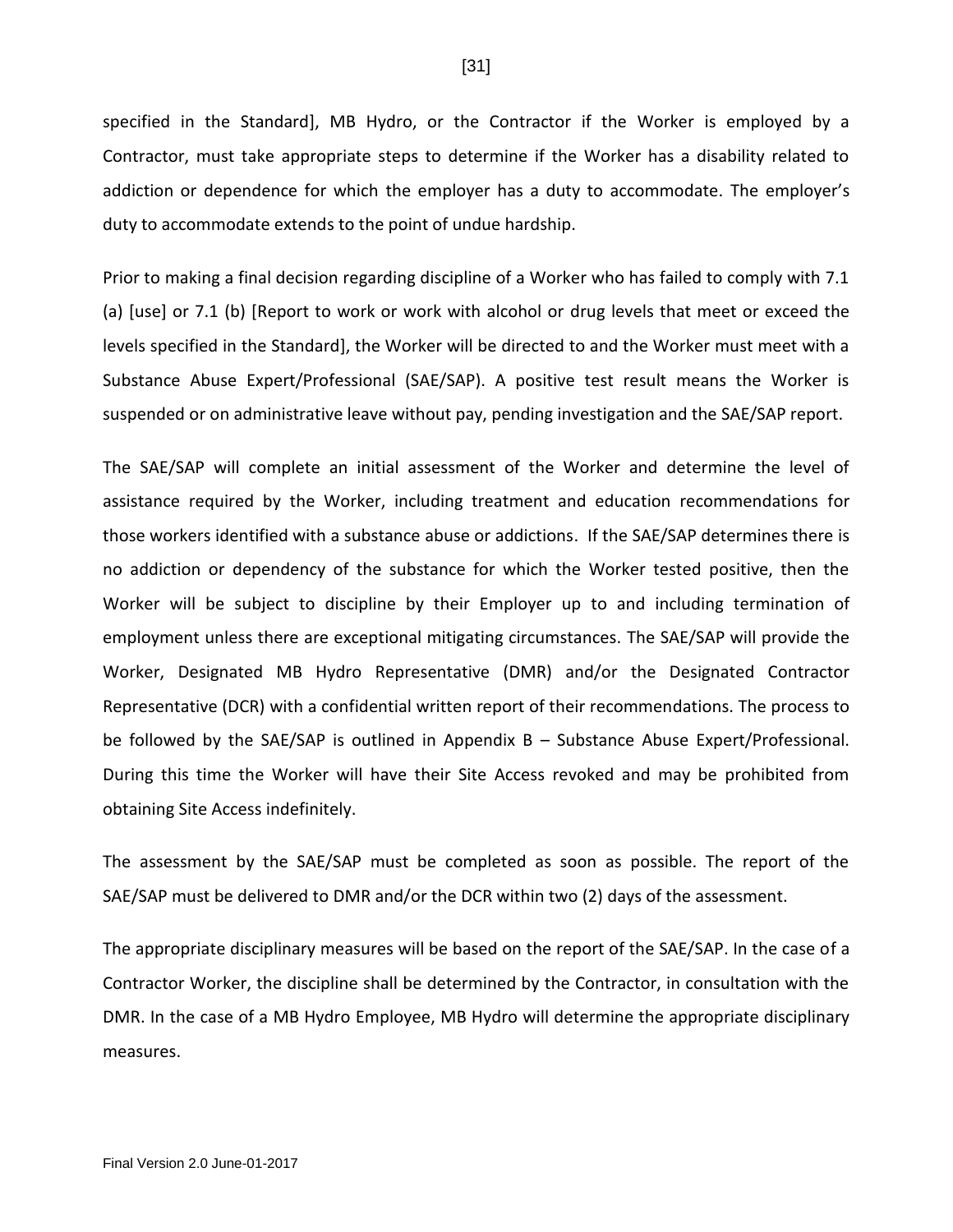specified in the Standard], MB Hydro, or the Contractor if the Worker is employed by a Contractor, must take appropriate steps to determine if the Worker has a disability related to addiction or dependence for which the employer has a duty to accommodate. The employer's duty to accommodate extends to the point of undue hardship.

Prior to making a final decision regarding discipline of a Worker who has failed to comply with 7.1 (a) [use] or 7.1 (b) [Report to work or work with alcohol or drug levels that meet or exceed the levels specified in the Standard], the Worker will be directed to and the Worker must meet with a Substance Abuse Expert/Professional (SAE/SAP). A positive test result means the Worker is suspended or on administrative leave without pay, pending investigation and the SAE/SAP report.

The SAE/SAP will complete an initial assessment of the Worker and determine the level of assistance required by the Worker, including treatment and education recommendations for those workers identified with a substance abuse or addictions. If the SAE/SAP determines there is no addiction or dependency of the substance for which the Worker tested positive, then the Worker will be subject to discipline by their Employer up to and including termination of employment unless there are exceptional mitigating circumstances. The SAE/SAP will provide the Worker, Designated MB Hydro Representative (DMR) and/or the Designated Contractor Representative (DCR) with a confidential written report of their recommendations. The process to be followed by the SAE/SAP is outlined in Appendix B – Substance Abuse Expert/Professional. During this time the Worker will have their Site Access revoked and may be prohibited from obtaining Site Access indefinitely.

The assessment by the SAE/SAP must be completed as soon as possible. The report of the SAE/SAP must be delivered to DMR and/or the DCR within two (2) days of the assessment.

The appropriate disciplinary measures will be based on the report of the SAE/SAP. In the case of a Contractor Worker, the discipline shall be determined by the Contractor, in consultation with the DMR. In the case of a MB Hydro Employee, MB Hydro will determine the appropriate disciplinary measures.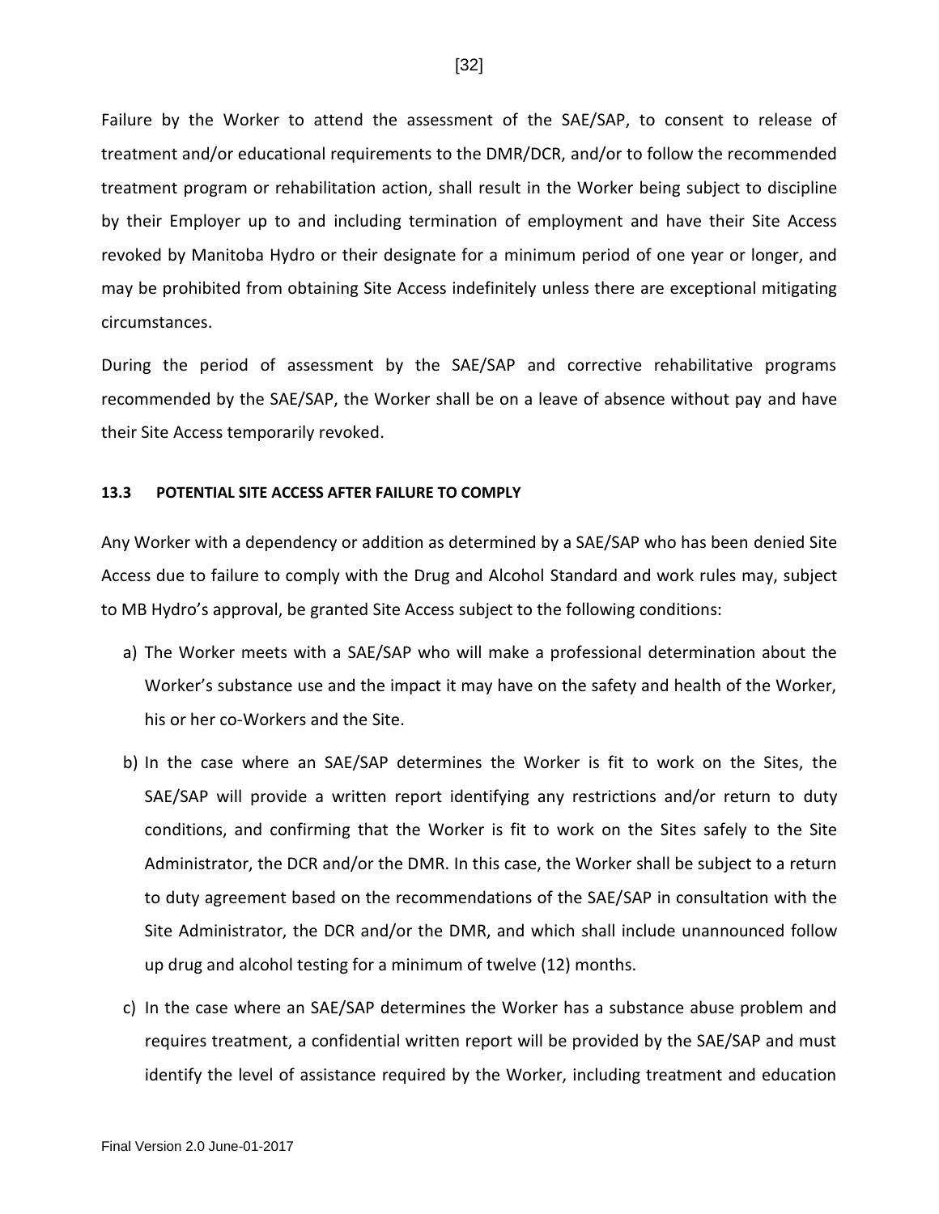Failure by the Worker to attend the assessment of the SAE/SAP, to consent to release of treatment and/or educational requirements to the DMR/DCR, and/or to follow the recommended treatment program or rehabilitation action, shall result in the Worker being subject to discipline by their Employer up to and including termination of employment and have their Site Access revoked by Manitoba Hydro or their designate for a minimum period of one year or longer, and may be prohibited from obtaining Site Access indefinitely unless there are exceptional mitigating circumstances.

During the period of assessment by the SAE/SAP and corrective rehabilitative programs recommended by the SAE/SAP, the Worker shall be on a leave of absence without pay and have their Site Access temporarily revoked.

### 13.3 POTENTIAL SITE ACCESS AFTER FAILURE TO COMPLY

Any Worker with a dependency or addition as determined by a SAE/SAP who has been denied Site Access due to failure to comply with the Drug and Alcohol Standard and work rules may, subject to MB Hydro's approval, be granted Site Access subject to the following conditions:

a) The Worker meets with a SAE/SAP who will make a professional determination about the Worker's substance use and the impact it may have on the safety and health of the Worker, his or her co-Workers and the Site.

b) In the case where an SAE/SAP determines the Worker is fit to work on the Sites, the SAE/SAP will provide a written report identifying any restrictions and/or return to duty conditions, and confirming that the Worker is fit to work on the Sites safely to the Site Administrator, the DCR and/or the DMR. In this case, the Worker shall be subject to a return to duty agreement based on the recommendations of the SAE/SAP in consultation with the Site Administrator, the DCR and/or the DMR, and which shall include unannounced follow up drug and alcohol testing for a minimum of twelve (12) months.

c) In the case where an SAE/SAP determines the Worker has a substance abuse problem and requires treatment, a confidential written report will be provided by the SAE/SAP and must identify the level of assistance required by the Worker, including treatment and education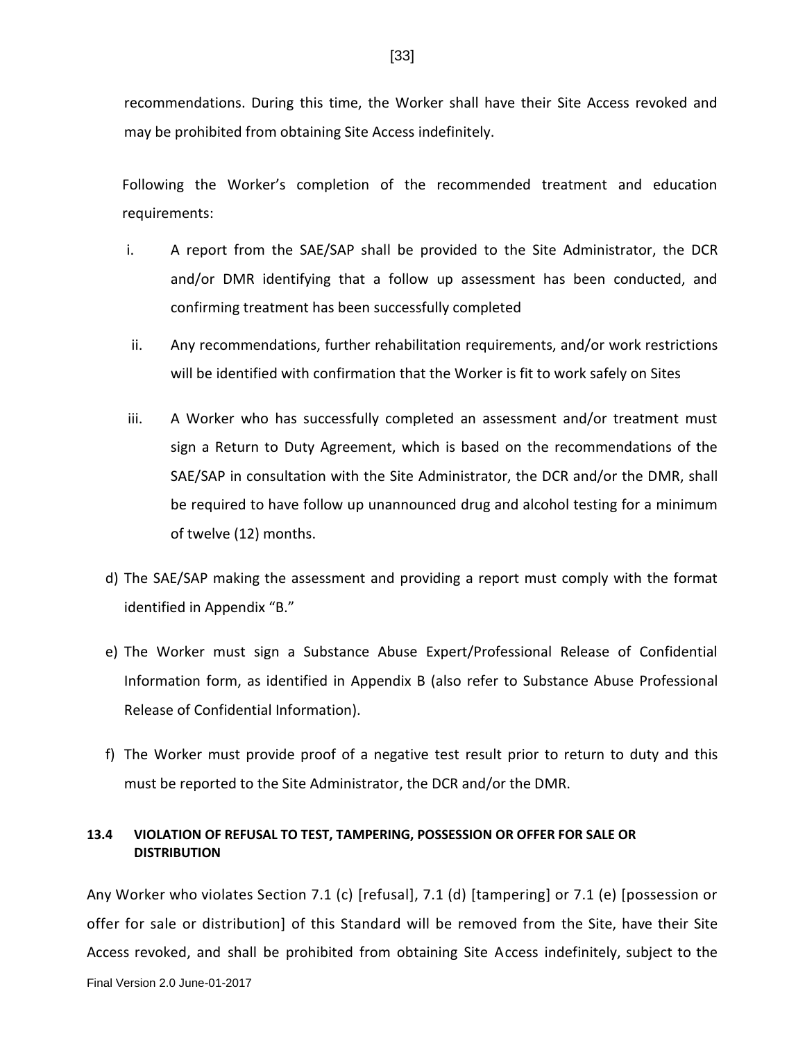recommendations. During this time, the Worker shall have their Site Access revoked and may be prohibited from obtaining Site Access indefinitely.

Following the Worker's completion of the recommended treatment and education requirements:

i. A report from the SAE/SAP shall be provided to the Site Administrator, the DCR and/or DMR identifying that a follow up assessment has been conducted, and confirming treatment has been successfully completed

ii. Any recommendations, further rehabilitation requirements, and/or work restrictions will be identified with confirmation that the Worker is fit to work safely on Sites

iii. A Worker who has successfully completed an assessment and/or treatment must sign a Return to Duty Agreement, which is based on the recommendations of the SAE/SAP in consultation with the Site Administrator, the DCR and/or the DMR, shall be required to have follow up unannounced drug and alcohol testing for a minimum of twelve (12) months.

d) The SAE/SAP making the assessment and providing a report must comply with the format identified in Appendix "B."

e) The Worker must sign a Substance Abuse Expert/Professional Release of Confidential Information form, as identified in Appendix B (also refer to Substance Abuse Professional Release of Confidential Information).

f) The Worker must provide proof of a negative test result prior to return to duty and this must be reported to the Site Administrator, the DCR and/or the DMR.

### 13.4 VIOLATION OF REFUSAL TO TEST, TAMPERING, POSSESSION OR OFFER FOR SALE OR DISTRIBUTION

Any Worker who violates Section 7.1 (c) [refusal], 7.1 (d) [tampering] or 7.1 (e) [possession or offer for sale or distribution] of this Standard will be removed from the Site, have their Site Access revoked, and shall be prohibited from obtaining Site Access indefinitely, subject to the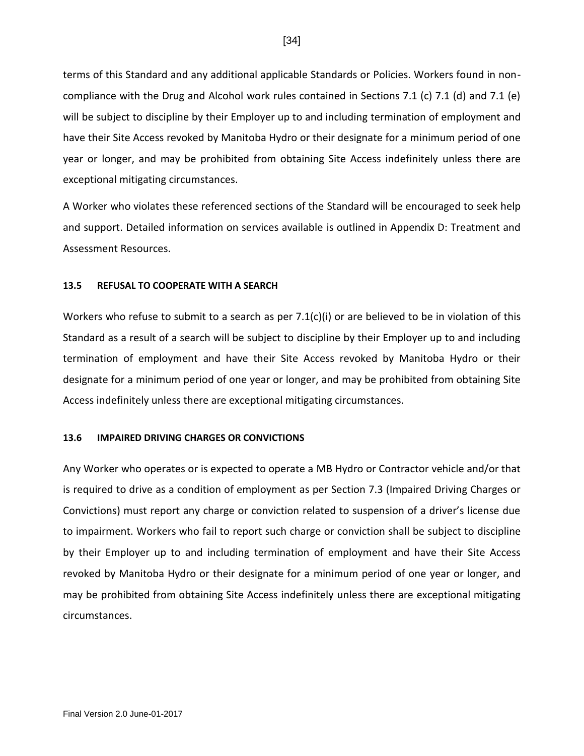terms of this Standard and any additional applicable Standards or Policies. Workers found in non-compliance with the Drug and Alcohol work rules contained in Sections 7.1 (c) 7.1 (d) and 7.1 (e) will be subject to discipline by their Employer up to and including termination of employment and have their Site Access revoked by Manitoba Hydro or their designate for a minimum period of one year or longer, and may be prohibited from obtaining Site Access indefinitely unless there are exceptional mitigating circumstances.

A Worker who violates these referenced sections of the Standard will be encouraged to seek help and support. Detailed information on services available is outlined in Appendix D: Treatment and Assessment Resources.

#### 13.5 REFUSAL TO COOPERATE WITH A SEARCH

Workers who refuse to submit to a search as per 7.1(c)(i) or are believed to be in violation of this Standard as a result of a search will be subject to discipline by their Employer up to and including termination of employment and have their Site Access revoked by Manitoba Hydro or their designate for a minimum period of one year or longer, and may be prohibited from obtaining Site Access indefinitely unless there are exceptional mitigating circumstances.

#### 13.6 IMPAIRED DRIVING CHARGES OR CONVICTIONS

Any Worker who operates or is expected to operate a MB Hydro or Contractor vehicle and/or that is required to drive as a condition of employment as per Section 7.3 (Impaired Driving Charges or Convictions) must report any charge or conviction related to suspension of a driver's license due to impairment. Workers who fail to report such charge or conviction shall be subject to discipline by their Employer up to and including termination of employment and have their Site Access revoked by Manitoba Hydro or their designate for a minimum period of one year or longer, and may be prohibited from obtaining Site Access indefinitely unless there are exceptional mitigating circumstances.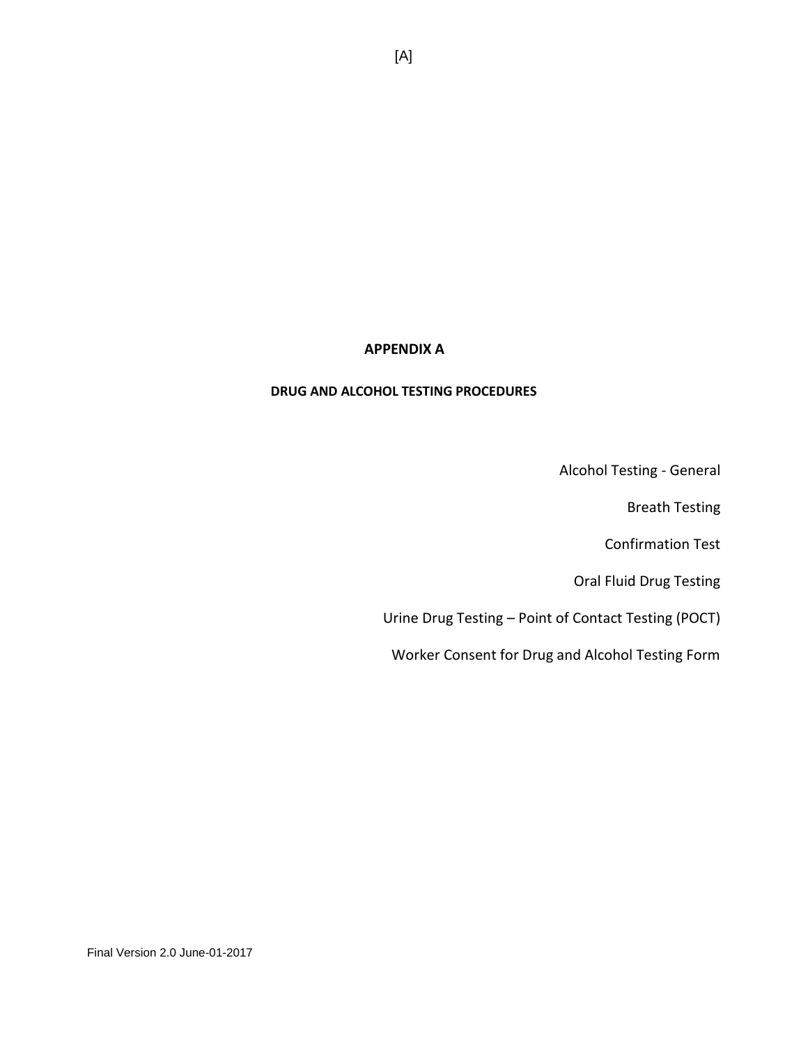# APPENDIX A

## DRUG AND ALCOHOL TESTING PROCEDURES

Alcohol Testing - General

Breath Testing

Confirmation Test

Oral Fluid Drug Testing

Urine Drug Testing – Point of Contact Testing (POCT)

Worker Consent for Drug and Alcohol Testing Form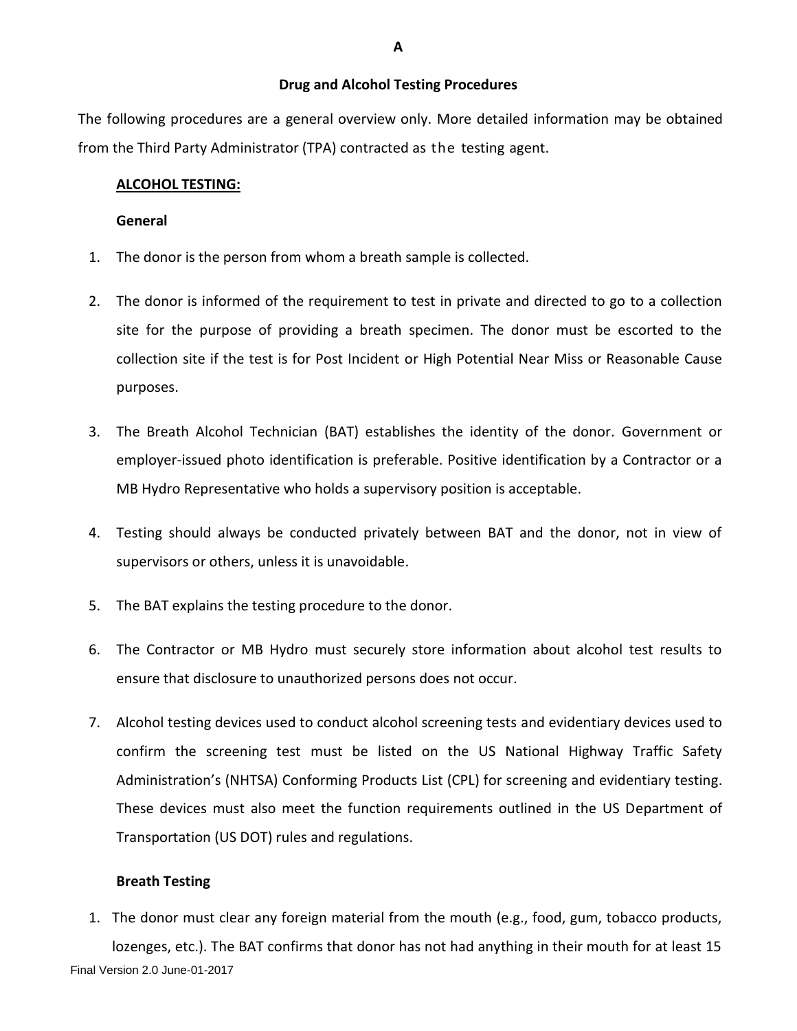**A**

## Drug and Alcohol Testing Procedures

The following procedures are a general overview only. More detailed information may be obtained from the Third Party Administrator (TPA) contracted as the testing agent.

### ALCOHOL TESTING:

#### General

1. The donor is the person from whom a breath sample is collected.

2. The donor is informed of the requirement to test in private and directed to go to a collection site for the purpose of providing a breath specimen. The donor must be escorted to the collection site if the test is for Post Incident or High Potential Near Miss or Reasonable Cause purposes.

3. The Breath Alcohol Technician (BAT) establishes the identity of the donor. Government or employer-issued photo identification is preferable. Positive identification by a Contractor or a MB Hydro Representative who holds a supervisory position is acceptable.

4. Testing should always be conducted privately between BAT and the donor, not in view of supervisors or others, unless it is unavoidable.

5. The BAT explains the testing procedure to the donor.

6. The Contractor or MB Hydro must securely store information about alcohol test results to ensure that disclosure to unauthorized persons does not occur.

7. Alcohol testing devices used to conduct alcohol screening tests and evidentiary devices used to confirm the screening test must be listed on the US National Highway Traffic Safety Administration's (NHTSA) Conforming Products List (CPL) for screening and evidentiary testing. These devices must also meet the function requirements outlined in the US Department of Transportation (US DOT) rules and regulations.

#### Breath Testing

1. The donor must clear any foreign material from the mouth (e.g., food, gum, tobacco products, lozenges, etc.). The BAT confirms that donor has not had anything in their mouth for at least 15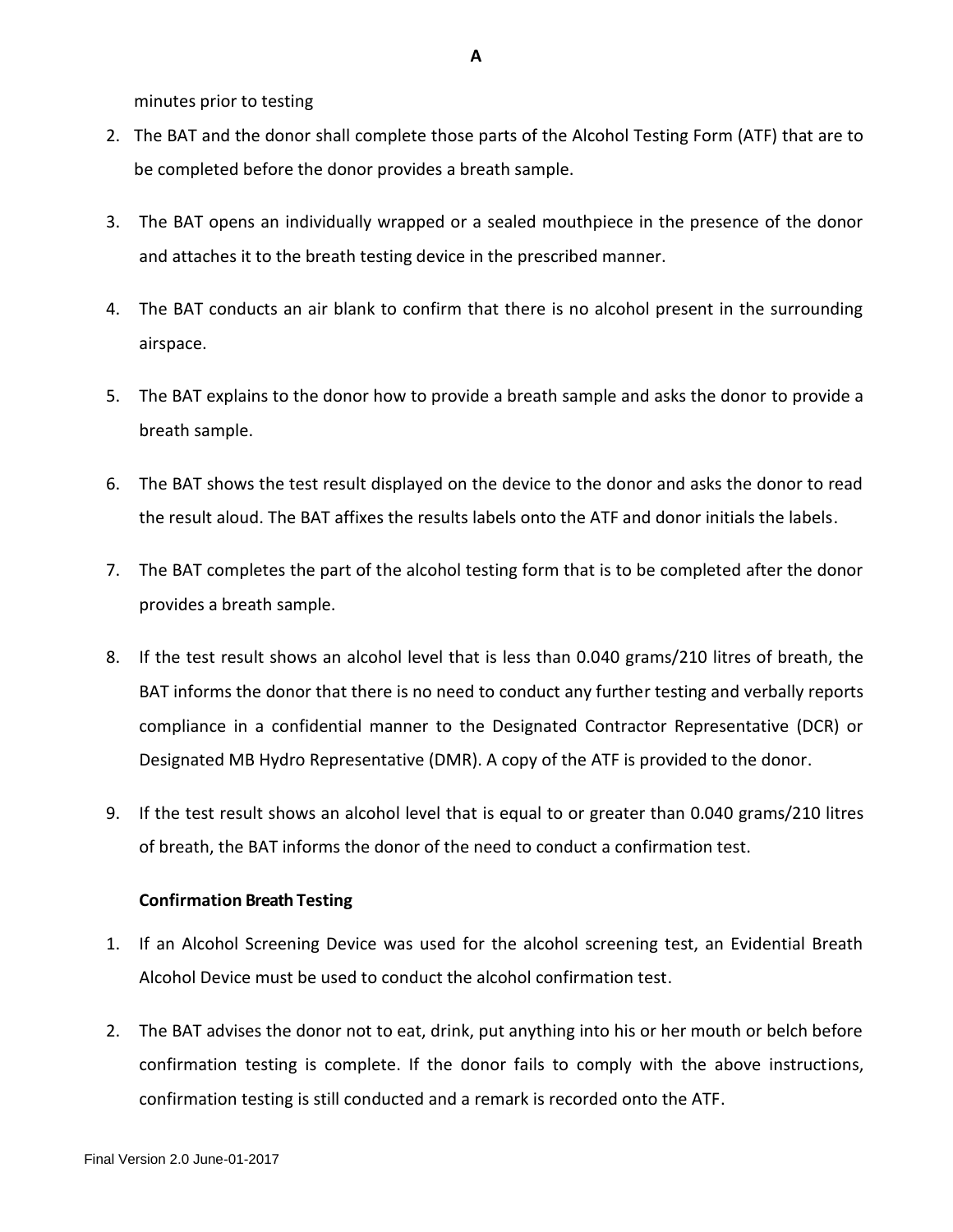minutes prior to testing

2. The BAT and the donor shall complete those parts of the Alcohol Testing Form (ATF) that are to be completed before the donor provides a breath sample.

3. The BAT opens an individually wrapped or a sealed mouthpiece in the presence of the donor and attaches it to the breath testing device in the prescribed manner.

4. The BAT conducts an air blank to confirm that there is no alcohol present in the surrounding airspace.

5. The BAT explains to the donor how to provide a breath sample and asks the donor to provide a breath sample.

6. The BAT shows the test result displayed on the device to the donor and asks the donor to read the result aloud. The BAT affixes the results labels onto the ATF and donor initials the labels.

7. The BAT completes the part of the alcohol testing form that is to be completed after the donor provides a breath sample.

8. If the test result shows an alcohol level that is less than 0.040 grams/210 litres of breath, the BAT informs the donor that there is no need to conduct any further testing and verbally reports compliance in a confidential manner to the Designated Contractor Representative (DCR) or Designated MB Hydro Representative (DMR). A copy of the ATF is provided to the donor.

9. If the test result shows an alcohol level that is equal to or greater than 0.040 grams/210 litres of breath, the BAT informs the donor of the need to conduct a confirmation test.

**Confirmation Breath Testing**

1. If an Alcohol Screening Device was used for the alcohol screening test, an Evidential Breath Alcohol Device must be used to conduct the alcohol confirmation test.

2. The BAT advises the donor not to eat, drink, put anything into his or her mouth or belch before confirmation testing is complete. If the donor fails to comply with the above instructions, confirmation testing is still conducted and a remark is recorded onto the ATF.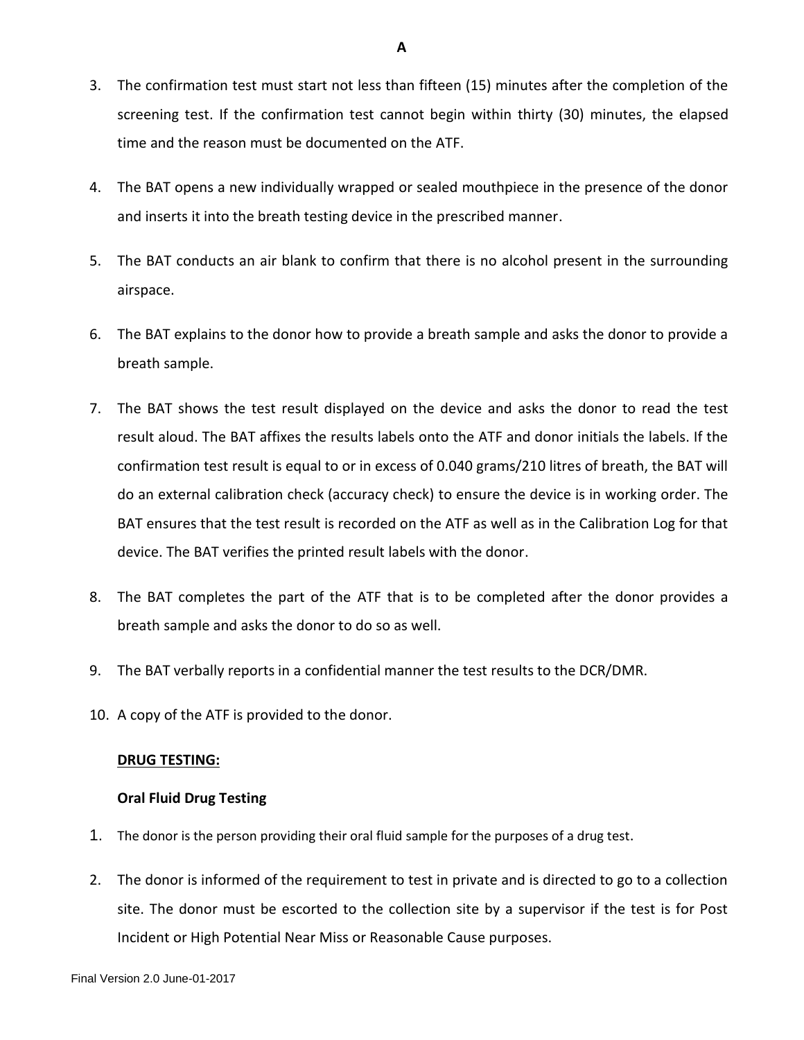3. The confirmation test must start not less than fifteen (15) minutes after the completion of the screening test. If the confirmation test cannot begin within thirty (30) minutes, the elapsed time and the reason must be documented on the ATF.

4. The BAT opens a new individually wrapped or sealed mouthpiece in the presence of the donor and inserts it into the breath testing device in the prescribed manner.

5. The BAT conducts an air blank to confirm that there is no alcohol present in the surrounding airspace.

6. The BAT explains to the donor how to provide a breath sample and asks the donor to provide a breath sample.

7. The BAT shows the test result displayed on the device and asks the donor to read the test result aloud. The BAT affixes the results labels onto the ATF and donor initials the labels. If the confirmation test result is equal to or in excess of 0.040 grams/210 litres of breath, the BAT will do an external calibration check (accuracy check) to ensure the device is in working order. The BAT ensures that the test result is recorded on the ATF as well as in the Calibration Log for that device. The BAT verifies the printed result labels with the donor.

8. The BAT completes the part of the ATF that is to be completed after the donor provides a breath sample and asks the donor to do so as well.

9. The BAT verbally reports in a confidential manner the test results to the DCR/DMR.

10. A copy of the ATF is provided to the donor.

**DRUG TESTING:**

**Oral Fluid Drug Testing**

1. The donor is the person providing their oral fluid sample for the purposes of a drug test.

2. The donor is informed of the requirement to test in private and is directed to go to a collection site. The donor must be escorted to the collection site by a supervisor if the test is for Post Incident or High Potential Near Miss or Reasonable Cause purposes.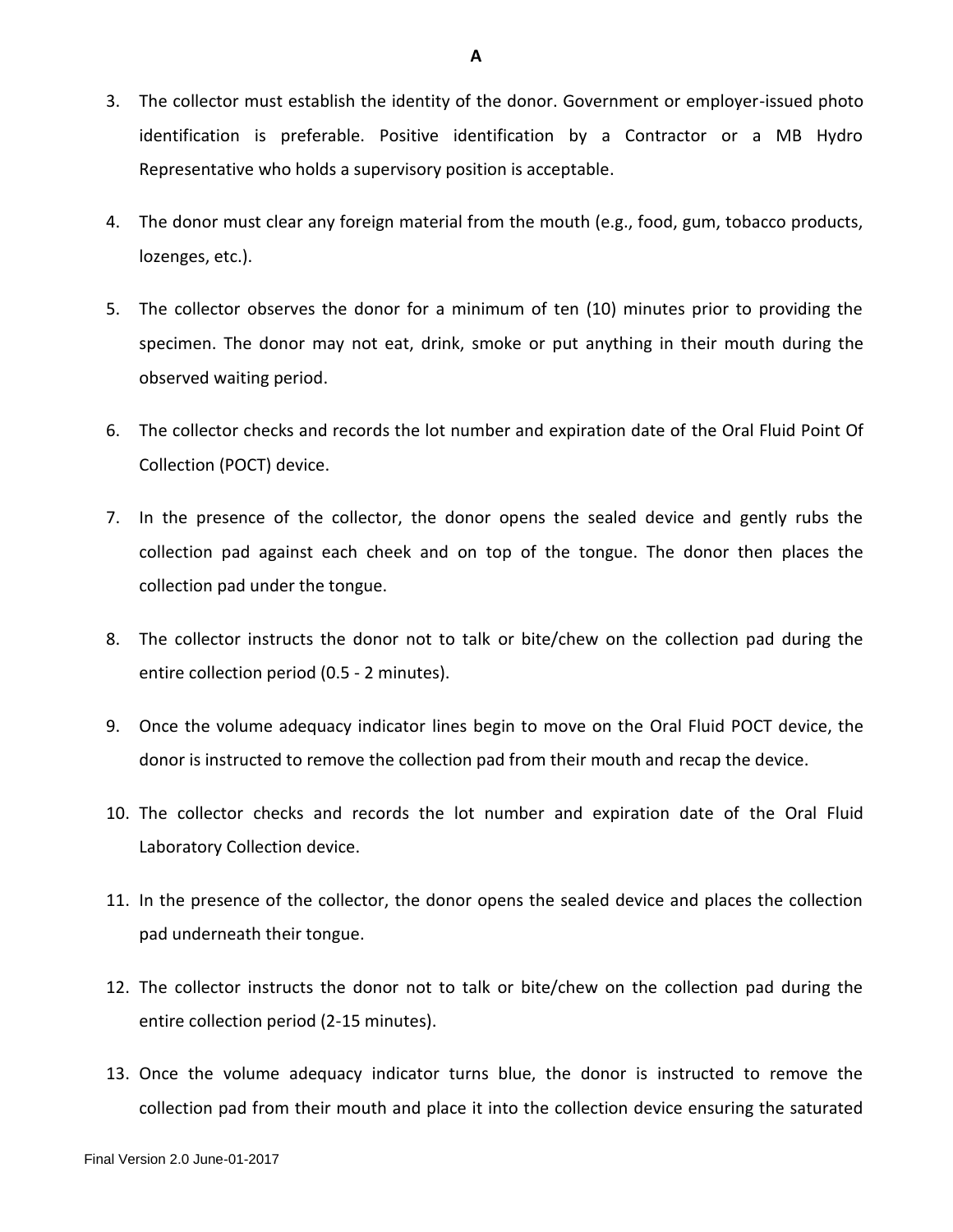**A**

3. The collector must establish the identity of the donor. Government or employer-issued photo identification is preferable. Positive identification by a Contractor or a MB Hydro Representative who holds a supervisory position is acceptable.

4. The donor must clear any foreign material from the mouth (e.g., food, gum, tobacco products, lozenges, etc.).

5. The collector observes the donor for a minimum of ten (10) minutes prior to providing the specimen. The donor may not eat, drink, smoke or put anything in their mouth during the observed waiting period.

6. The collector checks and records the lot number and expiration date of the Oral Fluid Point Of Collection (POCT) device.

7. In the presence of the collector, the donor opens the sealed device and gently rubs the collection pad against each cheek and on top of the tongue. The donor then places the collection pad under the tongue.

8. The collector instructs the donor not to talk or bite/chew on the collection pad during the entire collection period (0.5 - 2 minutes).

9. Once the volume adequacy indicator lines begin to move on the Oral Fluid POCT device, the donor is instructed to remove the collection pad from their mouth and recap the device.

10. The collector checks and records the lot number and expiration date of the Oral Fluid Laboratory Collection device.

11. In the presence of the collector, the donor opens the sealed device and places the collection pad underneath their tongue.

12. The collector instructs the donor not to talk or bite/chew on the collection pad during the entire collection period (2-15 minutes).

13. Once the volume adequacy indicator turns blue, the donor is instructed to remove the collection pad from their mouth and place it into the collection device ensuring the saturated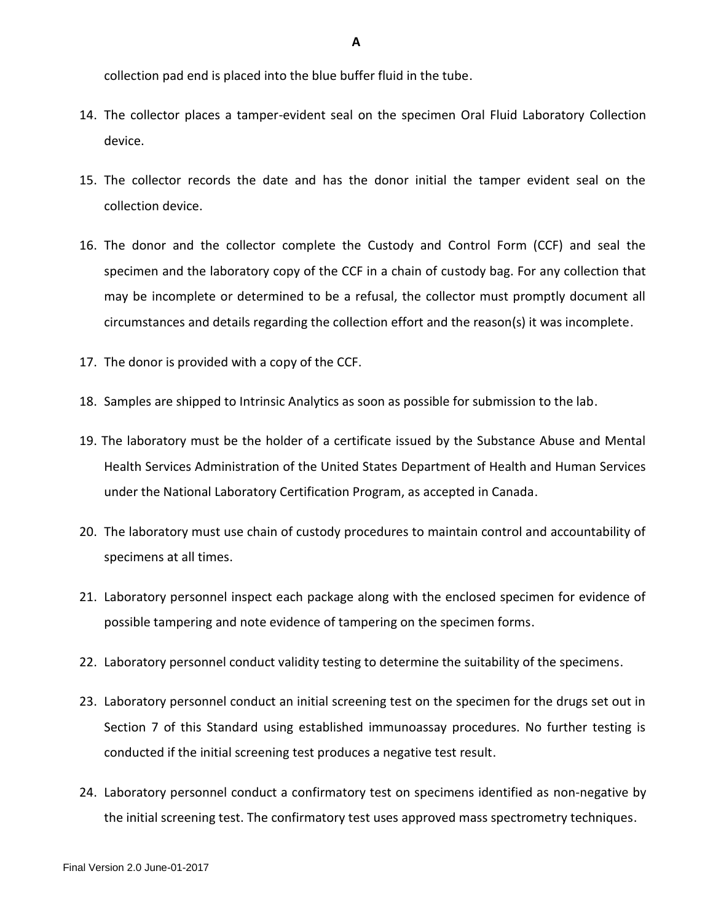collection pad end is placed into the blue buffer fluid in the tube.

14. The collector places a tamper-evident seal on the specimen Oral Fluid Laboratory Collection device.
15. The collector records the date and has the donor initial the tamper evident seal on the collection device.
16. The donor and the collector complete the Custody and Control Form (CCF) and seal the specimen and the laboratory copy of the CCF in a chain of custody bag. For any collection that may be incomplete or determined to be a refusal, the collector must promptly document all circumstances and details regarding the collection effort and the reason(s) it was incomplete.
17. The donor is provided with a copy of the CCF.
18. Samples are shipped to Intrinsic Analytics as soon as possible for submission to the lab.
19. The laboratory must be the holder of a certificate issued by the Substance Abuse and Mental Health Services Administration of the United States Department of Health and Human Services under the National Laboratory Certification Program, as accepted in Canada.
20. The laboratory must use chain of custody procedures to maintain control and accountability of specimens at all times.
21. Laboratory personnel inspect each package along with the enclosed specimen for evidence of possible tampering and note evidence of tampering on the specimen forms.
22. Laboratory personnel conduct validity testing to determine the suitability of the specimens.
23. Laboratory personnel conduct an initial screening test on the specimen for the drugs set out in Section 7 of this Standard using established immunoassay procedures. No further testing is conducted if the initial screening test produces a negative test result.
24. Laboratory personnel conduct a confirmatory test on specimens identified as non-negative by the initial screening test. The confirmatory test uses approved mass spectrometry techniques.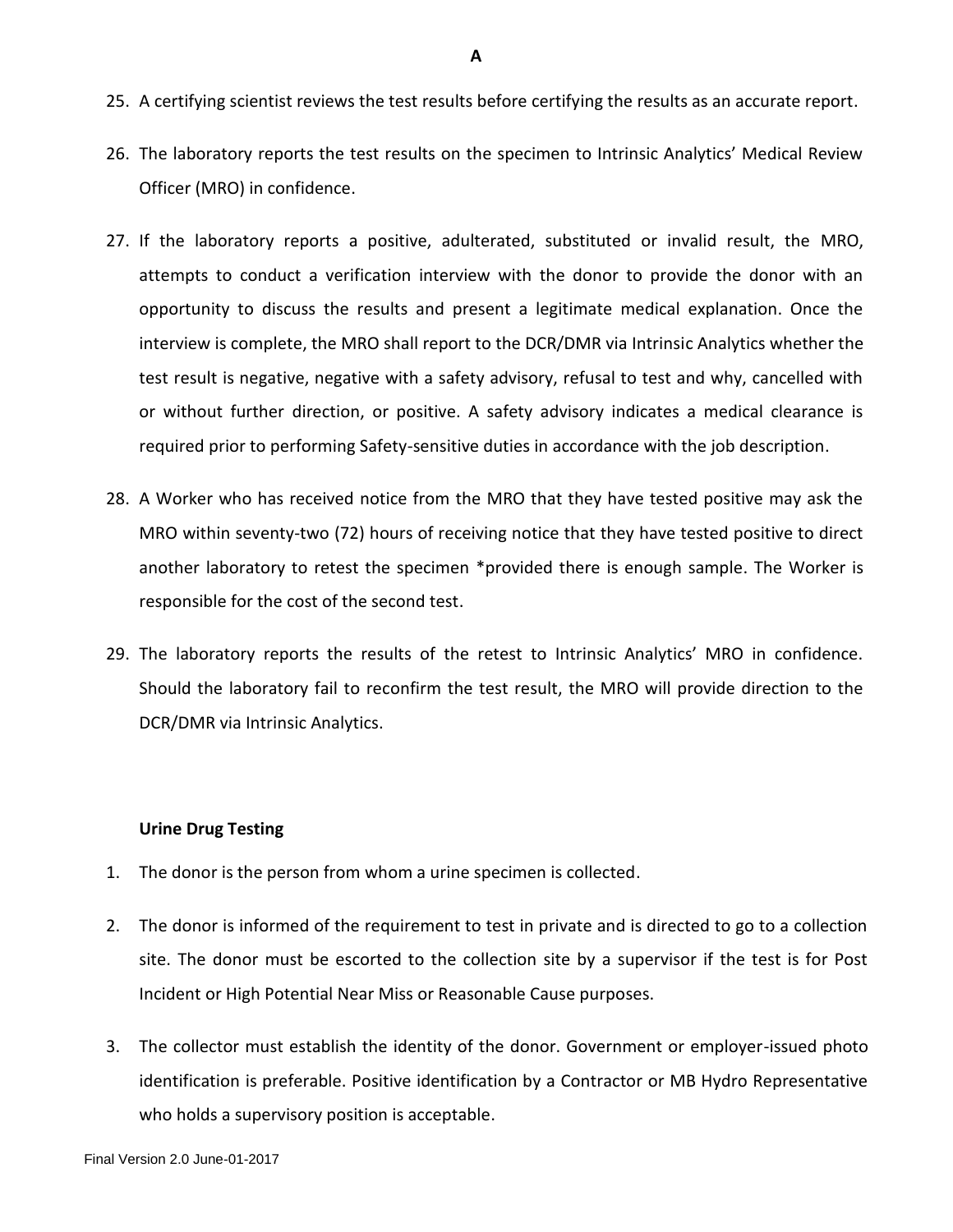25. A certifying scientist reviews the test results before certifying the results as an accurate report.

26. The laboratory reports the test results on the specimen to Intrinsic Analytics' Medical Review Officer (MRO) in confidence.

27. If the laboratory reports a positive, adulterated, substituted or invalid result, the MRO, attempts to conduct a verification interview with the donor to provide the donor with an opportunity to discuss the results and present a legitimate medical explanation. Once the interview is complete, the MRO shall report to the DCR/DMR via Intrinsic Analytics whether the test result is negative, negative with a safety advisory, refusal to test and why, cancelled with or without further direction, or positive. A safety advisory indicates a medical clearance is required prior to performing Safety-sensitive duties in accordance with the job description.

28. A Worker who has received notice from the MRO that they have tested positive may ask the MRO within seventy-two (72) hours of receiving notice that they have tested positive to direct another laboratory to retest the specimen *provided there is enough sample. The Worker is responsible for the cost of the second test.

29. The laboratory reports the results of the retest to Intrinsic Analytics' MRO in confidence. Should the laboratory fail to reconfirm the test result, the MRO will provide direction to the DCR/DMR via Intrinsic Analytics.

**Urine Drug Testing**

1. The donor is the person from whom a urine specimen is collected.

2. The donor is informed of the requirement to test in private and is directed to go to a collection site. The donor must be escorted to the collection site by a supervisor if the test is for Post Incident or High Potential Near Miss or Reasonable Cause purposes.

3. The collector must establish the identity of the donor. Government or employer-issued photo identification is preferable. Positive identification by a Contractor or MB Hydro Representative who holds a supervisory position is acceptable.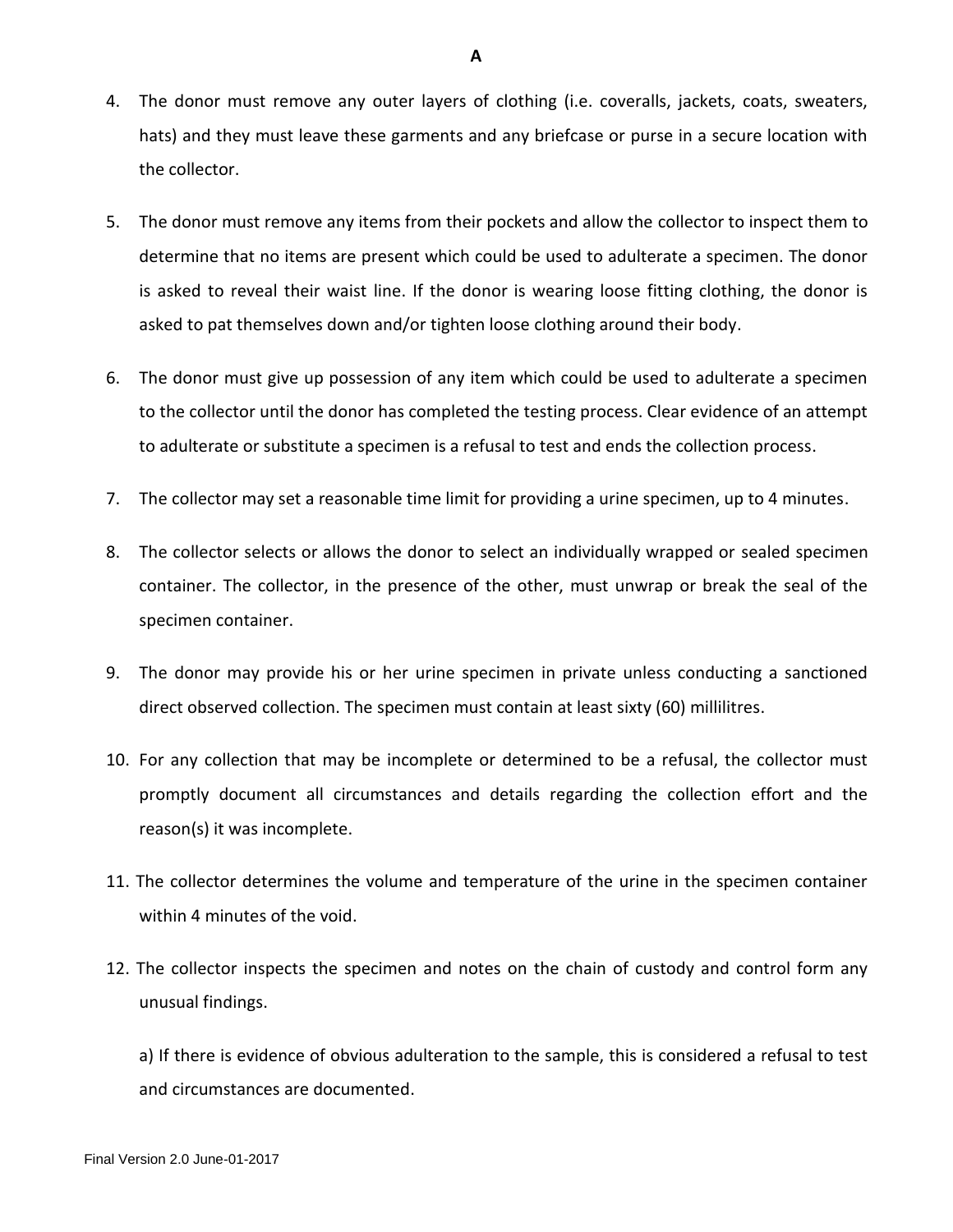**A**

4. The donor must remove any outer layers of clothing (i.e. coveralls, jackets, coats, sweaters, hats) and they must leave these garments and any briefcase or purse in a secure location with the collector.

5. The donor must remove any items from their pockets and allow the collector to inspect them to determine that no items are present which could be used to adulterate a specimen. The donor is asked to reveal their waist line. If the donor is wearing loose fitting clothing, the donor is asked to pat themselves down and/or tighten loose clothing around their body.

6. The donor must give up possession of any item which could be used to adulterate a specimen to the collector until the donor has completed the testing process. Clear evidence of an attempt to adulterate or substitute a specimen is a refusal to test and ends the collection process.

7. The collector may set a reasonable time limit for providing a urine specimen, up to 4 minutes.

8. The collector selects or allows the donor to select an individually wrapped or sealed specimen container. The collector, in the presence of the other, must unwrap or break the seal of the specimen container.

9. The donor may provide his or her urine specimen in private unless conducting a sanctioned direct observed collection. The specimen must contain at least sixty (60) millilitres.

10. For any collection that may be incomplete or determined to be a refusal, the collector must promptly document all circumstances and details regarding the collection effort and the reason(s) it was incomplete.

11. The collector determines the volume and temperature of the urine in the specimen container within 4 minutes of the void.

12. The collector inspects the specimen and notes on the chain of custody and control form any unusual findings.

    a) If there is evidence of obvious adulteration to the sample, this is considered a refusal to test and circumstances are documented.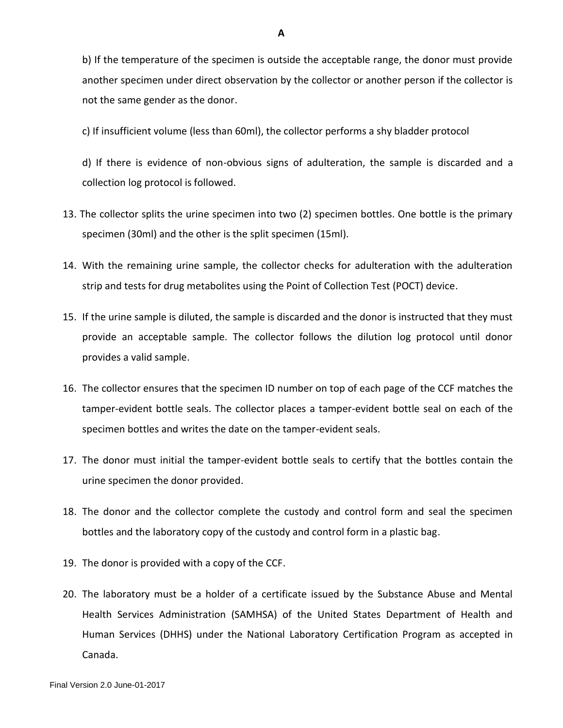b) If the temperature of the specimen is outside the acceptable range, the donor must provide another specimen under direct observation by the collector or another person if the collector is not the same gender as the donor.

c) If insufficient volume (less than 60ml), the collector performs a shy bladder protocol

d) If there is evidence of non-obvious signs of adulteration, the sample is discarded and a collection log protocol is followed.

13. The collector splits the urine specimen into two (2) specimen bottles. One bottle is the primary specimen (30ml) and the other is the split specimen (15ml).
14. With the remaining urine sample, the collector checks for adulteration with the adulteration strip and tests for drug metabolites using the Point of Collection Test (POCT) device.
15. If the urine sample is diluted, the sample is discarded and the donor is instructed that they must provide an acceptable sample. The collector follows the dilution log protocol until donor provides a valid sample.
16. The collector ensures that the specimen ID number on top of each page of the CCF matches the tamper-evident bottle seals. The collector places a tamper-evident bottle seal on each of the specimen bottles and writes the date on the tamper-evident seals.
17. The donor must initial the tamper-evident bottle seals to certify that the bottles contain the urine specimen the donor provided.
18. The donor and the collector complete the custody and control form and seal the specimen bottles and the laboratory copy of the custody and control form in a plastic bag.
19. The donor is provided with a copy of the CCF.
20. The laboratory must be a holder of a certificate issued by the Substance Abuse and Mental Health Services Administration (SAMHSA) of the United States Department of Health and Human Services (DHHS) under the National Laboratory Certification Program as accepted in Canada.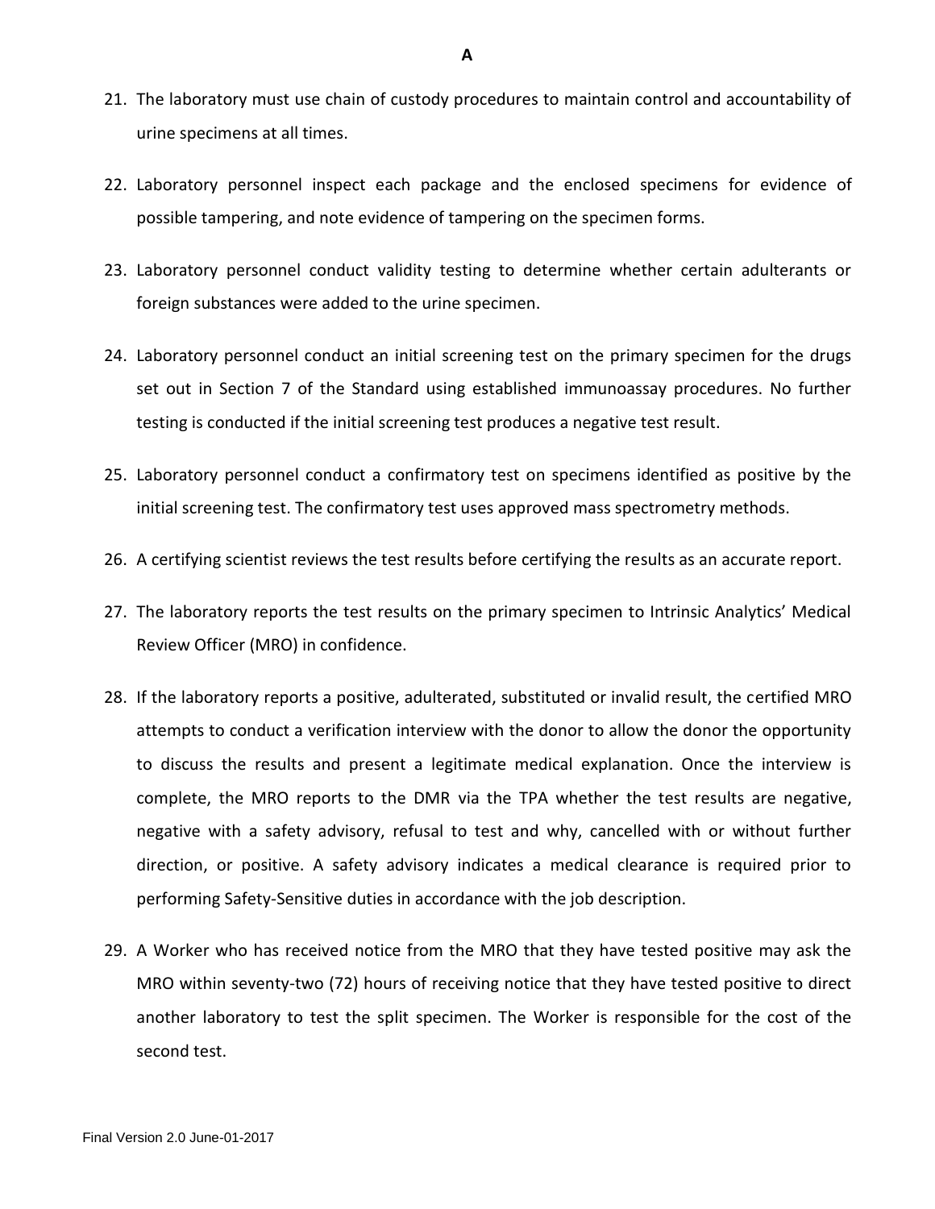**A**

21. The laboratory must use chain of custody procedures to maintain control and accountability of urine specimens at all times.

22. Laboratory personnel inspect each package and the enclosed specimens for evidence of possible tampering, and note evidence of tampering on the specimen forms.

23. Laboratory personnel conduct validity testing to determine whether certain adulterants or foreign substances were added to the urine specimen.

24. Laboratory personnel conduct an initial screening test on the primary specimen for the drugs set out in Section 7 of the Standard using established immunoassay procedures. No further testing is conducted if the initial screening test produces a negative test result.

25. Laboratory personnel conduct a confirmatory test on specimens identified as positive by the initial screening test. The confirmatory test uses approved mass spectrometry methods.

26. A certifying scientist reviews the test results before certifying the results as an accurate report.

27. The laboratory reports the test results on the primary specimen to Intrinsic Analytics' Medical Review Officer (MRO) in confidence.

28. If the laboratory reports a positive, adulterated, substituted or invalid result, the certified MRO attempts to conduct a verification interview with the donor to allow the donor the opportunity to discuss the results and present a legitimate medical explanation. Once the interview is complete, the MRO reports to the DMR via the TPA whether the test results are negative, negative with a safety advisory, refusal to test and why, cancelled with or without further direction, or positive. A safety advisory indicates a medical clearance is required prior to performing Safety-Sensitive duties in accordance with the job description.

29. A Worker who has received notice from the MRO that they have tested positive may ask the MRO within seventy-two (72) hours of receiving notice that they have tested positive to direct another laboratory to test the split specimen. The Worker is responsible for the cost of the second test.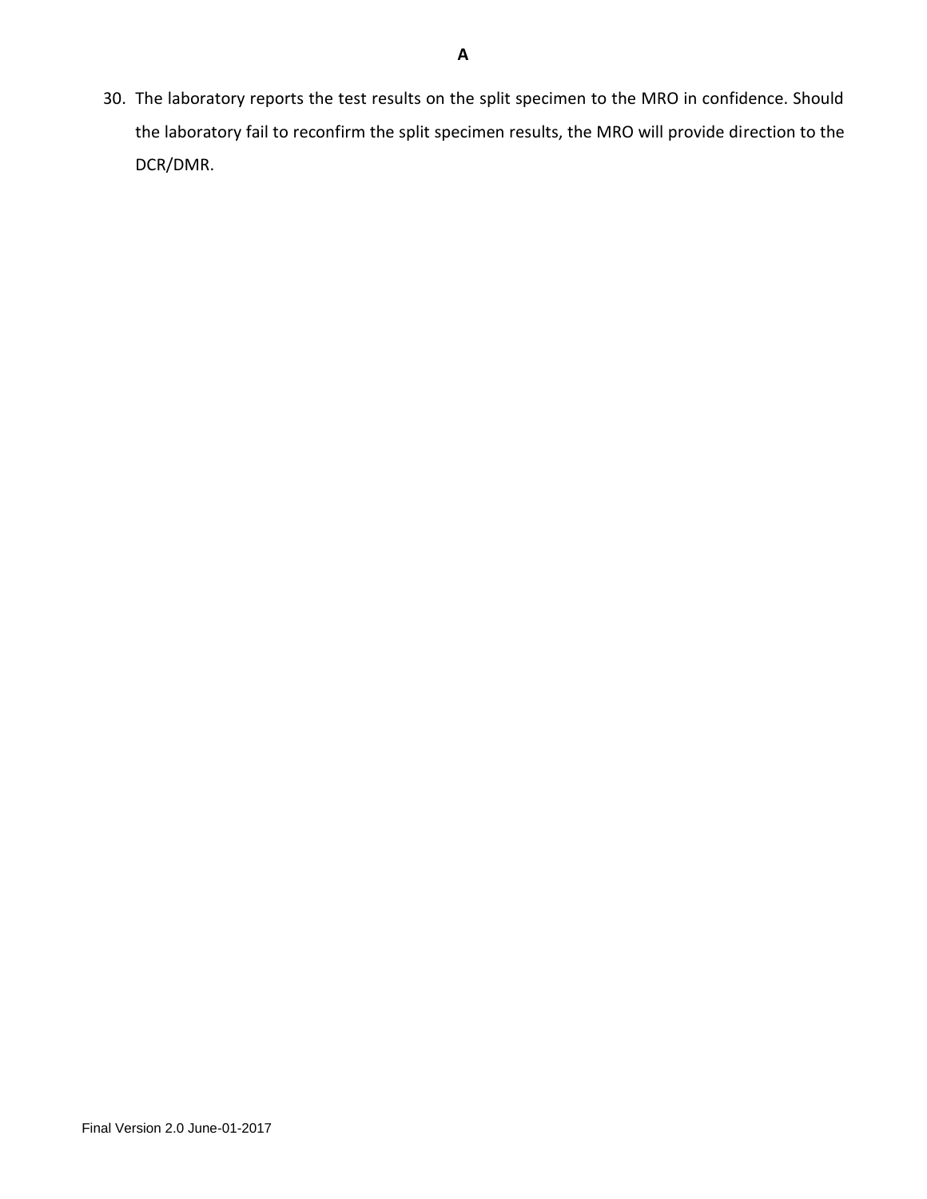30. The laboratory reports the test results on the split specimen to the MRO in confidence. Should the laboratory fail to reconfirm the split specimen results, the MRO will provide direction to the DCR/DMR.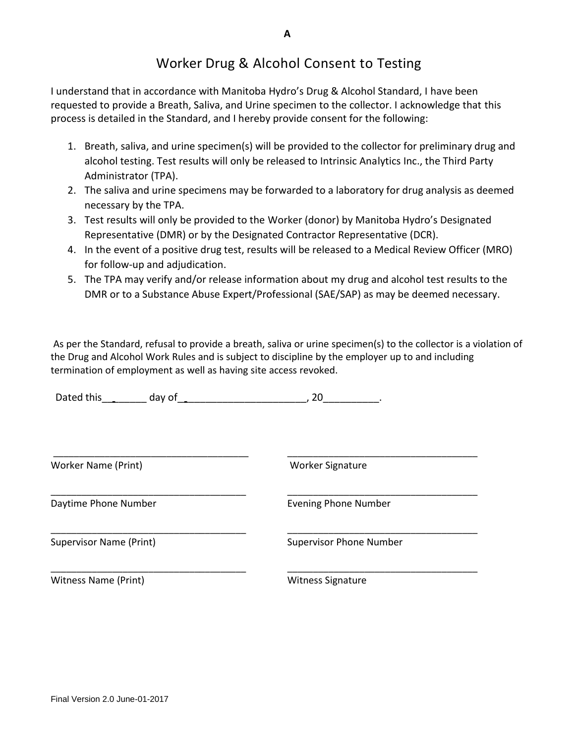**A**

# Worker Drug & Alcohol Consent to Testing

I understand that in accordance with Manitoba Hydro's Drug & Alcohol Standard, I have been requested to provide a Breath, Saliva, and Urine specimen to the collector. I acknowledge that this process is detailed in the Standard, and I hereby provide consent for the following:

1. Breath, saliva, and urine specimen(s) will be provided to the collector for preliminary drug and alcohol testing. Test results will only be released to Intrinsic Analytics Inc., the Third Party Administrator (TPA).
2. The saliva and urine specimens may be forwarded to a laboratory for drug analysis as deemed necessary by the TPA.
3. Test results will only be provided to the Worker (donor) by Manitoba Hydro's Designated Representative (DMR) or by the Designated Contractor Representative (DCR).
4. In the event of a positive drug test, results will be released to a Medical Review Officer (MRO) for follow-up and adjudication.
5. The TPA may verify and/or release information about my drug and alcohol test results to the DMR or to a Substance Abuse Expert/Professional (SAE/SAP) as may be deemed necessary.

As per the Standard, refusal to provide a breath, saliva or urine specimen(s) to the collector is a violation of the Drug and Alcohol Work Rules and is subject to discipline by the employer up to and including termination of employment as well as having site access revoked.

Dated this________ day of_______________________, 20__________.

| | |
|---|---|
| ____________________________________ | ____________________________________ |
| Worker Name (Print) | Worker Signature |
| ____________________________________ | ____________________________________ |
| Daytime Phone Number | Evening Phone Number |
| ____________________________________ | ____________________________________ |
| Supervisor Name (Print) | Supervisor Phone Number |
| ____________________________________ | ____________________________________ |
| Witness Name (Print) | Witness Signature |

Final Version 2.0 June-01-2017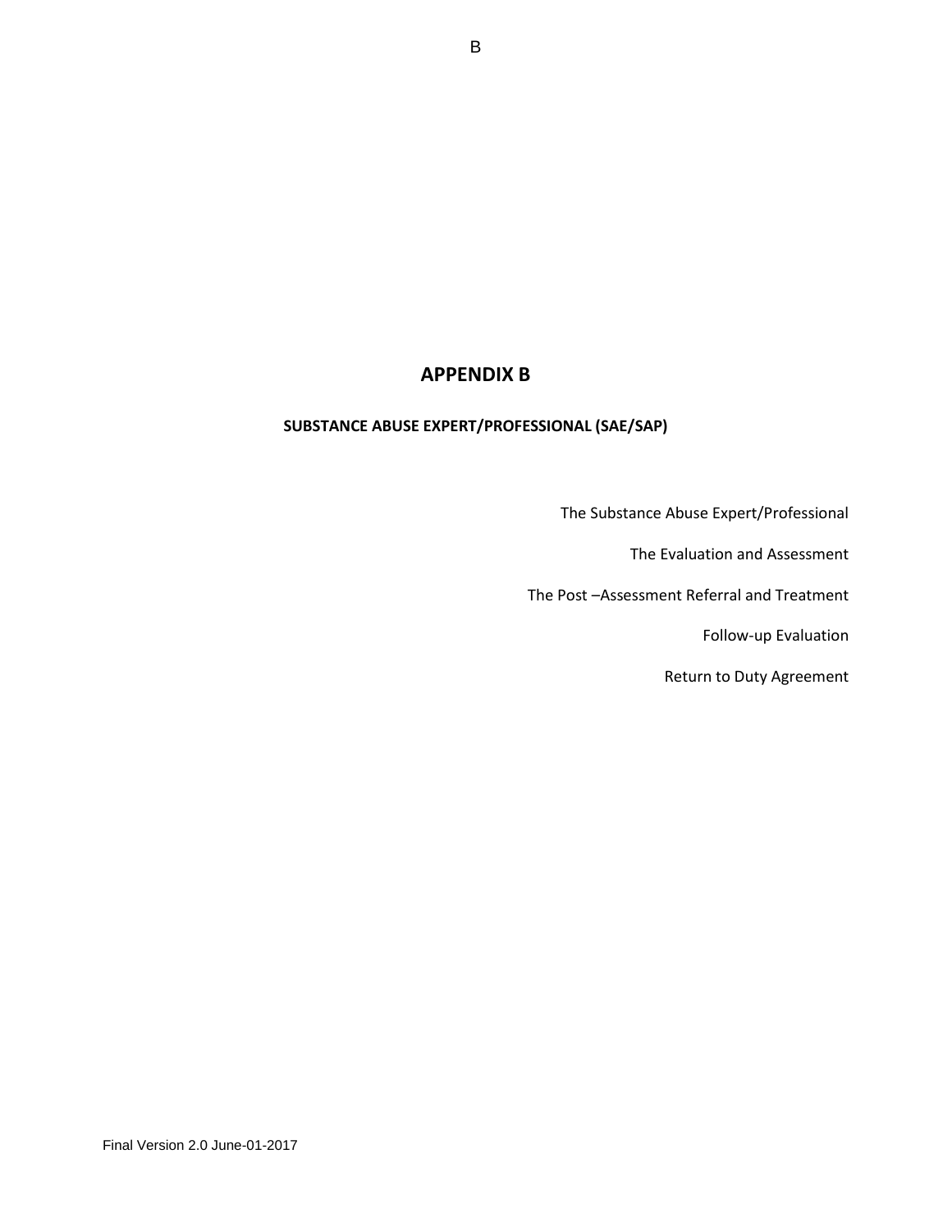# APPENDIX B

## SUBSTANCE ABUSE EXPERT/PROFESSIONAL (SAE/SAP)

The Substance Abuse Expert/Professional

The Evaluation and Assessment

The Post –Assessment Referral and Treatment

Follow-up Evaluation

Return to Duty Agreement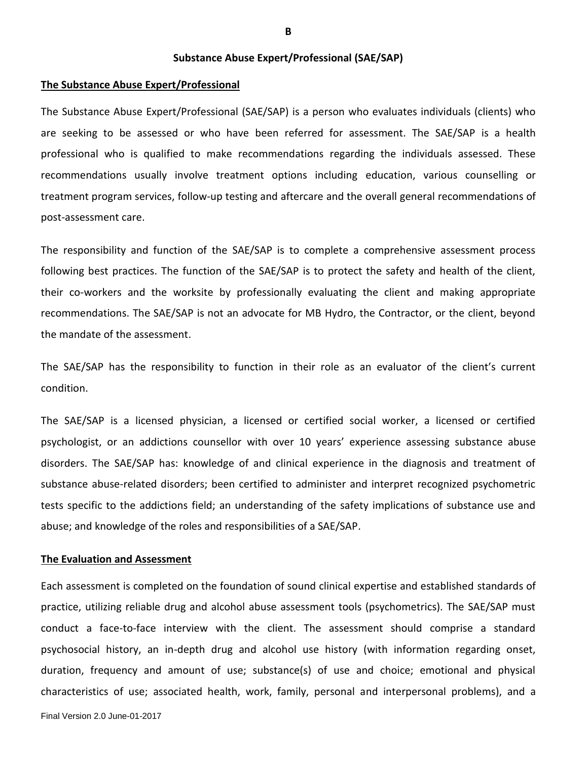**B**

## Substance Abuse Expert/Professional (SAE/SAP)

### The Substance Abuse Expert/Professional

The Substance Abuse Expert/Professional (SAE/SAP) is a person who evaluates individuals (clients) who are seeking to be assessed or who have been referred for assessment. The SAE/SAP is a health professional who is qualified to make recommendations regarding the individuals assessed. These recommendations usually involve treatment options including education, various counselling or treatment program services, follow-up testing and aftercare and the overall general recommendations of post-assessment care.

The responsibility and function of the SAE/SAP is to complete a comprehensive assessment process following best practices. The function of the SAE/SAP is to protect the safety and health of the client, their co-workers and the worksite by professionally evaluating the client and making appropriate recommendations. The SAE/SAP is not an advocate for MB Hydro, the Contractor, or the client, beyond the mandate of the assessment.

The SAE/SAP has the responsibility to function in their role as an evaluator of the client's current condition.

The SAE/SAP is a licensed physician, a licensed or certified social worker, a licensed or certified psychologist, or an addictions counsellor with over 10 years' experience assessing substance abuse disorders. The SAE/SAP has: knowledge of and clinical experience in the diagnosis and treatment of substance abuse-related disorders; been certified to administer and interpret recognized psychometric tests specific to the addictions field; an understanding of the safety implications of substance use and abuse; and knowledge of the roles and responsibilities of a SAE/SAP.

### The Evaluation and Assessment

Each assessment is completed on the foundation of sound clinical expertise and established standards of practice, utilizing reliable drug and alcohol abuse assessment tools (psychometrics). The SAE/SAP must conduct a face-to-face interview with the client. The assessment should comprise a standard psychosocial history, an in-depth drug and alcohol use history (with information regarding onset, duration, frequency and amount of use; substance(s) of use and choice; emotional and physical characteristics of use; associated health, work, family, personal and interpersonal problems), and a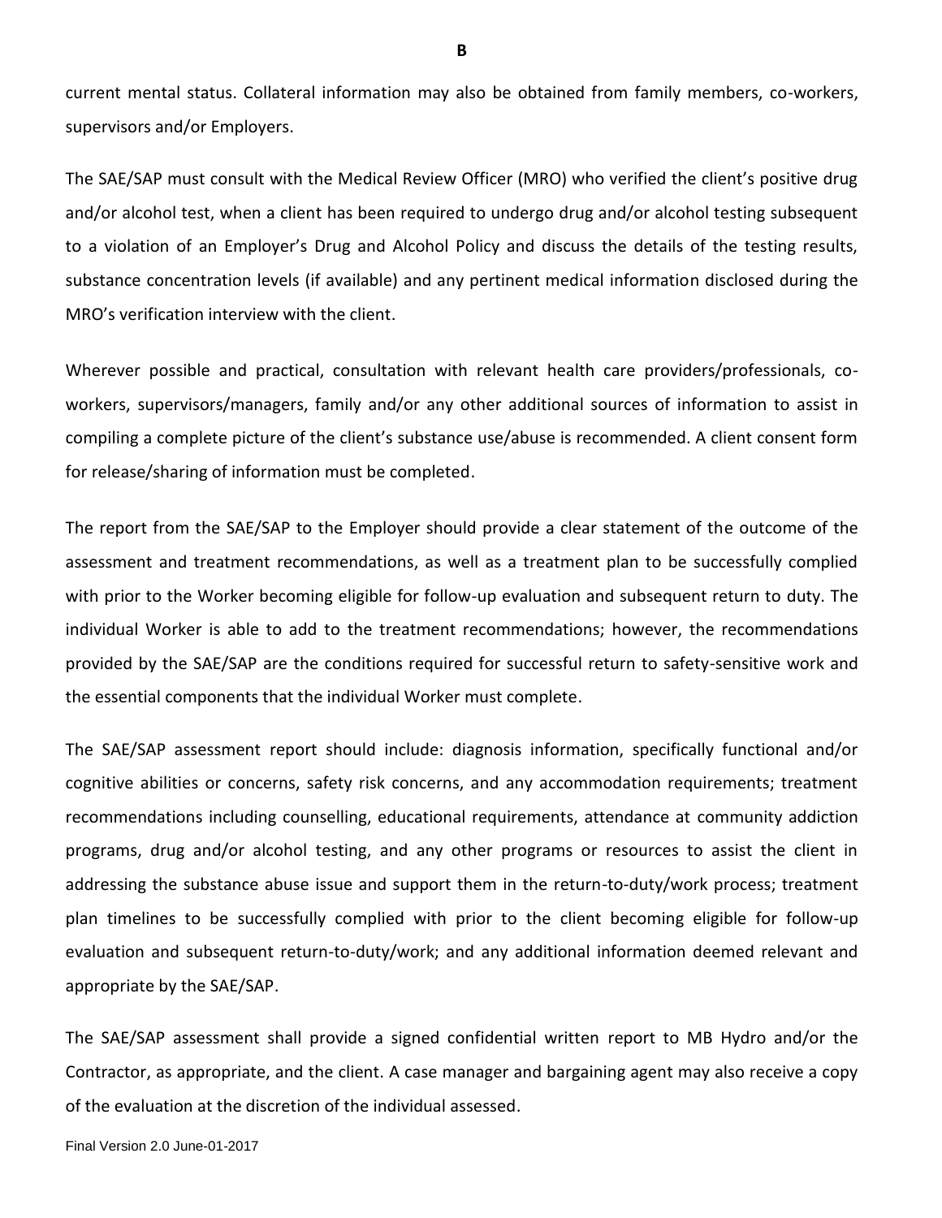current mental status. Collateral information may also be obtained from family members, co-workers, supervisors and/or Employers.

The SAE/SAP must consult with the Medical Review Officer (MRO) who verified the client's positive drug and/or alcohol test, when a client has been required to undergo drug and/or alcohol testing subsequent to a violation of an Employer's Drug and Alcohol Policy and discuss the details of the testing results, substance concentration levels (if available) and any pertinent medical information disclosed during the MRO's verification interview with the client.

Wherever possible and practical, consultation with relevant health care providers/professionals, co-workers, supervisors/managers, family and/or any other additional sources of information to assist in compiling a complete picture of the client's substance use/abuse is recommended. A client consent form for release/sharing of information must be completed.

The report from the SAE/SAP to the Employer should provide a clear statement of the outcome of the assessment and treatment recommendations, as well as a treatment plan to be successfully complied with prior to the Worker becoming eligible for follow-up evaluation and subsequent return to duty. The individual Worker is able to add to the treatment recommendations; however, the recommendations provided by the SAE/SAP are the conditions required for successful return to safety-sensitive work and the essential components that the individual Worker must complete.

The SAE/SAP assessment report should include: diagnosis information, specifically functional and/or cognitive abilities or concerns, safety risk concerns, and any accommodation requirements; treatment recommendations including counselling, educational requirements, attendance at community addiction programs, drug and/or alcohol testing, and any other programs or resources to assist the client in addressing the substance abuse issue and support them in the return-to-duty/work process; treatment plan timelines to be successfully complied with prior to the client becoming eligible for follow-up evaluation and subsequent return-to-duty/work; and any additional information deemed relevant and appropriate by the SAE/SAP.

The SAE/SAP assessment shall provide a signed confidential written report to MB Hydro and/or the Contractor, as appropriate, and the client. A case manager and bargaining agent may also receive a copy of the evaluation at the discretion of the individual assessed.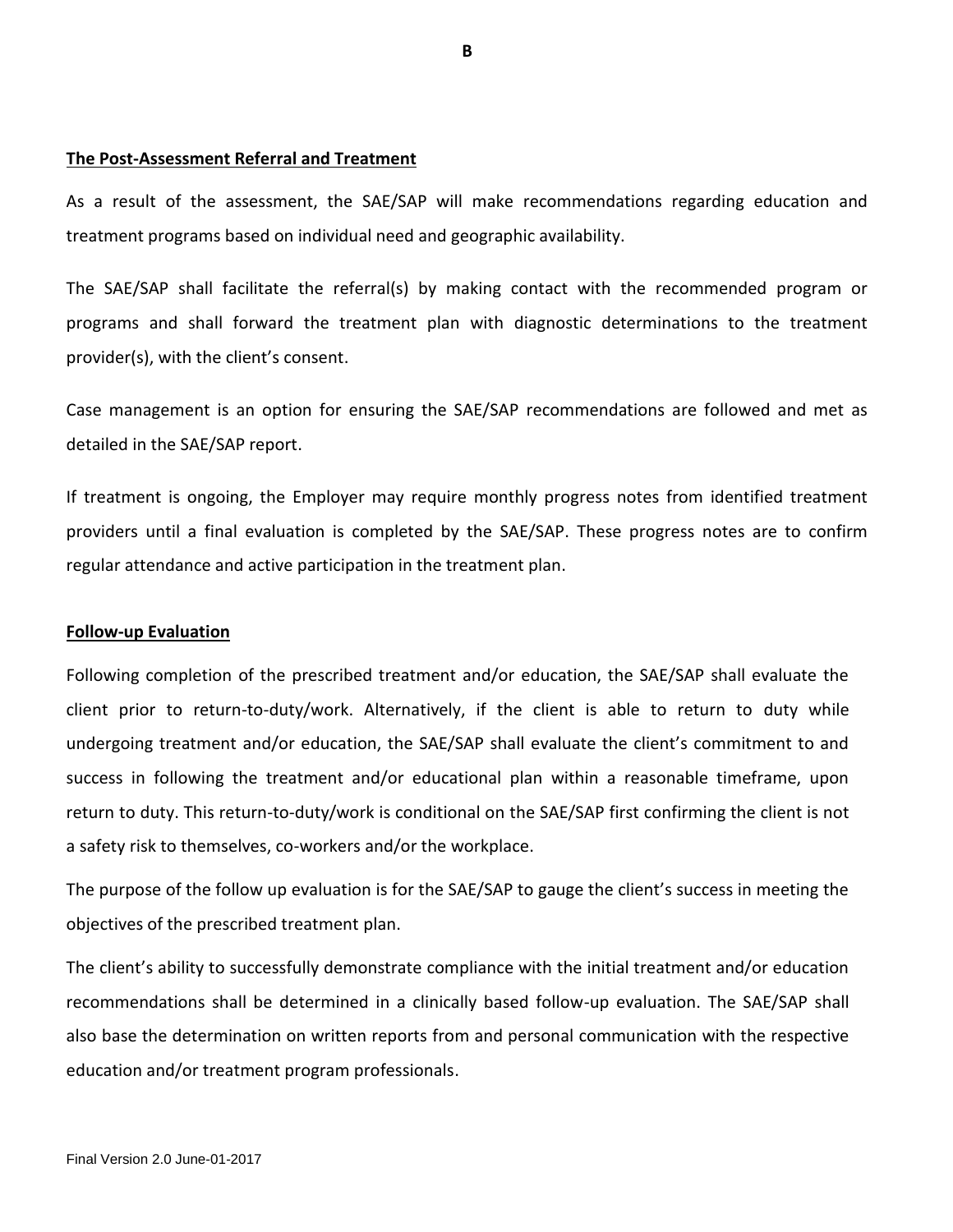## The Post-Assessment Referral and Treatment

As a result of the assessment, the SAE/SAP will make recommendations regarding education and treatment programs based on individual need and geographic availability.

The SAE/SAP shall facilitate the referral(s) by making contact with the recommended program or programs and shall forward the treatment plan with diagnostic determinations to the treatment provider(s), with the client's consent.

Case management is an option for ensuring the SAE/SAP recommendations are followed and met as detailed in the SAE/SAP report.

If treatment is ongoing, the Employer may require monthly progress notes from identified treatment providers until a final evaluation is completed by the SAE/SAP. These progress notes are to confirm regular attendance and active participation in the treatment plan.

## Follow-up Evaluation

Following completion of the prescribed treatment and/or education, the SAE/SAP shall evaluate the client prior to return-to-duty/work. Alternatively, if the client is able to return to duty while undergoing treatment and/or education, the SAE/SAP shall evaluate the client's commitment to and success in following the treatment and/or educational plan within a reasonable timeframe, upon return to duty. This return-to-duty/work is conditional on the SAE/SAP first confirming the client is not a safety risk to themselves, co-workers and/or the workplace.

The purpose of the follow up evaluation is for the SAE/SAP to gauge the client's success in meeting the objectives of the prescribed treatment plan.

The client's ability to successfully demonstrate compliance with the initial treatment and/or education recommendations shall be determined in a clinically based follow-up evaluation. The SAE/SAP shall also base the determination on written reports from and personal communication with the respective education and/or treatment program professionals.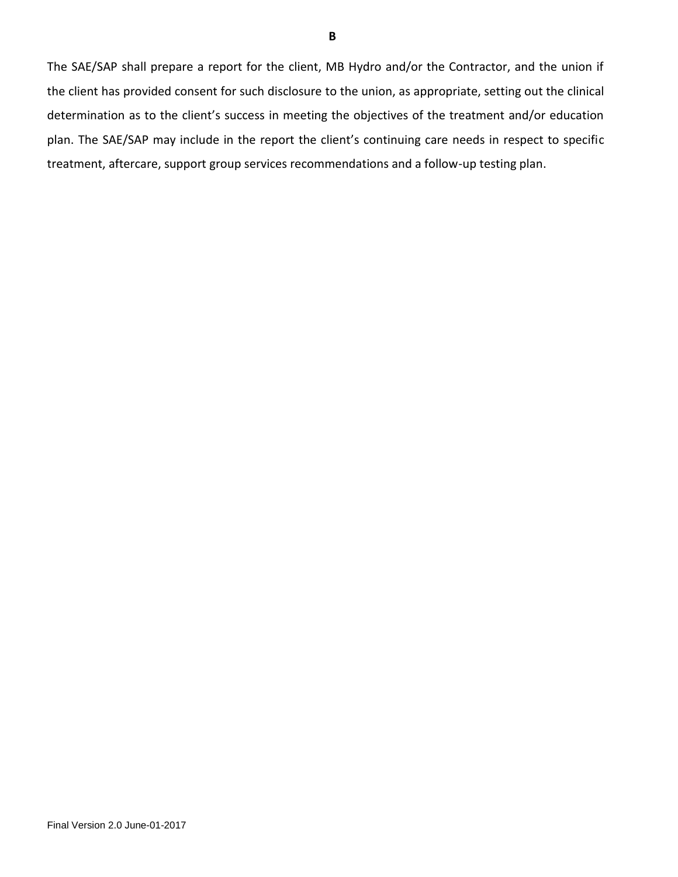The SAE/SAP shall prepare a report for the client, MB Hydro and/or the Contractor, and the union if the client has provided consent for such disclosure to the union, as appropriate, setting out the clinical determination as to the client's success in meeting the objectives of the treatment and/or education plan. The SAE/SAP may include in the report the client's continuing care needs in respect to specific treatment, aftercare, support group services recommendations and a follow-up testing plan.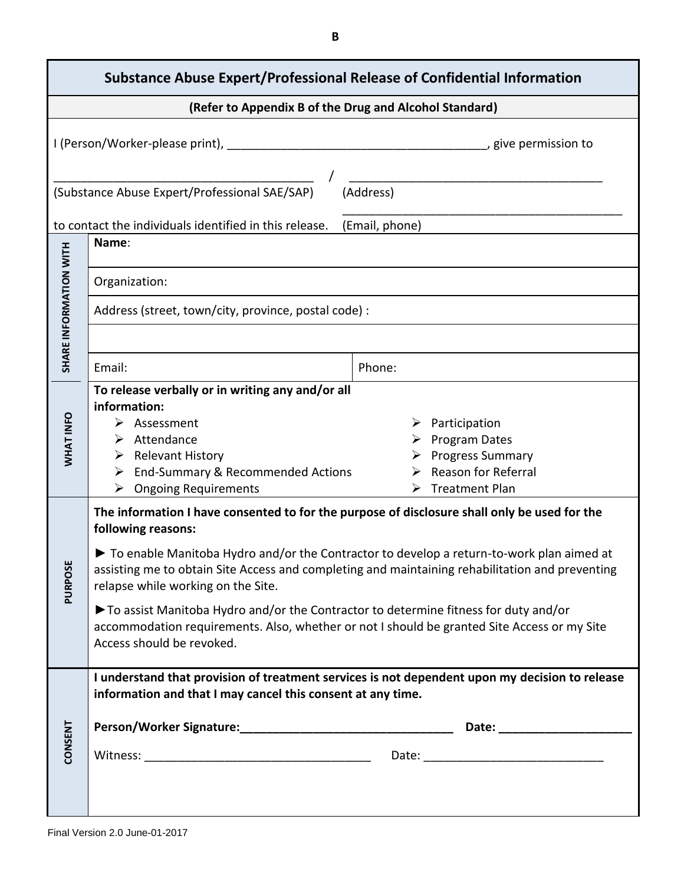**B**

# Substance Abuse Expert/Professional Release of Confidential Information

**(Refer to Appendix B of the Drug and Alcohol Standard)**

I (Person/Worker-please print), _______________________________________, give permission to

_______________________________________ / _______________________________________

(Substance Abuse Expert/Professional SAE/SAP) (Address)

_______________________________________

to contact the individuals identified in this release. (Email, phone)

## SHARE INFORMATION WITH

**Name**:

Organization:

Address (street, town/city, province, postal code) :

| Email: | Phone: |
|---|---|

## WHAT INFO

**To release verbally or in writing any and/or all information:**

- Assessment
- Attendance
- Relevant History
- End-Summary & Recommended Actions
- Ongoing Requirements
- Participation
- Program Dates
- Progress Summary
- Reason for Referral
- Treatment Plan

## PURPOSE

**The information I have consented to for the purpose of disclosure shall only be used for the following reasons:**

► To enable Manitoba Hydro and/or the Contractor to develop a return-to-work plan aimed at assisting me to obtain Site Access and completing and maintaining rehabilitation and preventing relapse while working on the Site.

►To assist Manitoba Hydro and/or the Contractor to determine fitness for duty and/or accommodation requirements. Also, whether or not I should be granted Site Access or my Site Access should be revoked.

## CONSENT

**I understand that provision of treatment services is not dependent upon my decision to release information and that I may cancel this consent at any time.**

**Person/Worker Signature:_________________________________ Date: ____________________**

Witness: ___________________________________ Date: ___________________________

Final Version 2.0 June-01-2017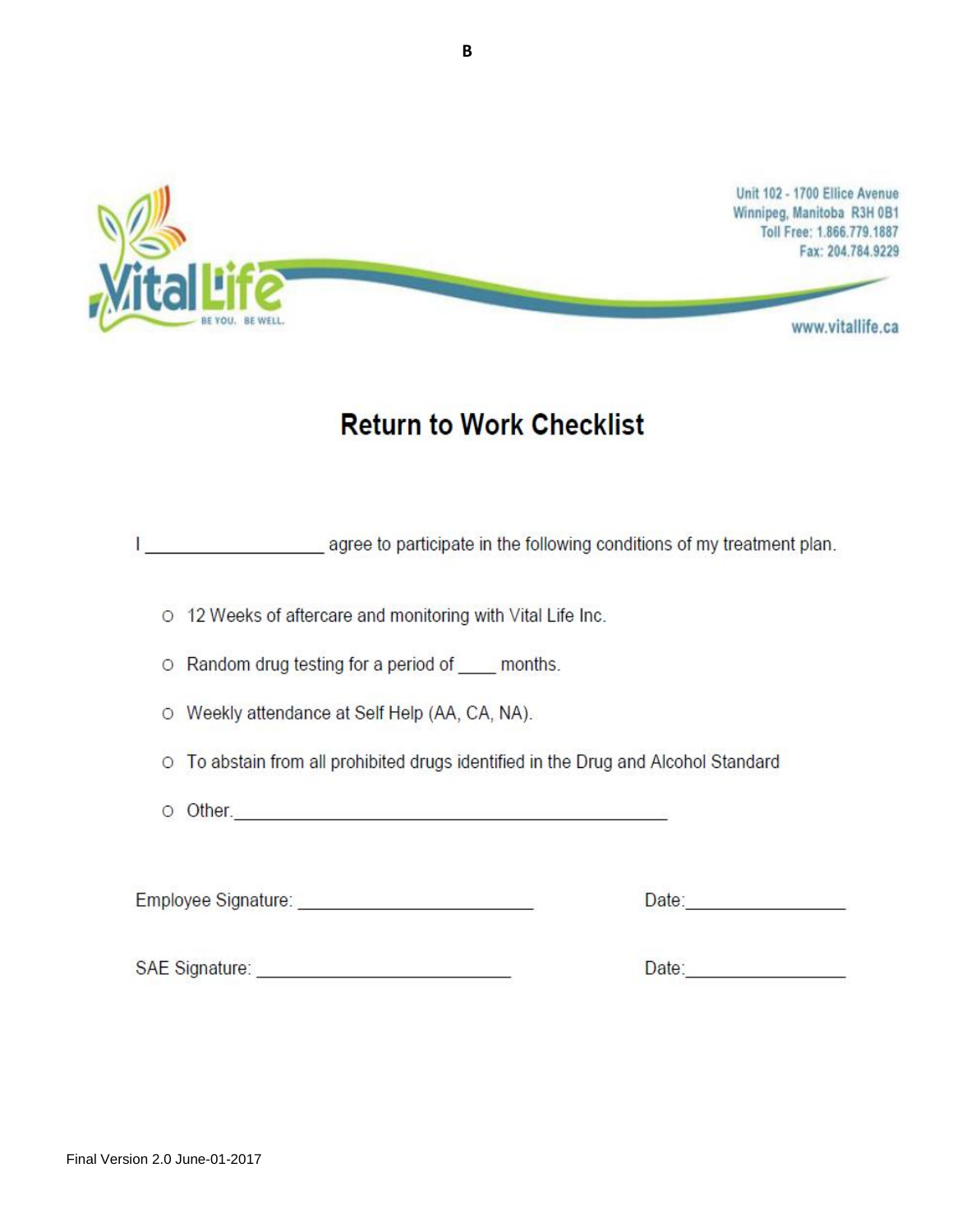B

Unit 102 - 1700 Ellice Avenue
Winnipeg, Manitoba R3H 0B1
Toll Free: 1.866.779.1887
Fax: 204.784.9229

www.vitallife.ca

# Return to Work Checklist

I __________________ agree to participate in the following conditions of my treatment plan.

- 12 Weeks of aftercare and monitoring with Vital Life Inc.
- Random drug testing for a period of ____ months.
- Weekly attendance at Self Help (AA, CA, NA).
- To abstain from all prohibited drugs identified in the Drug and Alcohol Standard
- Other.____________________________________________

Employee Signature: ________________________ Date:________________

SAE Signature: ___________________________ Date:________________

Final Version 2.0 June-01-2017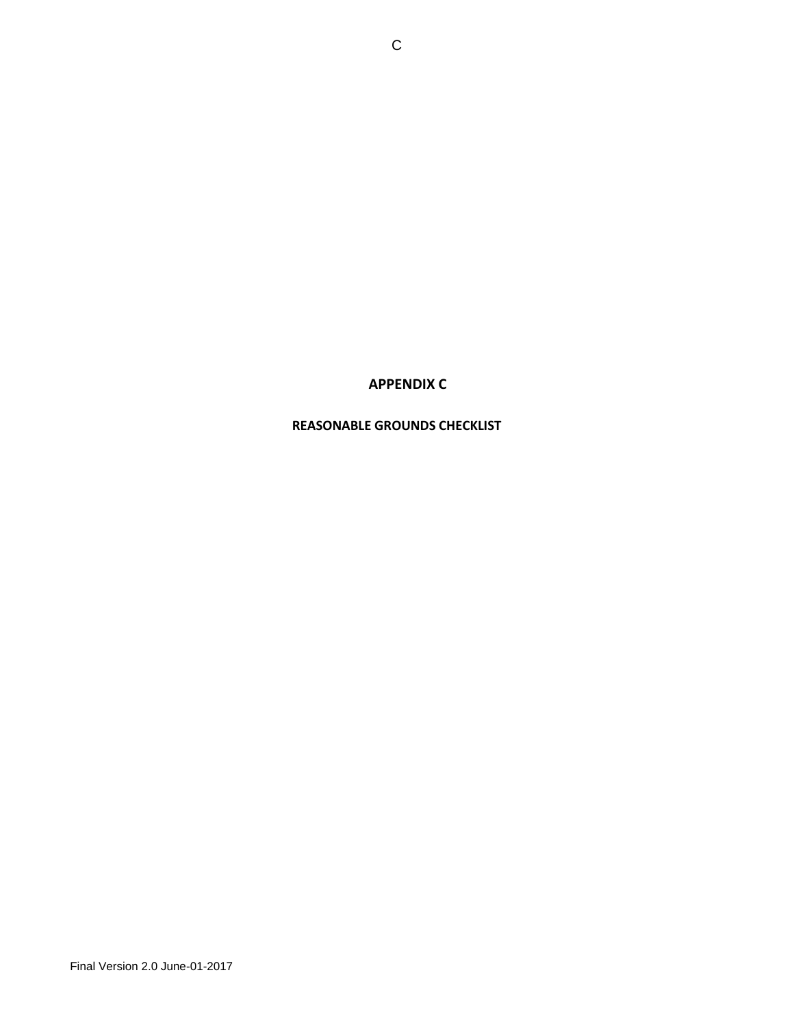# APPENDIX C

## REASONABLE GROUNDS CHECKLIST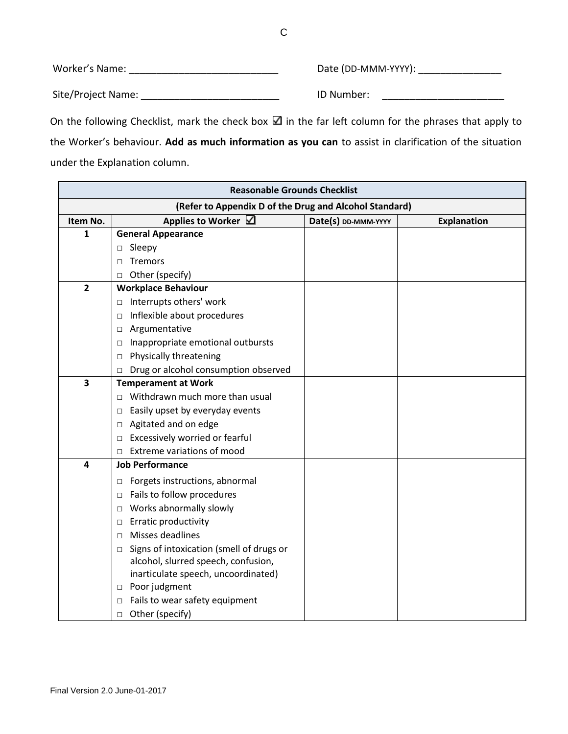C

Worker's Name: ___________________________ Date (DD-MMM-YYYY): _______________

Site/Project Name: _________________________ ID Number: ______________________

On the following Checklist, mark the check box ☑ in the far left column for the phrases that apply to the Worker's behaviour. **Add as much information as you can** to assist in clarification of the situation under the Explanation column.

| Reasonable Grounds Checklist | | | |
|---|---|---|---|
| (Refer to Appendix D of the Drug and Alcohol Standard) | | | |
| **Item No.** | **Applies to Worker ☑** | **Date(s) DD-MMM-YYYY** | **Explanation** |
| **1** | **General Appearance**<br>□ Sleepy<br>□ Tremors<br>□ Other (specify) | | |
| **2** | **Workplace Behaviour**<br>□ Interrupts others' work<br>□ Inflexible about procedures<br>□ Argumentative<br>□ Inappropriate emotional outbursts<br>□ Physically threatening<br>□ Drug or alcohol consumption observed | | |
| **3** | **Temperament at Work**<br>□ Withdrawn much more than usual<br>□ Easily upset by everyday events<br>□ Agitated and on edge<br>□ Excessively worried or fearful<br>□ Extreme variations of mood | | |
| **4** | **Job Performance**<br>□ Forgets instructions, abnormal<br>□ Fails to follow procedures<br>□ Works abnormally slowly<br>□ Erratic productivity<br>□ Misses deadlines<br>□ Signs of intoxication (smell of drugs or alcohol, slurred speech, confusion, inarticulate speech, uncoordinated)<br>□ Poor judgment<br>□ Fails to wear safety equipment<br>□ Other (specify) | | |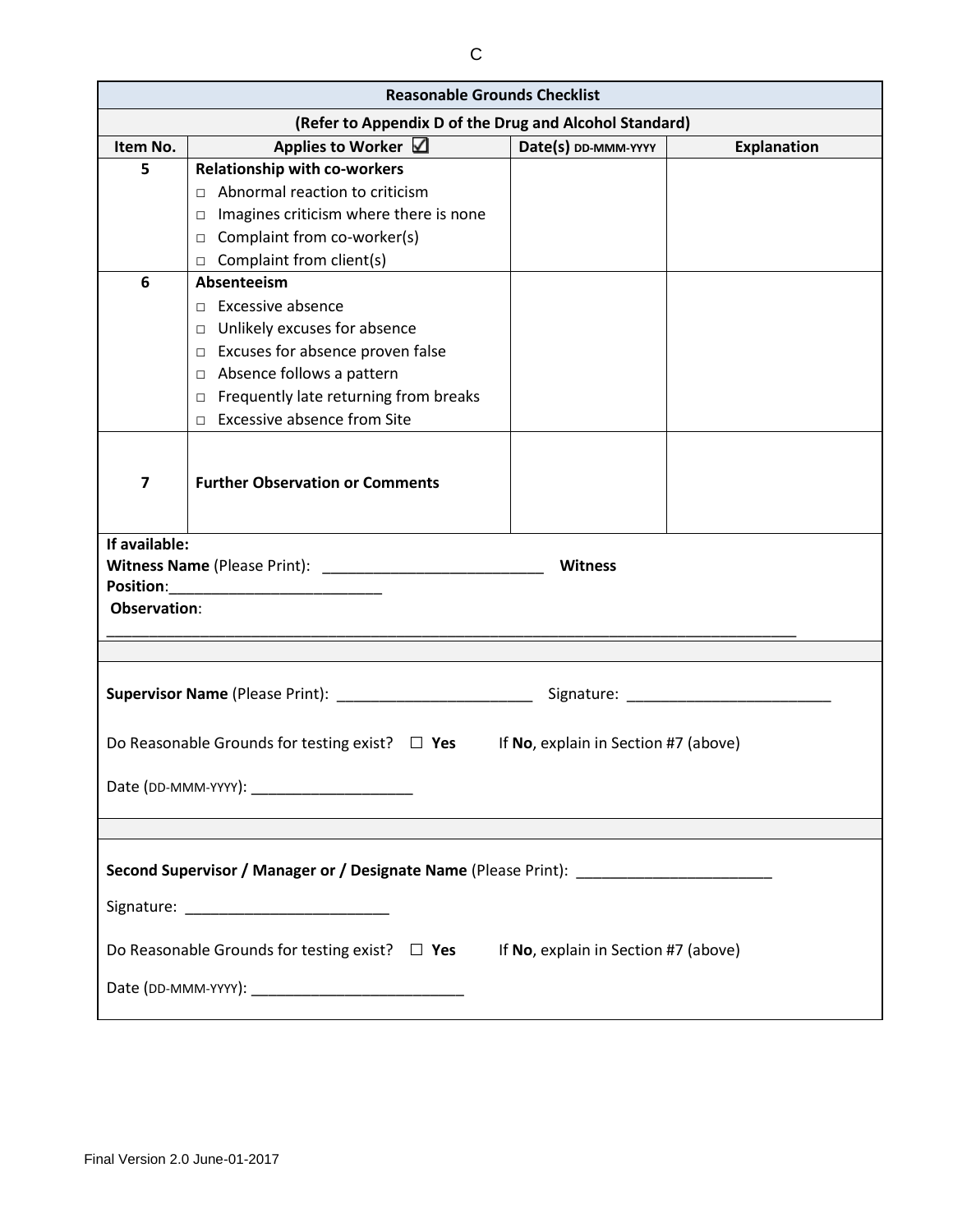C

| Reasonable Grounds Checklist | | | |
|---|---|---|---|
| **(Refer to Appendix D of the Drug and Alcohol Standard)** | | | |
| **Item No.** | **Applies to Worker ☑** | **Date(s) DD-MMM-YYYY** | **Explanation** |
| **5** | **Relationship with co-workers**<br>□ Abnormal reaction to criticism<br>□ Imagines criticism where there is none<br>□ Complaint from co-worker(s)<br>□ Complaint from client(s) | | |
| **6** | **Absenteeism**<br>□ Excessive absence<br>□ Unlikely excuses for absence<br>□ Excuses for absence proven false<br>□ Absence follows a pattern<br>□ Frequently late returning from breaks<br>□ Excessive absence from Site | | |
| **7** | **Further Observation or Comments** | | |

**If available:**
**Witness Name** (Please Print): __________________________ **Witness Position**:_________________________
**Observation**:
_____________________________________________________________________________________

**Supervisor Name** (Please Print): _______________________ Signature: ________________________

Do Reasonable Grounds for testing exist? ☐ **Yes** If **No**, explain in Section #7 (above)

Date (DD-MMM-YYYY): ___________________

**Second Supervisor / Manager or / Designate Name** (Please Print): _______________________

Signature: ________________________

Do Reasonable Grounds for testing exist? ☐ **Yes** If **No**, explain in Section #7 (above)

Date (DD-MMM-YYYY): ________________________

Final Version 2.0 June-01-2017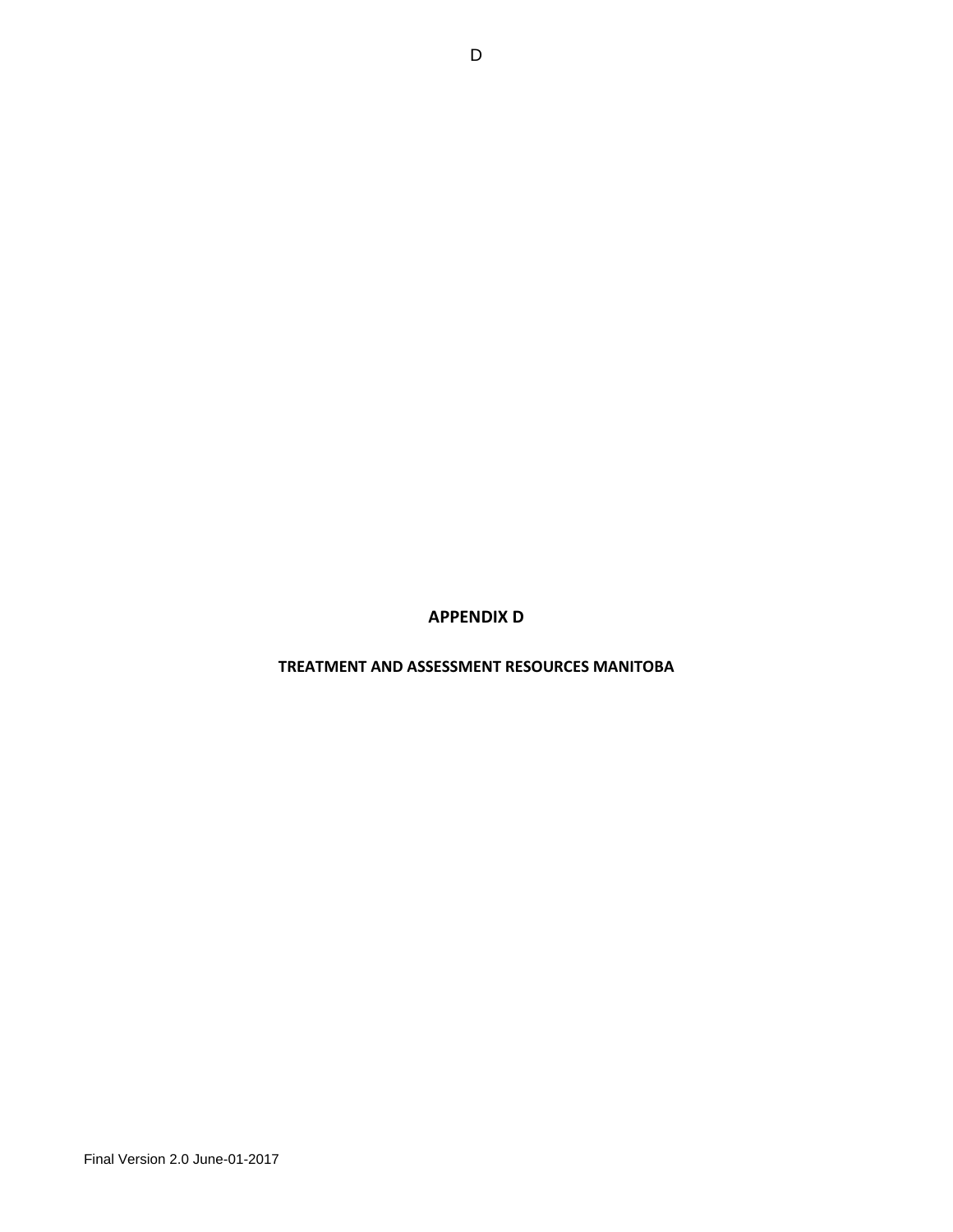# APPENDIX D

## TREATMENT AND ASSESSMENT RESOURCES MANITOBA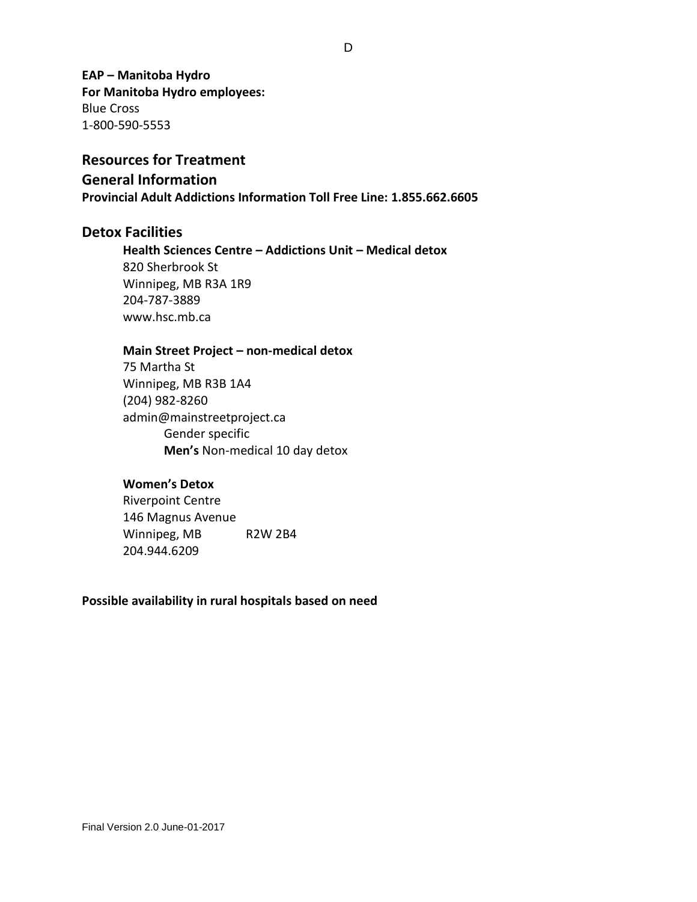**EAP – Manitoba Hydro**
**For Manitoba Hydro employees:**
Blue Cross
1-800-590-5553

## Resources for Treatment

## General Information

**Provincial Adult Addictions Information Toll Free Line: 1.855.662.6605**

## Detox Facilities

**Health Sciences Centre – Addictions Unit – Medical detox**
820 Sherbrook St
Winnipeg, MB R3A 1R9
204-787-3889
www.hsc.mb.ca

**Main Street Project – non-medical detox**
75 Martha St
Winnipeg, MB R3B 1A4
(204) 982-8260
admin@mainstreetproject.ca
Gender specific
**Men's** Non-medical 10 day detox

**Women's Detox**
Riverpoint Centre
146 Magnus Avenue
Winnipeg, MB R2W 2B4
204.944.6209

**Possible availability in rural hospitals based on need**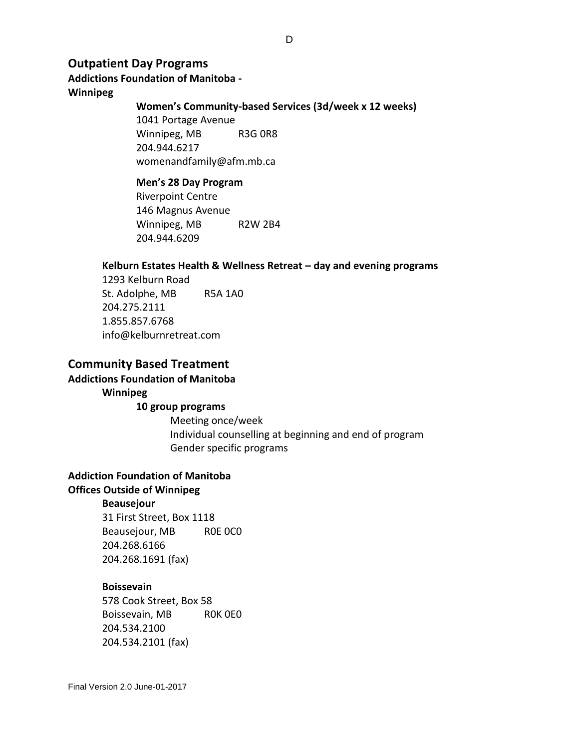## Outpatient Day Programs

**Addictions Foundation of Manitoba - Winnipeg**

**Women's Community-based Services (3d/week x 12 weeks)**
1041 Portage Avenue
Winnipeg, MB R3G 0R8
204.944.6217
womenandfamily@afm.mb.ca

**Men's 28 Day Program**
Riverpoint Centre
146 Magnus Avenue
Winnipeg, MB R2W 2B4
204.944.6209

**Kelburn Estates Health & Wellness Retreat – day and evening programs**
1293 Kelburn Road
St. Adolphe, MB R5A 1A0
204.275.2111
1.855.857.6768
info@kelburnretreat.com

## Community Based Treatment

**Addictions Foundation of Manitoba**

**Winnipeg**

**10 group programs**
- Meeting once/week
- Individual counselling at beginning and end of program
- Gender specific programs

**Addiction Foundation of Manitoba**
**Offices Outside of Winnipeg**

**Beausejour**
31 First Street, Box 1118
Beausejour, MB R0E 0C0
204.268.6166
204.268.1691 (fax)

**Boissevain**
578 Cook Street, Box 58
Boissevain, MB R0K 0E0
204.534.2100
204.534.2101 (fax)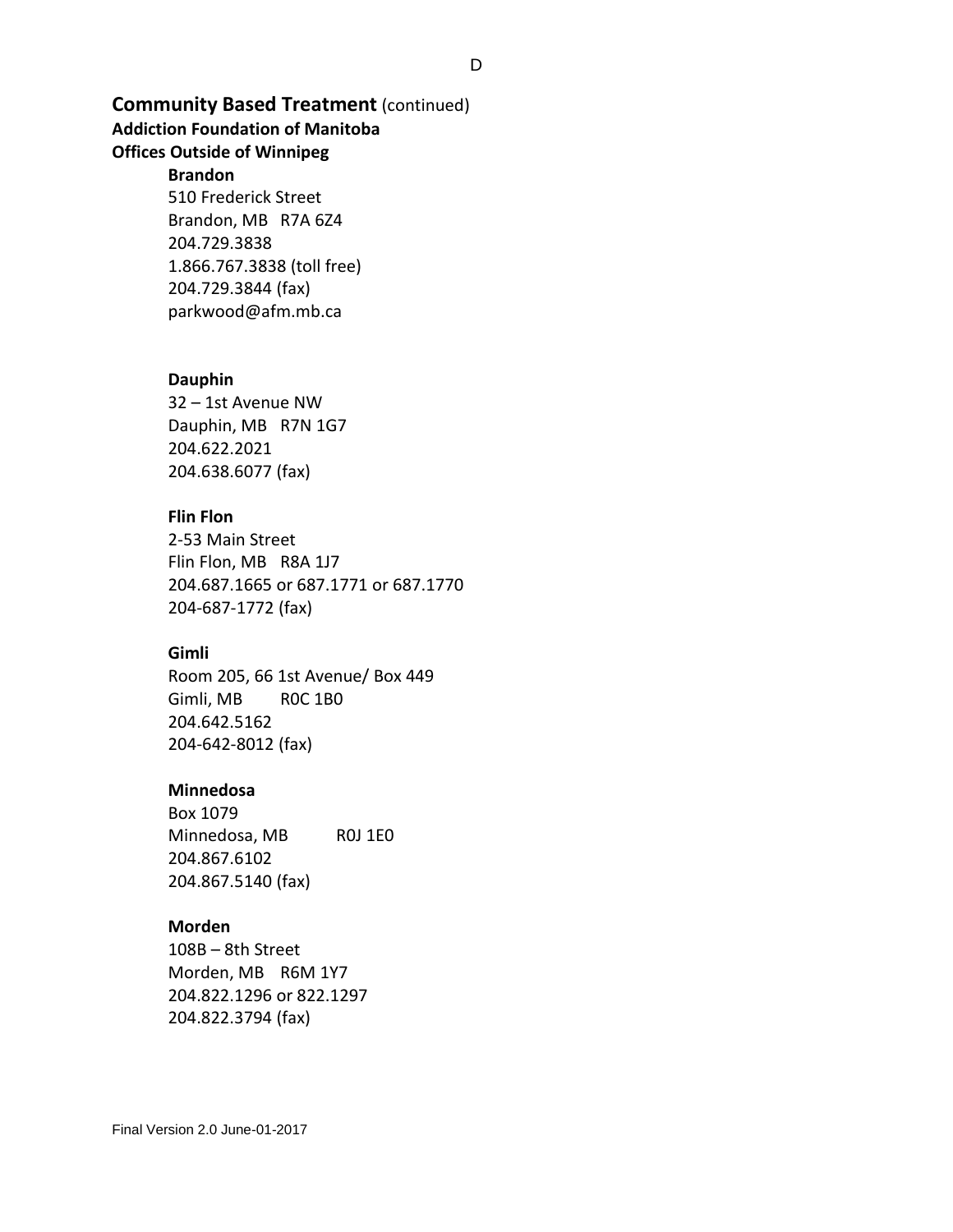## Community Based Treatment (continued)

### Addiction Foundation of Manitoba

### Offices Outside of Winnipeg

**Brandon**
510 Frederick Street
Brandon, MB R7A 6Z4
204.729.3838
1.866.767.3838 (toll free)
204.729.3844 (fax)
parkwood@afm.mb.ca

**Dauphin**
32 – 1st Avenue NW
Dauphin, MB R7N 1G7
204.622.2021
204.638.6077 (fax)

**Flin Flon**
2-53 Main Street
Flin Flon, MB R8A 1J7
204.687.1665 or 687.1771 or 687.1770
204-687-1772 (fax)

**Gimli**
Room 205, 66 1st Avenue/ Box 449
Gimli, MB R0C 1B0
204.642.5162
204-642-8012 (fax)

**Minnedosa**
Box 1079
Minnedosa, MB R0J 1E0
204.867.6102
204.867.5140 (fax)

**Morden**
108B – 8th Street
Morden, MB R6M 1Y7
204.822.1296 or 822.1297
204.822.3794 (fax)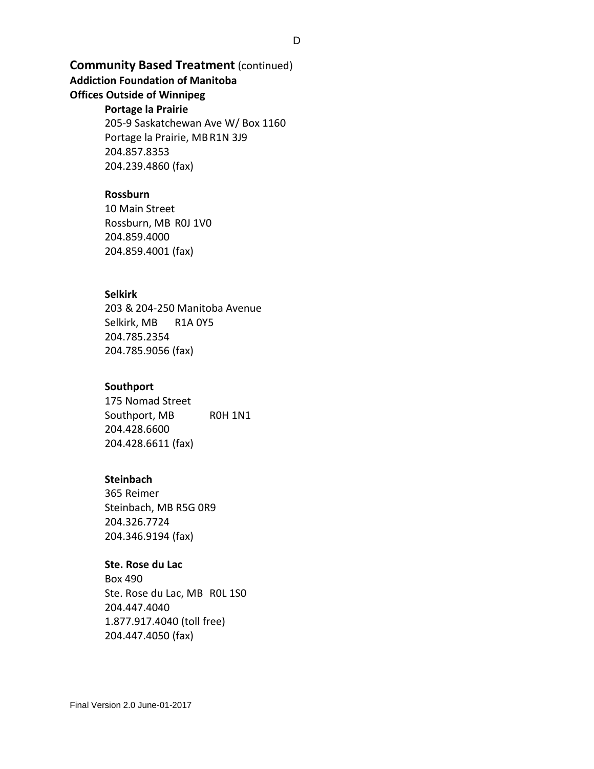## Community Based Treatment (continued)

### Addiction Foundation of Manitoba

### Offices Outside of Winnipeg

**Portage la Prairie**
205-9 Saskatchewan Ave W/ Box 1160
Portage la Prairie, MB R1N 3J9
204.857.8353
204.239.4860 (fax)

**Rossburn**
10 Main Street
Rossburn, MB R0J 1V0
204.859.4000
204.859.4001 (fax)

**Selkirk**
203 & 204-250 Manitoba Avenue
Selkirk, MB R1A 0Y5
204.785.2354
204.785.9056 (fax)

**Southport**
175 Nomad Street
Southport, MB R0H 1N1
204.428.6600
204.428.6611 (fax)

**Steinbach**
365 Reimer
Steinbach, MB R5G 0R9
204.326.7724
204.346.9194 (fax)

**Ste. Rose du Lac**
Box 490
Ste. Rose du Lac, MB R0L 1S0
204.447.4040
1.877.917.4040 (toll free)
204.447.4050 (fax)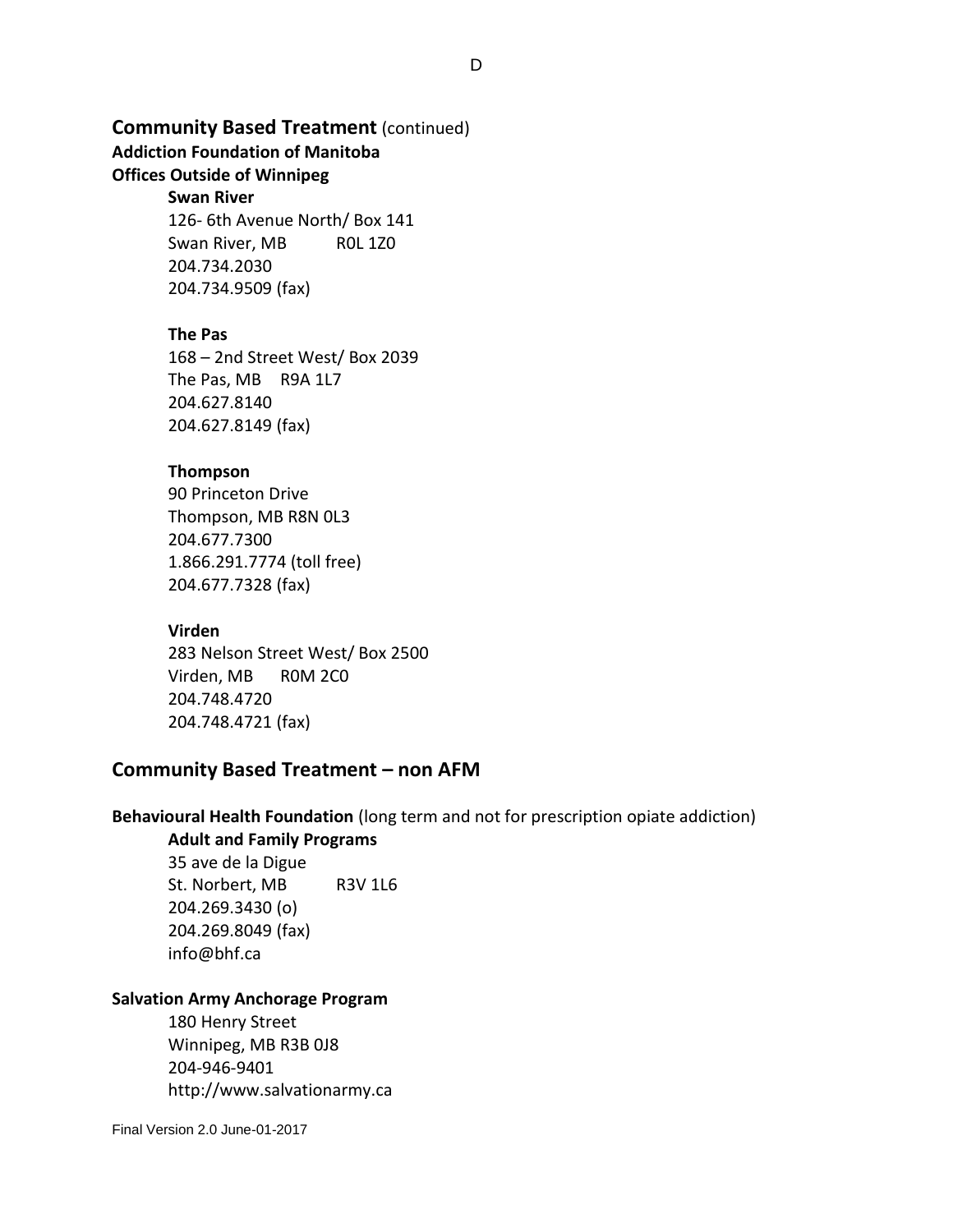## Community Based Treatment (continued)

**Addiction Foundation of Manitoba**
**Offices Outside of Winnipeg**

**Swan River**
126- 6th Avenue North/ Box 141
Swan River, MB R0L 1Z0
204.734.2030
204.734.9509 (fax)

**The Pas**
168 – 2nd Street West/ Box 2039
The Pas, MB R9A 1L7
204.627.8140
204.627.8149 (fax)

**Thompson**
90 Princeton Drive
Thompson, MB R8N 0L3
204.677.7300
1.866.291.7774 (toll free)
204.677.7328 (fax)

**Virden**
283 Nelson Street West/ Box 2500
Virden, MB R0M 2C0
204.748.4720
204.748.4721 (fax)

## Community Based Treatment – non AFM

**Behavioural Health Foundation** (long term and not for prescription opiate addiction)

**Adult and Family Programs**
35 ave de la Digue
St. Norbert, MB R3V 1L6
204.269.3430 (o)
204.269.8049 (fax)
info@bhf.ca

**Salvation Army Anchorage Program**
180 Henry Street
Winnipeg, MB R3B 0J8
204-946-9401
http://www.salvationarmy.ca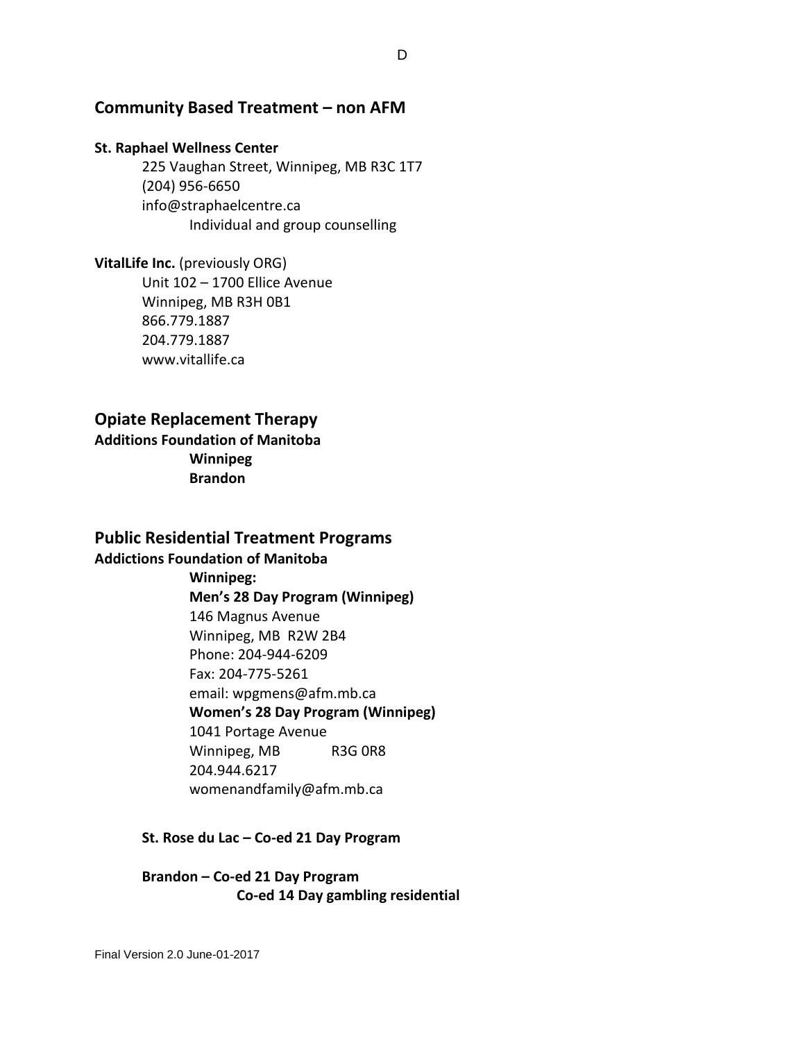## Community Based Treatment – non AFM

**St. Raphael Wellness Center**

225 Vaughan Street, Winnipeg, MB R3C 1T7
(204) 956-6650
info@straphaelcentre.ca
Individual and group counselling

**VitalLife Inc.** (previously ORG)

Unit 102 – 1700 Ellice Avenue
Winnipeg, MB R3H 0B1
866.779.1887
204.779.1887
www.vitallife.ca

## Opiate Replacement Therapy

**Additions Foundation of Manitoba**

**Winnipeg**
**Brandon**

## Public Residential Treatment Programs

**Addictions Foundation of Manitoba**

**Winnipeg:**

**Men's 28 Day Program (Winnipeg)**
146 Magnus Avenue
Winnipeg, MB R2W 2B4
Phone: 204-944-6209
Fax: 204-775-5261
email: wpgmens@afm.mb.ca

**Women's 28 Day Program (Winnipeg)**
1041 Portage Avenue
Winnipeg, MB R3G 0R8
204.944.6217
womenandfamily@afm.mb.ca

**St. Rose du Lac – Co-ed 21 Day Program**

**Brandon – Co-ed 21 Day Program**
**Co-ed 14 Day gambling residential**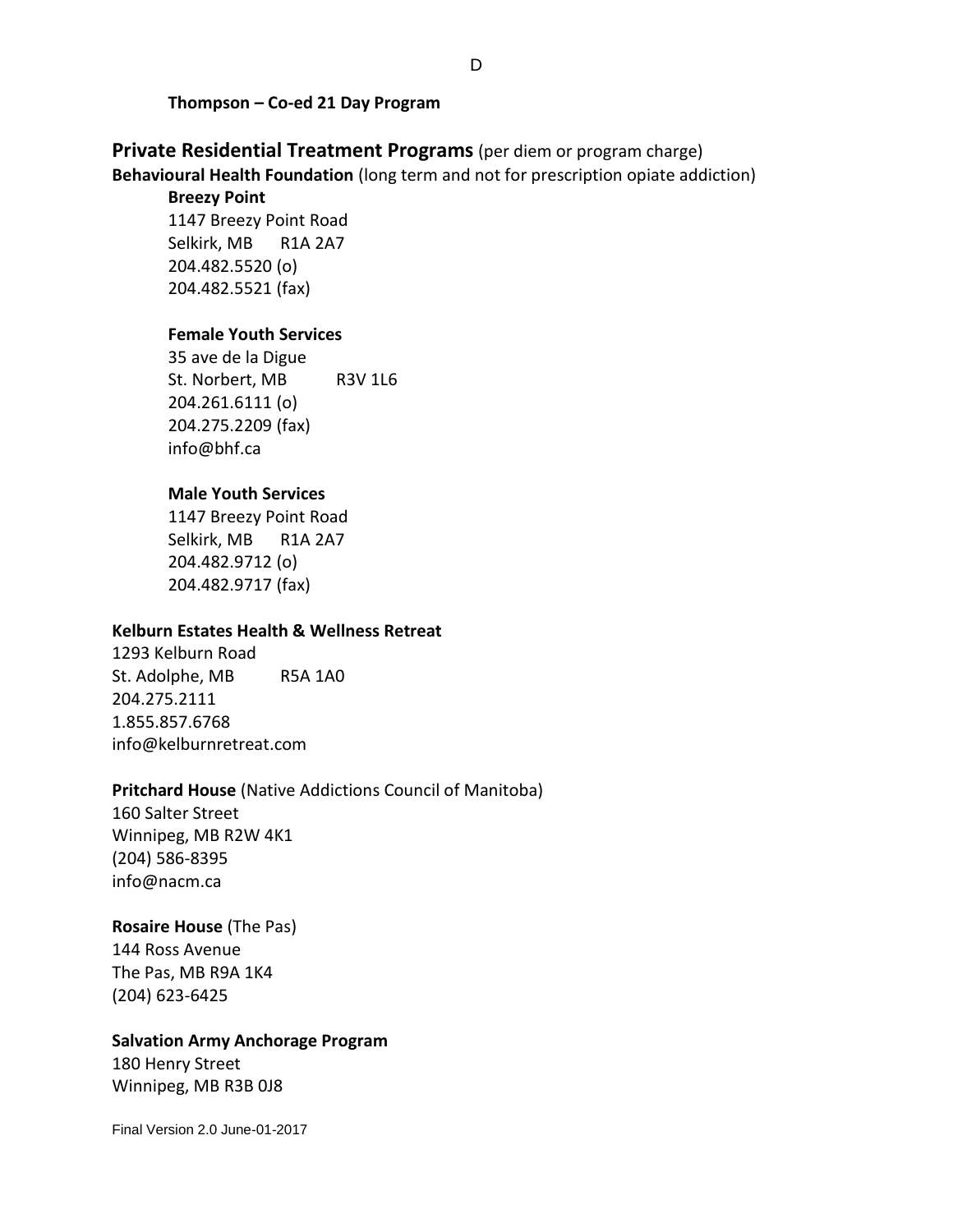**Thompson – Co-ed 21 Day Program**

## Private Residential Treatment Programs (per diem or program charge)

**Behavioural Health Foundation** (long term and not for prescription opiate addiction)

**Breezy Point**
1147 Breezy Point Road
Selkirk, MB R1A 2A7
204.482.5520 (o)
204.482.5521 (fax)

**Female Youth Services**
35 ave de la Digue
St. Norbert, MB R3V 1L6
204.261.6111 (o)
204.275.2209 (fax)
info@bhf.ca

**Male Youth Services**
1147 Breezy Point Road
Selkirk, MB R1A 2A7
204.482.9712 (o)
204.482.9717 (fax)

**Kelburn Estates Health & Wellness Retreat**
1293 Kelburn Road
St. Adolphe, MB R5A 1A0
204.275.2111
1.855.857.6768
info@kelburnretreat.com

**Pritchard House** (Native Addictions Council of Manitoba)
160 Salter Street
Winnipeg, MB R2W 4K1
(204) 586-8395
info@nacm.ca

**Rosaire House** (The Pas)
144 Ross Avenue
The Pas, MB R9A 1K4
(204) 623-6425

**Salvation Army Anchorage Program**
180 Henry Street
Winnipeg, MB R3B 0J8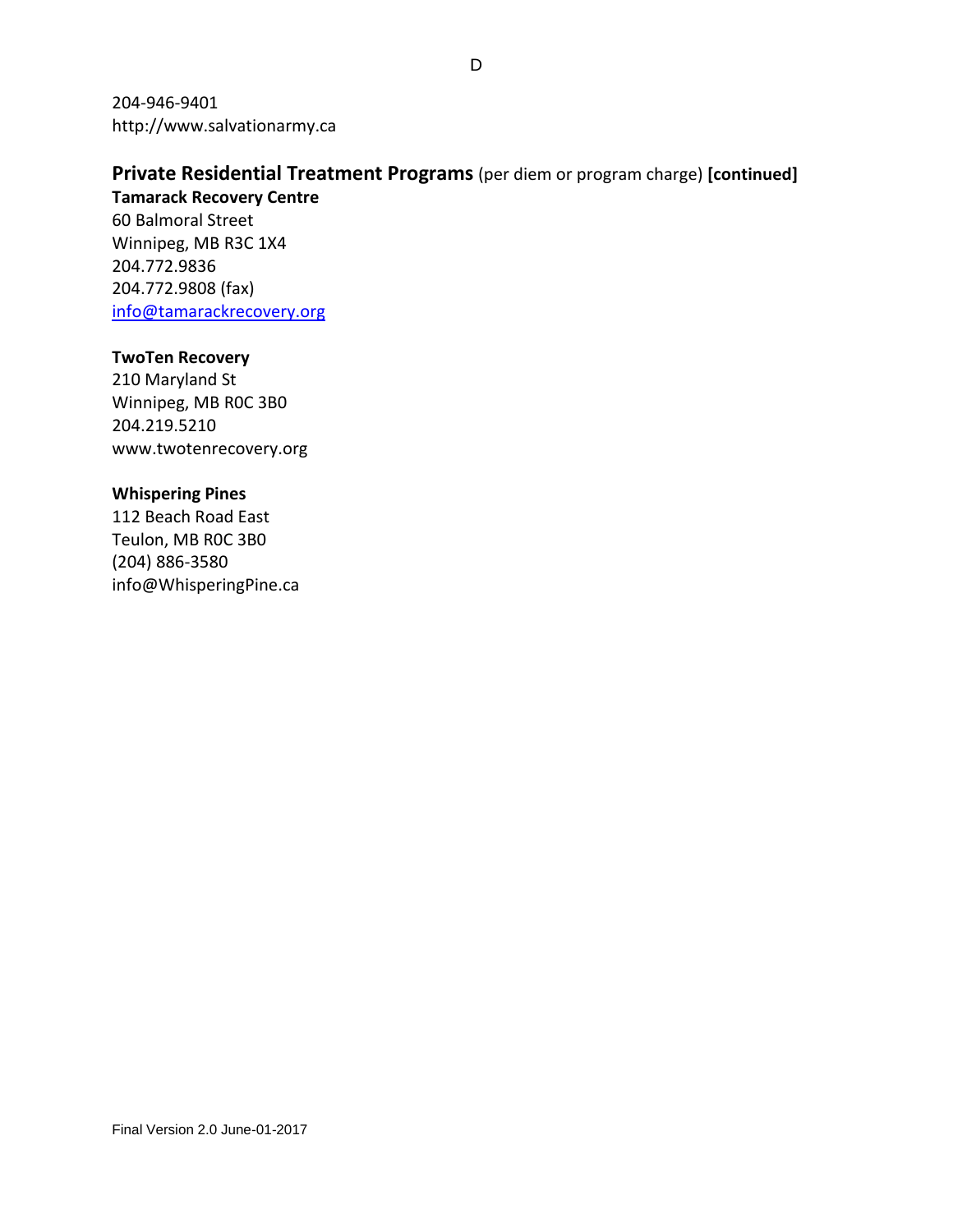204-946-9401
http://www.salvationarmy.ca

## Private Residential Treatment Programs (per diem or program charge) **[continued]**

**Tamarack Recovery Centre**
60 Balmoral Street
Winnipeg, MB R3C 1X4
204.772.9836
204.772.9808 (fax)
info@tamarackrecovery.org

**TwoTen Recovery**
210 Maryland St
Winnipeg, MB R0C 3B0
204.219.5210
www.twotenrecovery.org

**Whispering Pines**
112 Beach Road East
Teulon, MB R0C 3B0
(204) 886-3580
info@WhisperingPine.ca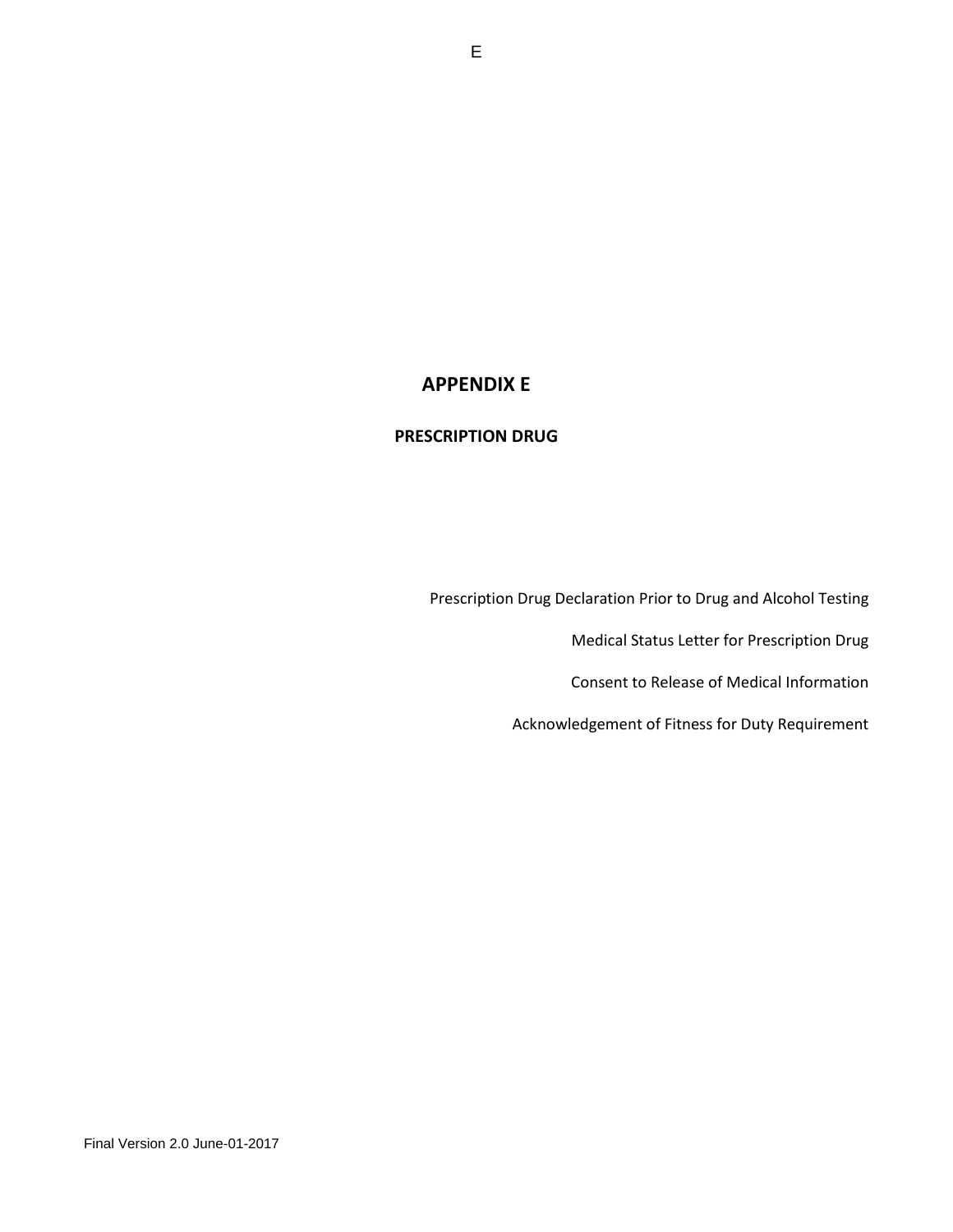# APPENDIX E

## PRESCRIPTION DRUG

Prescription Drug Declaration Prior to Drug and Alcohol Testing

Medical Status Letter for Prescription Drug

Consent to Release of Medical Information

Acknowledgement of Fitness for Duty Requirement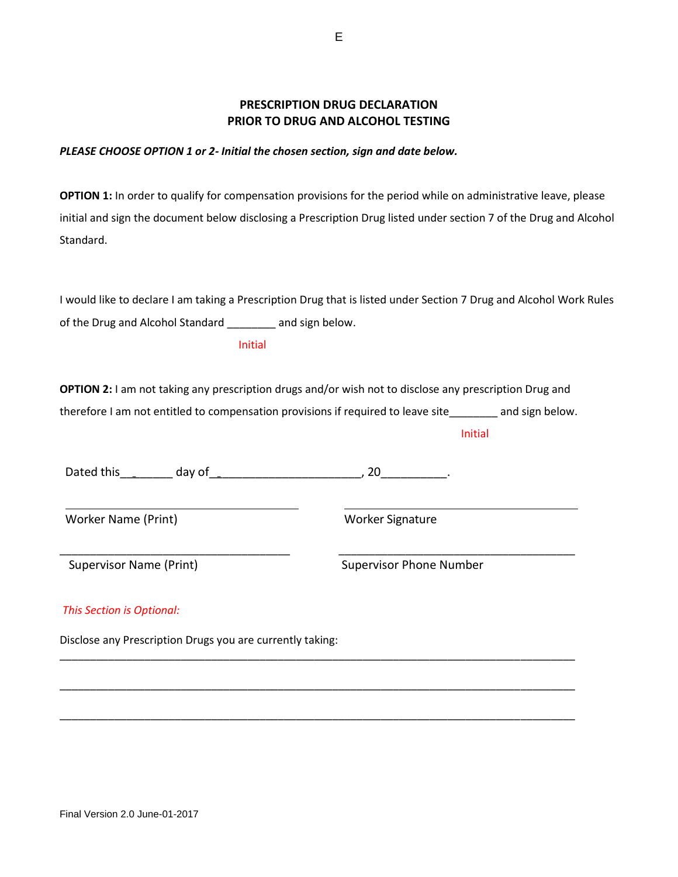E

## PRESCRIPTION DRUG DECLARATION
## PRIOR TO DRUG AND ALCOHOL TESTING

***PLEASE CHOOSE OPTION 1 or 2- Initial the chosen section, sign and date below.***

**OPTION 1:** In order to qualify for compensation provisions for the period while on administrative leave, please initial and sign the document below disclosing a Prescription Drug listed under section 7 of the Drug and Alcohol Standard.

I would like to declare I am taking a Prescription Drug that is listed under Section 7 Drug and Alcohol Work Rules of the Drug and Alcohol Standard ________ and sign below.

Initial

**OPTION 2:** I am not taking any prescription drugs and/or wish not to disclose any prescription Drug and therefore I am not entitled to compensation provisions if required to leave site________ and sign below.

Initial

Dated this__ ______ day of_______________________, 20__________.

______________________________ ______________________________
Worker Name (Print) Worker Signature

______________________________ ______________________________
Supervisor Name (Print) Supervisor Phone Number

*This Section is Optional:*

Disclose any Prescription Drugs you are currently taking:

_______________________________________________________________________________

_______________________________________________________________________________

_______________________________________________________________________________

Final Version 2.0 June-01-2017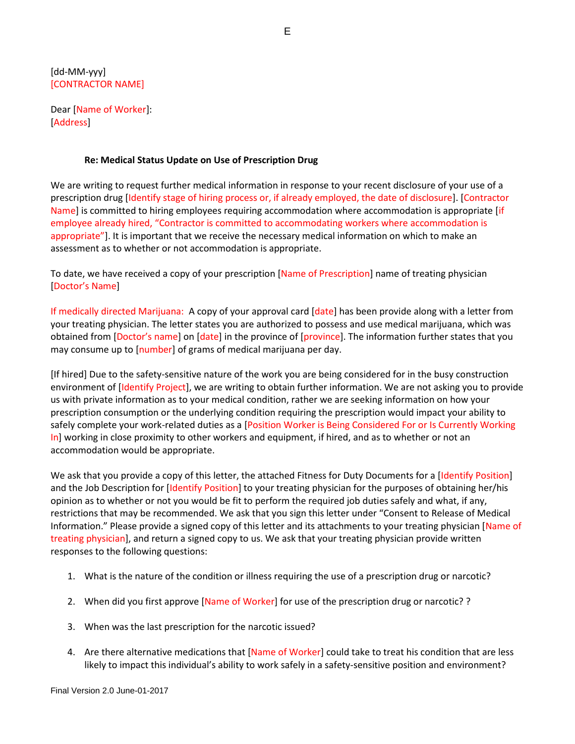E

[dd-MM-yyy]
[CONTRACTOR NAME]

Dear [Name of Worker]:
[Address]

**Re: Medical Status Update on Use of Prescription Drug**

We are writing to request further medical information in response to your recent disclosure of your use of a prescription drug [Identify stage of hiring process or, if already employed, the date of disclosure]. [Contractor Name] is committed to hiring employees requiring accommodation where accommodation is appropriate [if employee already hired, "Contractor is committed to accommodating workers where accommodation is appropriate"]. It is important that we receive the necessary medical information on which to make an assessment as to whether or not accommodation is appropriate.

To date, we have received a copy of your prescription [Name of Prescription] name of treating physician [Doctor's Name]

If medically directed Marijuana: A copy of your approval card [date] has been provide along with a letter from your treating physician. The letter states you are authorized to possess and use medical marijuana, which was obtained from [Doctor's name] on [date] in the province of [province]. The information further states that you may consume up to [number] of grams of medical marijuana per day.

[If hired] Due to the safety-sensitive nature of the work you are being considered for in the busy construction environment of [Identify Project], we are writing to obtain further information. We are not asking you to provide us with private information as to your medical condition, rather we are seeking information on how your prescription consumption or the underlying condition requiring the prescription would impact your ability to safely complete your work-related duties as a [Position Worker is Being Considered For or Is Currently Working In] working in close proximity to other workers and equipment, if hired, and as to whether or not an accommodation would be appropriate.

We ask that you provide a copy of this letter, the attached Fitness for Duty Documents for a [Identify Position] and the Job Description for [Identify Position] to your treating physician for the purposes of obtaining her/his opinion as to whether or not you would be fit to perform the required job duties safely and what, if any, restrictions that may be recommended. We ask that you sign this letter under "Consent to Release of Medical Information." Please provide a signed copy of this letter and its attachments to your treating physician [Name of treating physician], and return a signed copy to us. We ask that your treating physician provide written responses to the following questions:

1. What is the nature of the condition or illness requiring the use of a prescription drug or narcotic?
2. When did you first approve [Name of Worker] for use of the prescription drug or narcotic? ?
3. When was the last prescription for the narcotic issued?
4. Are there alternative medications that [Name of Worker] could take to treat his condition that are less likely to impact this individual's ability to work safely in a safety-sensitive position and environment?

Final Version 2.0 June-01-2017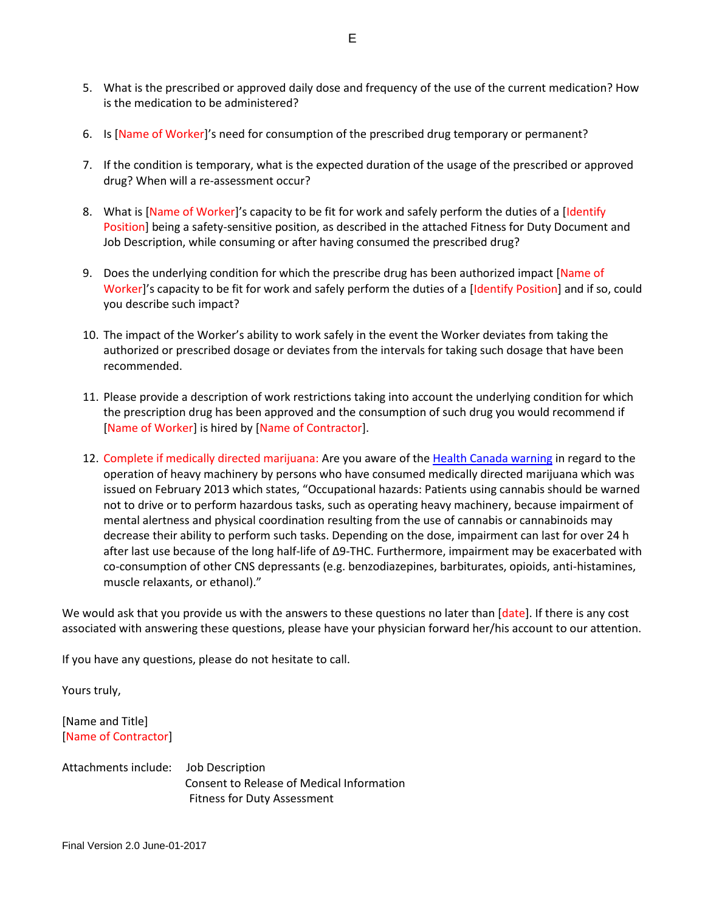5. What is the prescribed or approved daily dose and frequency of the use of the current medication? How is the medication to be administered?

6. Is [Name of Worker]'s need for consumption of the prescribed drug temporary or permanent?

7. If the condition is temporary, what is the expected duration of the usage of the prescribed or approved drug? When will a re-assessment occur?

8. What is [Name of Worker]'s capacity to be fit for work and safely perform the duties of a [Identify Position] being a safety-sensitive position, as described in the attached Fitness for Duty Document and Job Description, while consuming or after having consumed the prescribed drug?

9. Does the underlying condition for which the prescribe drug has been authorized impact [Name of Worker]'s capacity to be fit for work and safely perform the duties of a [Identify Position] and if so, could you describe such impact?

10. The impact of the Worker's ability to work safely in the event the Worker deviates from taking the authorized or prescribed dosage or deviates from the intervals for taking such dosage that have been recommended.

11. Please provide a description of work restrictions taking into account the underlying condition for which the prescription drug has been approved and the consumption of such drug you would recommend if [Name of Worker] is hired by [Name of Contractor].

12. Complete if medically directed marijuana: Are you aware of the Health Canada warning in regard to the operation of heavy machinery by persons who have consumed medically directed marijuana which was issued on February 2013 which states, "Occupational hazards: Patients using cannabis should be warned not to drive or to perform hazardous tasks, such as operating heavy machinery, because impairment of mental alertness and physical coordination resulting from the use of cannabis or cannabinoids may decrease their ability to perform such tasks. Depending on the dose, impairment can last for over 24 h after last use because of the long half-life of Δ9-THC. Furthermore, impairment may be exacerbated with co-consumption of other CNS depressants (e.g. benzodiazepines, barbiturates, opioids, anti-histamines, muscle relaxants, or ethanol)."

We would ask that you provide us with the answers to these questions no later than [date]. If there is any cost associated with answering these questions, please have your physician forward her/his account to our attention.

If you have any questions, please do not hesitate to call.

Yours truly,

[Name and Title]
[Name of Contractor]

Attachments include: Job Description
Consent to Release of Medical Information
Fitness for Duty Assessment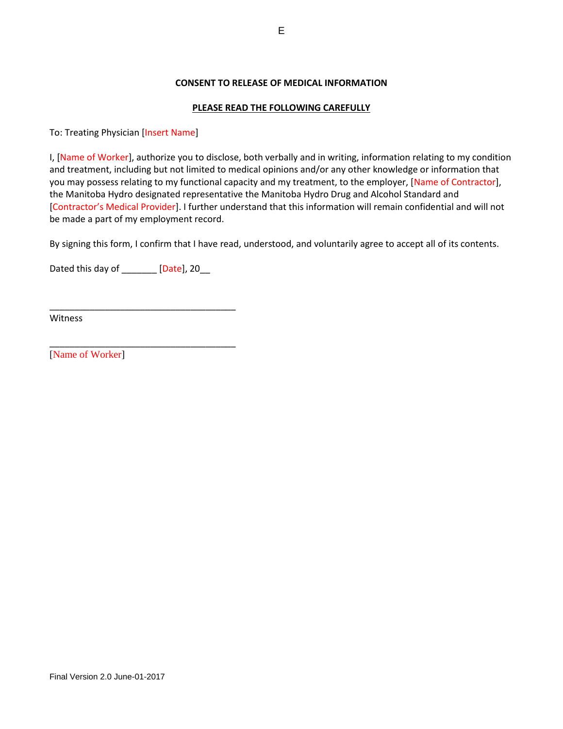E

**CONSENT TO RELEASE OF MEDICAL INFORMATION**

**PLEASE READ THE FOLLOWING CAREFULLY**

To: Treating Physician [Insert Name]

I, [Name of Worker], authorize you to disclose, both verbally and in writing, information relating to my condition and treatment, including but not limited to medical opinions and/or any other knowledge or information that you may possess relating to my functional capacity and my treatment, to the employer, [Name of Contractor], the Manitoba Hydro designated representative the Manitoba Hydro Drug and Alcohol Standard and [Contractor's Medical Provider]. I further understand that this information will remain confidential and will not be made a part of my employment record.

By signing this form, I confirm that I have read, understood, and voluntarily agree to accept all of its contents.

Dated this day of _______ [Date], 20__

____________________________________
Witness

____________________________________
[Name of Worker]

Final Version 2.0 June-01-2017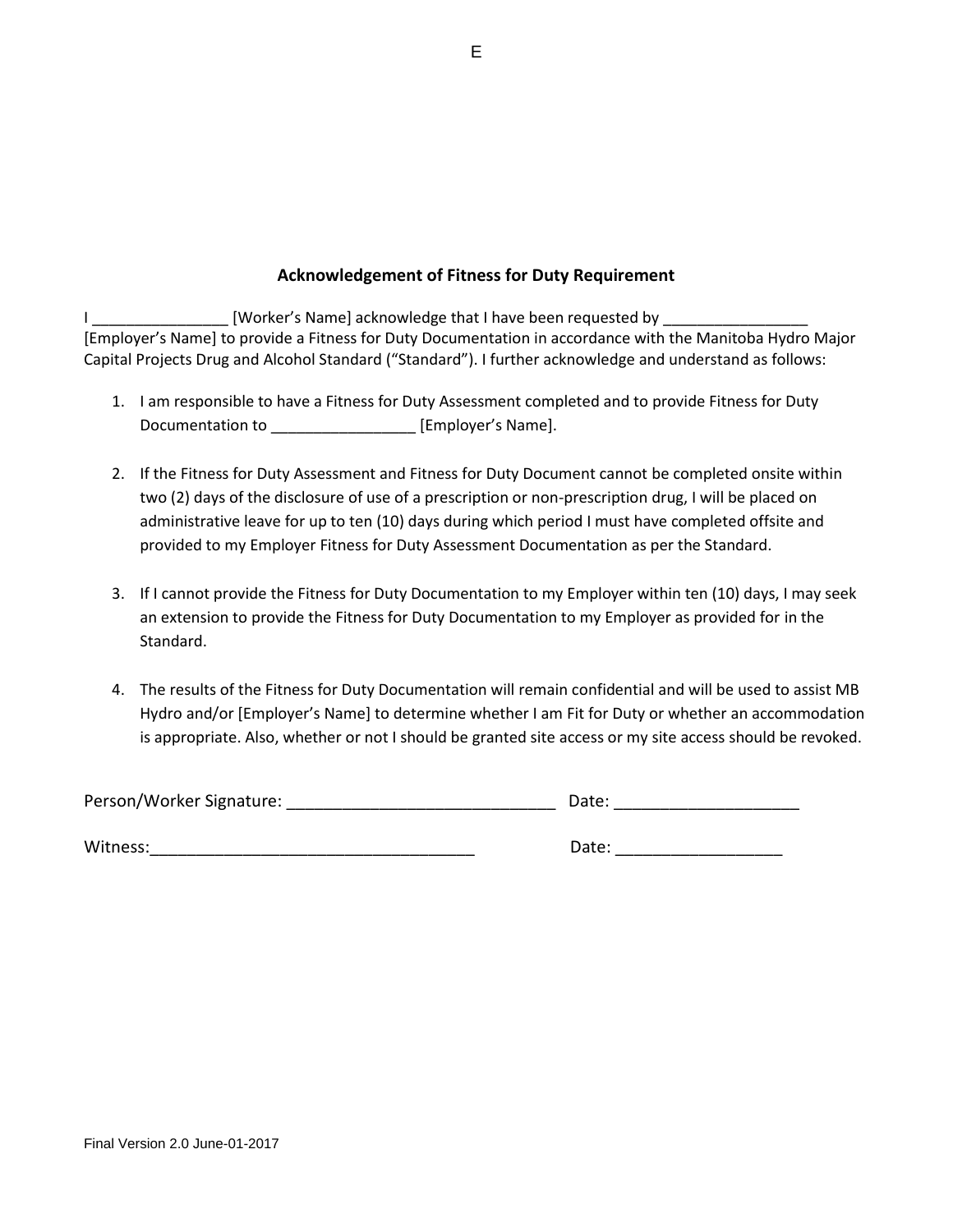E

### Acknowledgement of Fitness for Duty Requirement

I ________________ [Worker's Name] acknowledge that I have been requested by _________________ [Employer's Name] to provide a Fitness for Duty Documentation in accordance with the Manitoba Hydro Major Capital Projects Drug and Alcohol Standard ("Standard"). I further acknowledge and understand as follows:

1. I am responsible to have a Fitness for Duty Assessment completed and to provide Fitness for Duty Documentation to _________________ [Employer's Name].

2. If the Fitness for Duty Assessment and Fitness for Duty Document cannot be completed onsite within two (2) days of the disclosure of use of a prescription or non-prescription drug, I will be placed on administrative leave for up to ten (10) days during which period I must have completed offsite and provided to my Employer Fitness for Duty Assessment Documentation as per the Standard.

3. If I cannot provide the Fitness for Duty Documentation to my Employer within ten (10) days, I may seek an extension to provide the Fitness for Duty Documentation to my Employer as provided for in the Standard.

4. The results of the Fitness for Duty Documentation will remain confidential and will be used to assist MB Hydro and/or [Employer's Name] to determine whether I am Fit for Duty or whether an accommodation is appropriate. Also, whether or not I should be granted site access or my site access should be revoked.

Person/Worker Signature: _____________________________ Date: ____________________

Witness:___________________________________ Date: __________________

Final Version 2.0 June-01-2017